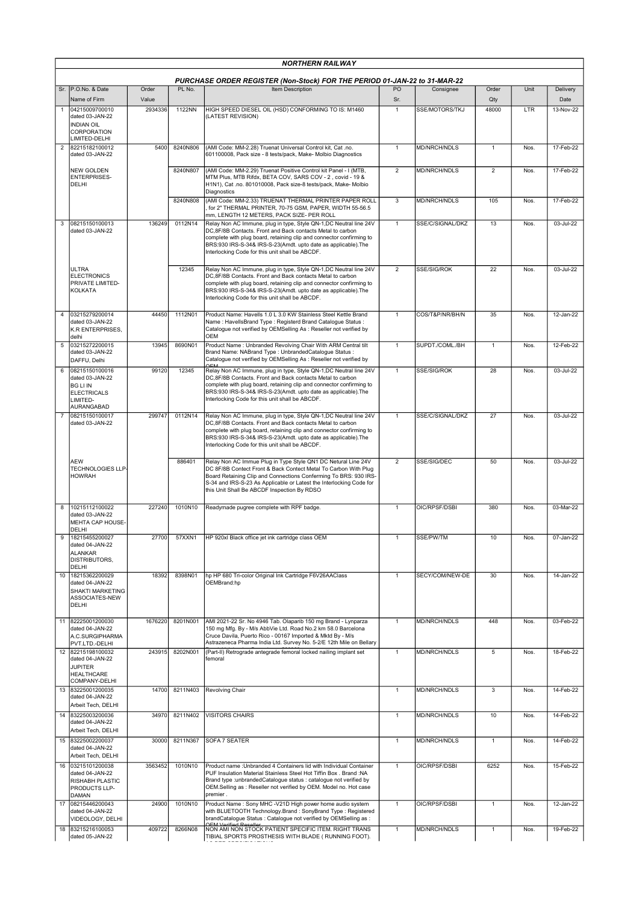# NORTHERN RAILWAY

## PURCHASE ORDER REGISTER (Non-Stock) FOR THE PERIOD 01-JAN-22 to 31-MAR-22

| Sr. | P.O.No. & Date Name of Firm | Order Value | PL No. | Item Description | PO Sr. | Consignee | Order Qty | Unit | Delivery Date |
|---|---|---|---|---|---|---|---|---|---|
| 1 | 04215009700010 dated 03-JAN-22 INDIAN OIL CORPORATION LIMITED-DELHI | 2934336 | 1122NN | HIGH SPEED DIESEL OIL (HSD) CONFORMING TO IS: M1460 (LATEST REVISION) | 1 | SSE/MOTORS/TKJ | 48000 | LTR | 13-Nov-22 |
| 2 | 82215182100012 dated 03-JAN-22 NEW GOLDEN ENTERPRISES-DELHI | 5400 | 8240N806 | (AMI Code: MM-2.28) Truenat Universal Control kit, Cat .no. 601100008, Pack size - 8 tests/pack, Make- Molbio Diagnostics | 1 | MD/NRCH/NDLS | 1 | Nos. | 17-Feb-22 |
| | | | 8240N807 | (AMI Code: MM-2.29) Truenat Positive Control kit Panel - I (MTB, MTM Plus, MTB Rifdx, BETA COV, SARS COV - 2 , covid - 19 & H1N1), Cat .no. 801010008, Pack size-8 tests/pack, Make- Molbio Diagnostics | 2 | MD/NRCH/NDLS | 2 | Nos. | 17-Feb-22 |
| | | | 8240N808 | (AMI Code: MM-2.33) TRUENAT THERMAL PRINTER PAPER ROLL , for 2" THERMAL PRINTER, 70-75 GSM, PAPER, WIDTH 55-56.5 mm, LENGTH 12 METERS, PACK SIZE- PER ROLL | 3 | MD/NRCH/NDLS | 105 | Nos. | 17-Feb-22 |
| 3 | 08215150100013 dated 03-JAN-22 ULTRA ELECTRONICS PRIVATE LIMITED-KOLKATA | 136249 | 0112N14 | Relay Non AC Immune, plug in type, Style QN-1,DC Neutral line 24V DC,8F/8B Contacts. Front and Back contacts Metal to carbon complete with plug board, retaining clip and connector confirming to BRS:930 IRS-S-34& IRS-S-23(Amdt. upto date as applicable).The Interlocking Code for this unit shall be ABCDF. | 1 | SSE/C/SIGNAL/DKZ | 13 | Nos. | 03-Jul-22 |
| | | | 12345 | Relay Non AC Immune, plug in type, Style QN-1,DC Neutral line 24V DC,8F/8B Contacts. Front and Back contacts Metal to carbon complete with plug board, retaining clip and connector confirming to BRS:930 IRS-S-34& IRS-S-23(Amdt. upto date as applicable).The Interlocking Code for this unit shall be ABCDF. | 2 | SSE/SIG/ROK | 22 | Nos. | 03-Jul-22 |
| 4 | 03215279200014 dated 03-JAN-22 K.R ENTERPRISES, delhi | 44450 | 1112N01 | Product Name: Havells 1.0 L 3.0 KW Stainless Steel Kettle Brand Name : HavellsBrand Type : Registerd Brand Catalogue Status : Catalogue not verified by OEMSelling As : Reseller not verified by OEM | 1 | COS/T&P/NR/BH/N | 35 | Nos. | 12-Jan-22 |
| 5 | 03215272200015 dated 03-JAN-22 DAFFU, Delhi | 13945 | 8690N01 | Product Name : Unbranded Revolving Chair With ARM Central tilt Brand Name: NABrand Type : UnbrandedCatalogue Status : Catalogue not verified by OEMSelling As : Reseller not verified by OEM | 1 | SUPDT./COML./BH | 1 | Nos. | 12-Feb-22 |
| 6 | 08215150100016 dated 03-JAN-22 BG LI IN ELECTRICALS LIMITED-AURANGABAD | 99120 | 12345 | Relay Non AC Immune, plug in type, Style QN-1,DC Neutral line 24V DC,8F/8B Contacts. Front and Back contacts Metal to carbon complete with plug board, retaining clip and connector confirming to BRS:930 IRS-S-34& IRS-S-23(Amdt. upto date as applicable).The Interlocking Code for this unit shall be ABCDF. | 1 | SSE/SIG/ROK | 28 | Nos. | 03-Jul-22 |
| 7 | 08215150100017 dated 03-JAN-22 AEW TECHNOLOGIES LLP-HOWRAH | 299747 | 0112N14 | Relay Non AC Immune, plug in type, Style QN-1,DC Neutral line 24V DC,8F/8B Contacts. Front and Back contacts Metal to carbon complete with plug board, retaining clip and connector confirming to BRS:930 IRS-S-34& IRS-S-23(Amdt. upto date as applicable).The Interlocking Code for this unit shall be ABCDF. | 1 | SSE/C/SIGNAL/DKZ | 27 | Nos. | 03-Jul-22 |
| | | | 886401 | Relay Non AC Immue Plug in Type Style QN1 DC Netural Line 24V DC 8F/8B Contect Front & Back Contect Metal To Carbon With Plug Board Retaining Clip and Connections Conferming To BRS: 930 IRS-S-34 and IRS-S-23 As Applicable or Latest the Interlocking Code for this Unit Shall Be ABCDF Inspection By RDSO | 2 | SSE/SIG/DEC | 50 | Nos. | 03-Jul-22 |
| 8 | 10215112100022 dated 03-JAN-22 MEHTA CAP HOUSE-DELHI | 227240 | 1010N10 | Readymade pugree complete with RPF badge. | 1 | OIC/RPSF/DSBI | 380 | Nos. | 03-Mar-22 |
| 9 | 18215455200027 dated 04-JAN-22 ALANKAR DISTRIBUTORS, DELHI | 27700 | 57XXN1 | HP 920xl Black office jet ink cartridge class OEM | 1 | SSE/PW/TM | 10 | Nos. | 07-Jan-22 |
| 10 | 18215362200029 dated 04-JAN-22 SHAKTI MARKETING ASSOCIATES-NEW DELHI | 18392 | 8398N01 | hp HP 680 Tri-color Original Ink Cartridge F6V26AAClass OEMBrand:hp | 1 | SECY/COM/NEW-DE | 30 | Nos. | 14-Jan-22 |
| 11 | 82225001200030 dated 04-JAN-22 A.C.SURGIPHARMA PVT.LTD.-DELHI | 1676220 | 8201N001 | AMI 2021-22 Sr. No 4946 Tab. Olaparib 150 mg Brand - Lynparza 150 mg Mfg. By - M/s AbbVie Ltd. Road No.2 km 58.0 Barcelona Cruce Davila, Puerto Rico - 00167 Imported & Mktd By - M/s Astrazeneca Pharma India Ltd. Survey No. 5-2/E 12th Mile on Bellary | 1 | MD/NRCH/NDLS | 448 | Nos. | 03-Feb-22 |
| 12 | 82215198100032 dated 04-JAN-22 JUPITER HEALTHCARE COMPANY-DELHI | 243915 | 8202N001 | (Part-II) Retrograde antegrade femoral locked nailing implant set femoral | 1 | MD/NRCH/NDLS | 5 | Nos. | 18-Feb-22 |
| 13 | 83225001200035 dated 04-JAN-22 Arbeit Tech, DELHI | 14700 | 8211N403 | Revolving Chair | 1 | MD/NRCH/NDLS | 3 | Nos. | 14-Feb-22 |
| 14 | 83225003200036 dated 04-JAN-22 Arbeit Tech, DELHI | 34970 | 8211N402 | VISITORS CHAIRS | 1 | MD/NRCH/NDLS | 10 | Nos. | 14-Feb-22 |
| 15 | 83225002200037 dated 04-JAN-22 Arbeit Tech, DELHI | 30000 | 8211N367 | SOFA 7 SEATER | 1 | MD/NRCH/NDLS | 1 | Nos. | 14-Feb-22 |
| 16 | 03215101200038 dated 04-JAN-22 RISHABH PLASTIC PRODUCTS LLP-DAMAN | 3563452 | 1010N10 | Product name :Unbranded 4 Containers lid with Individual Container PUF Insulation Material Stainless Steel Hot Tiffin Box . Brand :NA Brand type :unbrandedCatalogue status : catalogue not verified by OEM.Selling as : Reseller not verified by OEM. Model no. Hot case premier . | 1 | OIC/RPSF/DSBI | 6252 | Nos. | 15-Feb-22 |
| 17 | 08215446200043 dated 04-JAN-22 VIDEOLOGY, DELHI | 24900 | 1010N10 | Product Name : Sony MHC -V21D High power home audio system with BLUETOOTH Technology.Brand : SonyBrand Type : Registered brandCatalogue Status : Catalogue not verified by OEMSelling as : OEM Verified Reseller | 1 | OIC/RPSF/DSBI | 1 | Nos. | 12-Jan-22 |
| 18 | 83215216100053 dated 05-JAN-22 | 409722 | 8266N08 | NON AMI NON STOCK PATIENT SPECIFIC ITEM. RIGHT TRANS TIBIAL SPORTS PROSTHESIS WITH BLADE ( RUNNING FOOT). | 1 | MD/NRCH/NDLS | 1 | Nos. | 19-Feb-22 |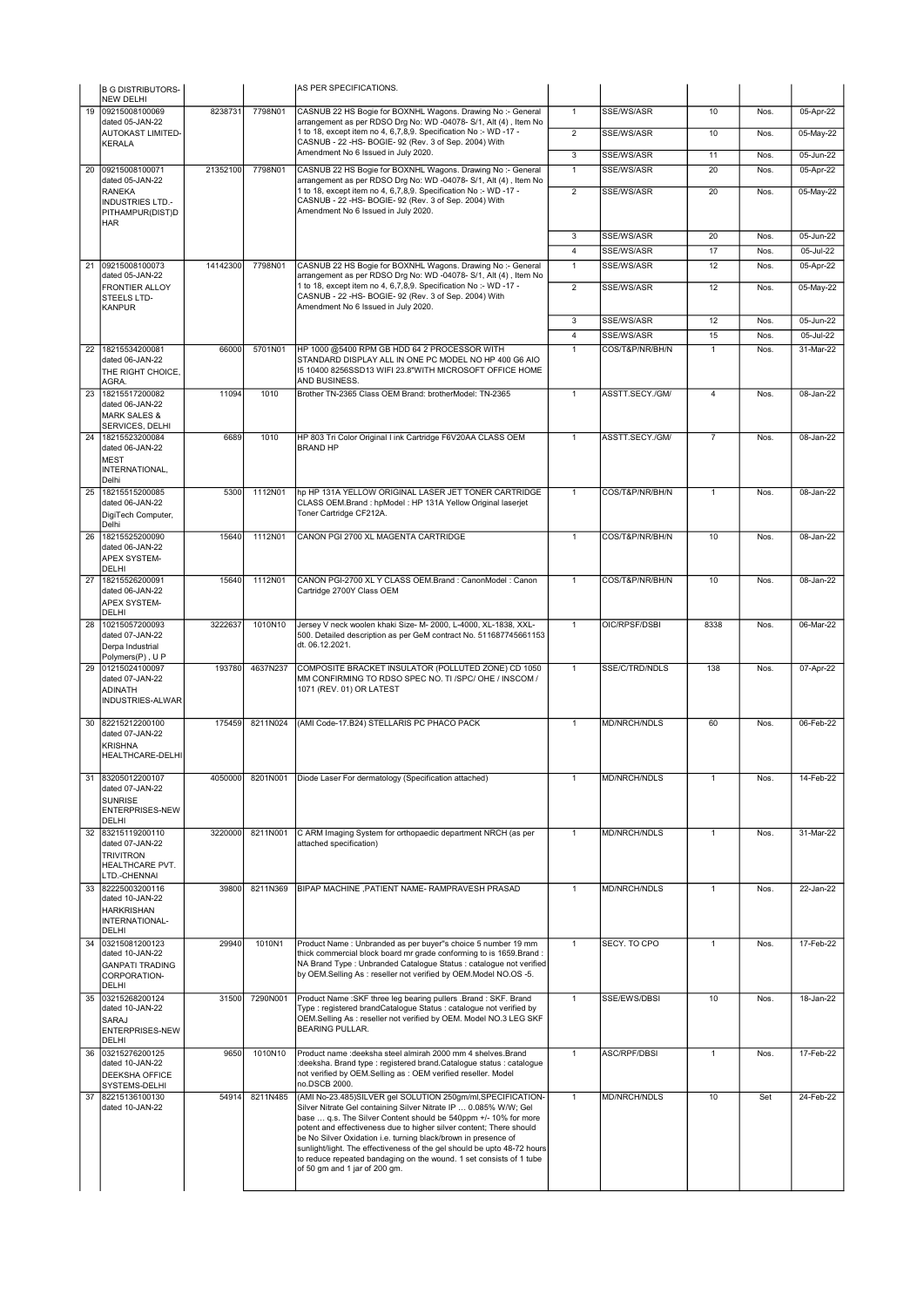| | | | | | | | | | |
|---|---|---|---|---|---|---|---|---|---|
| | B G DISTRIBUTORS-NEW DELHI | | | AS PER SPECIFICATIONS. | | | | | |
| 19 | 09215008100069 dated 05-JAN-22 AUTOKAST LIMITED-KERALA | 8238731 | 7798N01 | CASNUB 22 HS Bogie for BOXNHL Wagons. Drawing No :- General arrangement as per RDSO Drg No: WD -04078- S/1, Alt (4) , Item No 1 to 18, except item no 4, 6,7,8,9. Specification No :- WD -17 - CASNUB - 22 -HS- BOGIE- 92 (Rev. 3 of Sep. 2004) With Amendment No 6 Issued in July 2020. | 1 | SSE/WS/ASR | 10 | Nos. | 05-Apr-22 |
| | | | | | 2 | SSE/WS/ASR | 10 | Nos. | 05-May-22 |
| | | | | | 3 | SSE/WS/ASR | 11 | Nos. | 05-Jun-22 |
| 20 | 09215008100071 dated 05-JAN-22 RANEKA INDUSTRIES LTD.-PITHAMPUR(DIST)DHAR | 21352100 | 7798N01 | CASNUB 22 HS Bogie for BOXNHL Wagons. Drawing No :- General arrangement as per RDSO Drg No: WD -04078- S/1, Alt (4) , Item No 1 to 18, except item no 4, 6,7,8,9. Specification No :- WD -17 - CASNUB - 22 -HS- BOGIE- 92 (Rev. 3 of Sep. 2004) With Amendment No 6 Issued in July 2020. | 1 | SSE/WS/ASR | 20 | Nos. | 05-Apr-22 |
| | | | | | 2 | SSE/WS/ASR | 20 | Nos. | 05-May-22 |
| | | | | | 3 | SSE/WS/ASR | 20 | Nos. | 05-Jun-22 |
| | | | | | 4 | SSE/WS/ASR | 17 | Nos. | 05-Jul-22 |
| 21 | 09215008100073 dated 05-JAN-22 FRONTIER ALLOY STEELS LTD-KANPUR | 14142300 | 7798N01 | CASNUB 22 HS Bogie for BOXNHL Wagons. Drawing No :- General arrangement as per RDSO Drg No: WD -04078- S/1, Alt (4) , Item No 1 to 18, except item no 4, 6,7,8,9. Specification No :- WD -17 - CASNUB - 22 -HS- BOGIE- 92 (Rev. 3 of Sep. 2004) With Amendment No 6 Issued in July 2020. | 1 | SSE/WS/ASR | 12 | Nos. | 05-Apr-22 |
| | | | | | 2 | SSE/WS/ASR | 12 | Nos. | 05-May-22 |
| | | | | | 3 | SSE/WS/ASR | 12 | Nos. | 05-Jun-22 |
| | | | | | 4 | SSE/WS/ASR | 15 | Nos. | 05-Jul-22 |
| 22 | 18215534200081 dated 06-JAN-22 THE RIGHT CHOICE, AGRA. | 66000 | 5701N01 | HP 1000 @5400 RPM GB HDD 64 2 PROCESSOR WITH STANDARD DISPLAY ALL IN ONE PC MODEL NO HP 400 G6 AIO I5 10400 8256SSD13 WIFI 23.8"WITH MICROSOFT OFFICE HOME AND BUSINESS. | 1 | COS/T&P/NR/BH/N | 1 | Nos. | 31-Mar-22 |
| 23 | 18215517200082 dated 06-JAN-22 MARK SALES & SERVICES, DELHI | 11094 | 1010 | Brother TN-2365 Class OEM Brand: brotherModel: TN-2365 | 1 | ASSTT.SECY./GM/ | 4 | Nos. | 08-Jan-22 |
| 24 | 18215523200084 dated 06-JAN-22 MEST INTERNATIONAL, Delhi | 6689 | 1010 | HP 803 Tri Color Original I ink Cartridge F6V20AA CLASS OEM BRAND HP | 1 | ASSTT.SECY./GM/ | 7 | Nos. | 08-Jan-22 |
| 25 | 18215515200085 dated 06-JAN-22 DigiTech Computer, Delhi | 5300 | 1112N01 | hp HP 131A YELLOW ORIGINAL LASER JET TONER CARTRIDGE CLASS OEM.Brand : hpModel : HP 131A Yellow Original laserjet Toner Cartridge CF212A. | 1 | COS/T&P/NR/BH/N | 1 | Nos. | 08-Jan-22 |
| 26 | 18215525200090 dated 06-JAN-22 APEX SYSTEM-DELHI | 15640 | 1112N01 | CANON PGI 2700 XL MAGENTA CARTRIDGE | 1 | COS/T&P/NR/BH/N | 10 | Nos. | 08-Jan-22 |
| 27 | 18215526200091 dated 06-JAN-22 APEX SYSTEM-DELHI | 15640 | 1112N01 | CANON PGI-2700 XL Y CLASS OEM.Brand : CanonModel : Canon Cartridge 2700Y Class OEM | 1 | COS/T&P/NR/BH/N | 10 | Nos. | 08-Jan-22 |
| 28 | 10215057200093 dated 07-JAN-22 Derpa Industrial Polymers(P) , U P | 3222637 | 1010N10 | Jersey V neck woolen khaki Size- M- 2000, L-4000, XL-1838, XXL-500. Detailed description as per GeM contract No. 511687745661153 dt. 06.12.2021. | 1 | OIC/RPSF/DSBI | 8338 | Nos. | 06-Mar-22 |
| 29 | 01215024100097 dated 07-JAN-22 ADINATH INDUSTRIES-ALWAR | 193780 | 4637N237 | COMPOSITE BRACKET INSULATOR (POLLUTED ZONE) CD 1050 MM CONFIRMING TO RDSO SPEC NO. TI /SPC/ OHE / INSCOM / 1071 (REV. 01) OR LATEST | 1 | SSE/C/TRD/NDLS | 138 | Nos. | 07-Apr-22 |
| 30 | 82215212200100 dated 07-JAN-22 KRISHNA HEALTHCARE-DELHI | 175459 | 8211N024 | (AMI Code-17.B24) STELLARIS PC PHACO PACK | 1 | MD/NRCH/NDLS | 60 | Nos. | 06-Feb-22 |
| 31 | 83205012200107 dated 07-JAN-22 SUNRISE ENTERPRISES-NEW DELHI | 4050000 | 8201N001 | Diode Laser For dermatology (Specification attached) | 1 | MD/NRCH/NDLS | 1 | Nos. | 14-Feb-22 |
| 32 | 83215119200110 dated 07-JAN-22 TRIVITRON HEALTHCARE PVT. LTD.-CHENNAI | 3220000 | 8211N001 | C ARM Imaging System for orthopaedic department NRCH (as per attached specification) | 1 | MD/NRCH/NDLS | 1 | Nos. | 31-Mar-22 |
| 33 | 82225003200116 dated 10-JAN-22 HARKRISHAN INTERNATIONAL-DELHI | 39800 | 8211N369 | BIPAP MACHINE ,PATIENT NAME- RAMPRAVESH PRASAD | 1 | MD/NRCH/NDLS | 1 | Nos. | 22-Jan-22 |
| 34 | 03215081200123 dated 10-JAN-22 GANPATI TRADING CORPORATION-DELHI | 29940 | 1010N1 | Product Name : Unbranded as per buyer"s choice 5 number 19 mm thick commercial block board mr grade conforming to is 1659.Brand : NA Brand Type : Unbranded Catalogue Status : catalogue not verified by OEM.Selling As : reseller not verified by OEM.Model NO.OS -5. | 1 | SECY. TO CPO | 1 | Nos. | 17-Feb-22 |
| 35 | 03215268200124 dated 10-JAN-22 SARAJ ENTERPRISES-NEW DELHI | 31500 | 7290N001 | Product Name :SKF three leg bearing pullers .Brand : SKF. Brand Type : registered brandCatalogue Status : catalogue not verified by OEM.Selling As : reseller not verified by OEM. Model NO.3 LEG SKF BEARING PULLAR. | 1 | SSE/EWS/DBSI | 10 | Nos. | 18-Jan-22 |
| 36 | 03215276200125 dated 10-JAN-22 DEEKSHA OFFICE SYSTEMS-DELHI | 9650 | 1010N10 | Product name :deeksha steel almirah 2000 mm 4 shelves.Brand :deeksha. Brand type : registered brand.Catalogue status : catalogue not verified by OEM.Selling as : OEM verified reseller. Model no.DSCB 2000. | 1 | ASC/RPF/DBSI | 1 | Nos. | 17-Feb-22 |
| 37 | 82215136100130 dated 10-JAN-22 | 54914 | 8211N485 | (AMI No-23.485)SILVER gel SOLUTION 250gm/ml,SPECIFICATION-Silver Nitrate Gel containing Silver Nitrate IP … 0.085% W/W; Gel base … q.s. The Silver Content should be 540ppm +/- 10% for more potent and effectiveness due to higher silver content; There should be No Silver Oxidation i.e. turning black/brown in presence of sunlight/light. The effectiveness of the gel should be upto 48-72 hours to reduce repeated bandaging on the wound. 1 set consists of 1 tube of 50 gm and 1 jar of 200 gm. | 1 | MD/NRCH/NDLS | 10 | Set | 24-Feb-22 |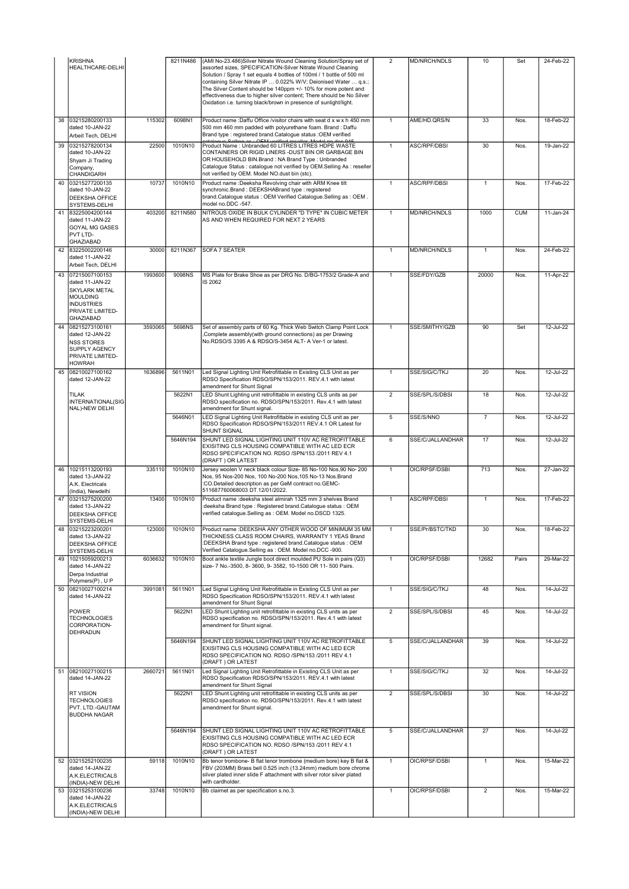| | | | | | | | | | |
|---|---|---|---|---|---|---|---|---|---|
| | KRISHNA HEALTHCARE-DELHI | | 8211N486 | (AMI No-23.486)Silver Nitrate Wound Cleaning Solution/Spray set of assorted sizes, SPECIFICATION-Silver Nitrate Wound Cleaning Solution / Spray 1 set equals 4 bottles of 100ml / 1 bottle of 500 ml containing Silver Nitrate IP … 0.022% W/V; Deionised Water … q.s.; The Silver Content should be 140ppm +/- 10% for more potent and effectiveness due to higher silver content; There should be No Silver Oxidation i.e. turning black/brown in presence of sunlight/light. | 2 | MD/NRCH/NDLS | 10 | Set | 24-Feb-22 |
| 38 | 03215280200133 dated 10-JAN-22 Arbeit Tech, DELHI | 115302 | 6098N1 | Product name :Daffu Office /visitor chairs with seat d x w x h 450 mm 500 mm 460 mm padded with polyurethane foam. Brand : Daffu Brand type : registered brand.Catalogue status :OEM verified catalogue.Selling as : OEM verified reseller. Model no.dcc-945 | 1 | AME/HD.QRS/N | 33 | Nos. | 18-Feb-22 |
| 39 | 03215278200134 dated 10-JAN-22 Shyam Ji Trading Company, CHANDIGARH | 22500 | 1010N10 | Product Name : Unbranded 60 LITRES LITRES HDPE WASTE CONTAINERS OR RIGID LINERS -DUST BIN OR GARBAGE BIN OR HOUSEHOLD BIN.Brand : NA Brand Type : Unbranded Catalogue Status : catalogue not verified by OEM.Selling As : reseller not verified by OEM. Model NO.dust bin (stc). | 1 | ASC/RPF/DBSI | 30 | Nos. | 19-Jan-22 |
| 40 | 03215277200135 dated 10-JAN-22 DEEKSHA OFFICE SYSTEMS-DELHI | 10737 | 1010N10 | Product name :Deeksha Revolving chair with ARM Knee tilt synchronic.Brand : DEEKSHABrand type : registered brand.Catalogue status : OEM Verified Catalogue.Selling as : OEM . model no.DDC -547. | 1 | ASC/RPF/DBSI | 1 | Nos. | 17-Feb-22 |
| 41 | 83225004200144 dated 11-JAN-22 GOYAL MG GASES PVT LTD-GHAZIABAD | 403200 | 8211N580 | NITROUS OXIDE IN BULK CYLINDER "D TYPE" IN CUBIC METER AS AND WHEN REQUIRED FOR NEXT 2 YEARS | 1 | MD/NRCH/NDLS | 1000 | CUM | 11-Jan-24 |
| 42 | 83225002200146 dated 11-JAN-22 Arbeit Tech, DELHI | 30000 | 8211N367 | SOFA 7 SEATER | 1 | MD/NRCH/NDLS | 1 | Nos. | 24-Feb-22 |
| 43 | 07215007100153 dated 11-JAN-22 SKYLARK METAL MOULDING INDUSTRIES PRIVATE LIMITED-GHAZIABAD | 1993600 | 9098NS | MS Plate for Brake Shoe as per DRG No. D/BG-1753/2 Grade-A and IS 2062 | 1 | SSE/FDY/GZB | 20000 | Nos. | 11-Apr-22 |
| 44 | 08215273100161 dated 12-JAN-22 NSS STORES SUPPLY AGENCY PRIVATE LIMITED-HOWRAH | 3593065 | 5698NS | Set of assembly parts of 60 Kg. Thick Web Switch Clamp Point Lock ,Complete assembly(with ground connections) as per Drawing No.RDSO/S 3395 A & RDSO/S-3454 ALT- A Ver-1 or latest. | 1 | SSE/SMITHY/GZB | 90 | Set | 12-Jul-22 |
| 45 | 08210027100162 dated 12-JAN-22 TILAK INTERNATIONAL(SIGNAL)-NEW DELHI | 1636896 | 5611N01 | Led Signal Lighting Unit Retrofittable in Existing CLS Unit as per RDSO Specification RDSO/SPN/153/2011. REV.4.1 with latest amendment for Shunt Signal | 1 | SSE/SIG/C/TKJ | 20 | Nos. | 12-Jul-22 |
| | | | 5622N1 | LED Shunt Lighting unit retrofittable in existing CLS units as per RDSO specification no. RDSO/SPN/153/2011. Rev.4.1 with latest amendment for Shunt signal. | 2 | SSE/SPL/S/DBSI | 18 | Nos. | 12-Jul-22 |
| | | | 5646N01 | LED Signal Lighting Unit Retrofittable in existing CLS unit as per RDSO Specification RDSO/SPN/153/2011 REV.4.1 OR Latest for SHUNT SIGNAL | 5 | SSE/S/NNO | 7 | Nos. | 12-Jul-22 |
| | | | 5646N194 | SHUNT LED SIGNAL LIGHTING UNIT 110V AC RETROFITTABLE EXISITING CLS HOUSING COMPATIBLE WITH AC LED ECR RDSO SPECIFICATION NO. RDSO /SPN/153 /2011 REV 4.1 (DRAFT ) OR LATEST | 6 | SSE/C/JALLANDHAR | 17 | Nos. | 12-Jul-22 |
| 46 | 10215113200193 dated 13-JAN-22 A.K. Electricals (India), Newdelhi | 335110 | 1010N10 | Jersey woolen V neck black colour Size- 85 No-100 Nos,90 No- 200 Nos, 95 Nos-200 Nos, 100 No-200 Nos,105 No-13 Nos.Brand :CO.Detailed description as per GeM contract no.GEMC-511687760068003 DT.12/01/2022. | 1 | OIC/RPSF/DSBI | 713 | Nos. | 27-Jan-22 |
| 47 | 03215275200200 dated 13-JAN-22 DEEKSHA OFFICE SYSTEMS-DELHI | 13400 | 1010N10 | Product name :deeksha steel almirah 1325 mm 3 shelves Brand :deeksha Brand type : Registered brand.Catalogue status : OEM verified catalogue.Selling as : OEM. Model no.DSCD 1325. | 1 | ASC/RPF/DBSI | 1 | Nos. | 17-Feb-22 |
| 48 | 03215223200201 dated 13-JAN-22 DEEKSHA OFFICE SYSTEMS-DELHI | 123000 | 1010N10 | Product name :DEEKSHA ANY OTHER WOOD OF MINIMUM 35 MM THICKNESS CLASS ROOM CHAIRS, WARRANTY 1 YEAS Brand :DEEKSHA Brand type : registered brand.Catalogue status : OEM Verified Catalogue.Selling as : OEM. Model no.DCC -900. | 1 | SSE/Pr/BSTC/TKD | 30 | Nos. | 18-Feb-22 |
| 49 | 10215059200213 dated 14-JAN-22 Derpa Industrial Polymers(P) , U P | 6036632 | 1010N10 | Boot ankle textile Jungle boot direct moulded PU Sole in pairs (Q3) size- 7 No.-3500, 8- 3600, 9- 3582, 10-1500 OR 11- 500 Pairs. | 1 | OIC/RPSF/DSBI | 12682 | Pairs | 29-Mar-22 |
| 50 | 08210027100214 dated 14-JAN-22 POWER TECHNOLOGIES CORPORATION-DEHRADUN | 3991081 | 5611N01 | Led Signal Lighting Unit Retrofittable in Existing CLS Unit as per RDSO Specification RDSO/SPN/153/2011. REV.4.1 with latest amendment for Shunt Signal | 1 | SSE/SIG/C/TKJ | 48 | Nos. | 14-Jul-22 |
| | | | 5622N1 | LED Shunt Lighting unit retrofittable in existing CLS units as per RDSO specification no. RDSO/SPN/153/2011. Rev.4.1 with latest amendment for Shunt signal. | 2 | SSE/SPL/S/DBSI | 45 | Nos. | 14-Jul-22 |
| | | | 5646N194 | SHUNT LED SIGNAL LIGHTING UNIT 110V AC RETROFITTABLE EXISITING CLS HOUSING COMPATIBLE WITH AC LED ECR RDSO SPECIFICATION NO. RDSO /SPN/153 /2011 REV 4.1 (DRAFT ) OR LATEST | 5 | SSE/C/JALLANDHAR | 39 | Nos. | 14-Jul-22 |
| 51 | 08210027100215 dated 14-JAN-22 RT VISION TECHNOLOGIES PVT. LTD.-GAUTAM BUDDHA NAGAR | 2660721 | 5611N01 | Led Signal Lighting Unit Retrofittable in Existing CLS Unit as per RDSO Specification RDSO/SPN/153/2011. REV.4.1 with latest amendment for Shunt Signal | 1 | SSE/SIG/C/TKJ | 32 | Nos. | 14-Jul-22 |
| | | | 5622N1 | LED Shunt Lighting unit retrofittable in existing CLS units as per RDSO specification no. RDSO/SPN/153/2011. Rev.4.1 with latest amendment for Shunt signal. | 2 | SSE/SPL/S/DBSI | 30 | Nos. | 14-Jul-22 |
| | | | 5646N194 | SHUNT LED SIGNAL LIGHTING UNIT 110V AC RETROFITTABLE EXISITING CLS HOUSING COMPATIBLE WITH AC LED ECR RDSO SPECIFICATION NO. RDSO /SPN/153 /2011 REV 4.1 (DRAFT ) OR LATEST | 5 | SSE/C/JALLANDHAR | 27 | Nos. | 14-Jul-22 |
| 52 | 03215252100235 dated 14-JAN-22 A.K.ELECTRICALS (INDIA)-NEW DELHI | 59118 | 1010N10 | Bb tenor trombone- B flat tenor trombone (medium bore) key B flat & FBV (203MM) Brass bell 0.525 inch (13.24mm) medium bore chrome silver plated inner slide F attachment with silver rotor silver plated with cardholder. | 1 | OIC/RPSF/DSBI | 1 | Nos. | 15-Mar-22 |
| 53 | 03215253100236 dated 14-JAN-22 A.K.ELECTRICALS (INDIA)-NEW DELHI | 33748 | 1010N10 | Bb clairnet as per specification s.no.3. | 1 | OIC/RPSF/DSBI | 2 | Nos. | 15-Mar-22 |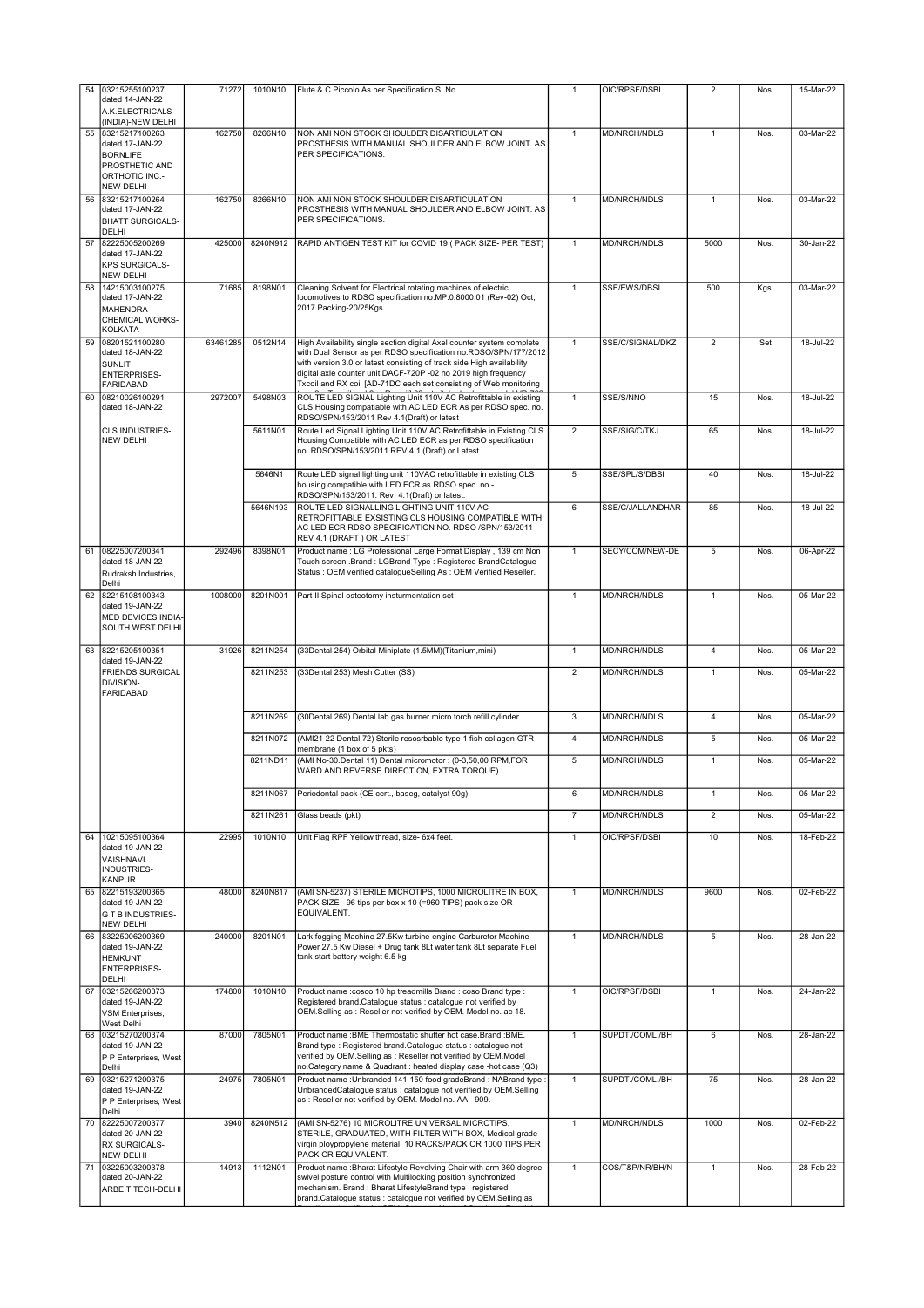| 54 | 03215255100237 dated 14-JAN-22 A.K.ELECTRICALS (INDIA)-NEW DELHI | 71272 | 1010N10 | Flute & C Piccolo As per Specification S. No. | 1 | OIC/RPSF/DSBI | 2 | Nos. | 15-Mar-22 |
|---|---|---|---|---|---|---|---|---|---|
| 55 | 83215217100263 dated 17-JAN-22 BORNLIFE PROSTHETIC AND ORTHOTIC INC.-NEW DELHI | 162750 | 8266N10 | NON AMI NON STOCK SHOULDER DISARTICULATION PROSTHESIS WITH MANUAL SHOULDER AND ELBOW JOINT. AS PER SPECIFICATIONS. | 1 | MD/NRCH/NDLS | 1 | Nos. | 03-Mar-22 |
| 56 | 83215217100264 dated 17-JAN-22 BHATT SURGICALS-DELHI | 162750 | 8266N10 | NON AMI NON STOCK SHOULDER DISARTICULATION PROSTHESIS WITH MANUAL SHOULDER AND ELBOW JOINT. AS PER SPECIFICATIONS. | 1 | MD/NRCH/NDLS | 1 | Nos. | 03-Mar-22 |
| 57 | 82225005200269 dated 17-JAN-22 KPS SURGICALS-NEW DELHI | 425000 | 8240N912 | RAPID ANTIGEN TEST KIT for COVID 19 ( PACK SIZE- PER TEST) | 1 | MD/NRCH/NDLS | 5000 | Nos. | 30-Jan-22 |
| 58 | 14215003100275 dated 17-JAN-22 MAHENDRA CHEMICAL WORKS-KOLKATA | 71685 | 8198N01 | Cleaning Solvent for Electrical rotating machines of electric locomotives to RDSO specification no.MP.0.8000.01 (Rev-02) Oct, 2017.Packing-20/25Kgs. | 1 | SSE/EWS/DBSI | 500 | Kgs. | 03-Mar-22 |
| 59 | 08201521100280 dated 18-JAN-22 SUNLIT ENTERPRISES-FARIDABAD | 63461285 | 0512N14 | High Availability single section digital Axel counter system complete with Dual Sensor as per RDSO specification no.RDSO/SPN/177/2012 with version 3.0 or latest consisting of track side High availability digital axle counter unit DACF-720P -02 no 2019 high frequency Txcoil and RX coil [AD-71DC each set consisting of Web monitoring | 1 | SSE/C/SIGNAL/DKZ | 2 | Set | 18-Jul-22 |
| 60 | 08210026100291 dated 18-JAN-22 CLS INDUSTRIES-NEW DELHI | 2972007 | 5498N03 | ROUTE LED SIGNAL Lighting Unit 110V AC Retrofittable in existing CLS Housing compatiable with AC LED ECR As per RDSO spec. no. RDSO/SPN/153/2011 Rev 4.1(Draft) or latest | 1 | SSE/S/NNO | 15 | Nos. | 18-Jul-22 |
| | | | 5611N01 | Route Led Signal Lighting Unit 110V AC Retrofittable in Existing CLS Housing Compatible with AC LED ECR as per RDSO specification no. RDSO/SPN/153/2011 REV.4.1 (Draft) or Latest. | 2 | SSE/SIG/C/TKJ | 65 | Nos. | 18-Jul-22 |
| | | | 5646N1 | Route LED signal lighting unit 110VAC retrofittable in existing CLS housing compatible with LED ECR as RDSO spec. no.-RDSO/SPN/153/2011. Rev. 4.1(Draft) or latest. | 5 | SSE/SPL/S/DBSI | 40 | Nos. | 18-Jul-22 |
| | | | 5646N193 | ROUTE LED SIGNALLING LIGHTING UNIT 110V AC RETROFITTABLE EXSISTING CLS HOUSING COMPATIBLE WITH AC LED ECR RDSO SPECIFICATION NO. RDSO /SPN/153/2011 REV 4.1 (DRAFT ) OR LATEST | 6 | SSE/C/JALLANDHAR | 85 | Nos. | 18-Jul-22 |
| 61 | 08225007200341 dated 18-JAN-22 Rudraksh Industries, Delhi | 292496 | 8398N01 | Product name : LG Professional Large Format Display , 139 cm Non Touch screen .Brand : LGBrand Type : Registered BrandCatalogue Status : OEM verified catalogueSelling As : OEM Verified Reseller. | 1 | SECY/COM/NEW-DE | 5 | Nos. | 06-Apr-22 |
| 62 | 82215108100343 dated 19-JAN-22 MED DEVICES INDIA-SOUTH WEST DELHI | 1008000 | 8201N001 | Part-II Spinal osteotomy insturmentation set | 1 | MD/NRCH/NDLS | 1 | Nos. | 05-Mar-22 |
| 63 | 82215205100351 dated 19-JAN-22 FRIENDS SURGICAL DIVISION-FARIDABAD | 31926 | 8211N254 | (33Dental 254) Orbital Miniplate (1.5MM)(Titanium,mini) | 1 | MD/NRCH/NDLS | 4 | Nos. | 05-Mar-22 |
| | | | 8211N253 | (33Dental 253) Mesh Cutter (SS) | 2 | MD/NRCH/NDLS | 1 | Nos. | 05-Mar-22 |
| | | | 8211N269 | (30Dental 269) Dental lab gas burner micro torch refill cylinder | 3 | MD/NRCH/NDLS | 4 | Nos. | 05-Mar-22 |
| | | | 8211N072 | (AMI21-22 Dental 72) Sterile resosrbable type 1 fish collagen GTR membrane (1 box of 5 pkts) | 4 | MD/NRCH/NDLS | 5 | Nos. | 05-Mar-22 |
| | | | 8211N011 | (AMI No-30.Dental 11) Dental micromotor : (0-3,50,00 RPM,FOR WARD AND REVERSE DIRECTION, EXTRA TORQUE) | 5 | MD/NRCH/NDLS | 1 | Nos. | 05-Mar-22 |
| | | | 8211N067 | Periodontal pack (CE cert., baseg, catalyst 90g) | 6 | MD/NRCH/NDLS | 1 | Nos. | 05-Mar-22 |
| | | | 8211N261 | Glass beads (pkt) | 7 | MD/NRCH/NDLS | 2 | Nos. | 05-Mar-22 |
| 64 | 10215095100364 dated 19-JAN-22 VAISHNAVI INDUSTRIES-KANPUR | 22995 | 1010N10 | Unit Flag RPF Yellow thread, size- 6x4 feet. | 1 | OIC/RPSF/DSBI | 10 | Nos. | 18-Feb-22 |
| 65 | 82215193200365 dated 19-JAN-22 G T B INDUSTRIES-NEW DELHI | 48000 | 8240N817 | (AMI SN-5237) STERILE MICROTIPS, 1000 MICROLITRE IN BOX, PACK SIZE - 96 tips per box x 10 (=960 TIPS) pack size OR EQUIVALENT. | 1 | MD/NRCH/NDLS | 9600 | Nos. | 02-Feb-22 |
| 66 | 83225006200369 dated 19-JAN-22 HEMKUNT ENTERPRISES-DELHI | 240000 | 8201N01 | Lark fogging Machine 27.5Kw turbine engine Carburetor Machine Power 27.5 Kw Diesel + Drug tank 8Lt water tank 8Lt separate Fuel tank start battery weight 6.5 kg | 1 | MD/NRCH/NDLS | 5 | Nos. | 28-Jan-22 |
| 67 | 03215266200373 dated 19-JAN-22 VSM Enterprises, West Delhi | 174800 | 1010N10 | Product name :cosco 10 hp treadmills Brand : coso Brand type : Registered brand.Catalogue status : catalogue not verified by OEM.Selling as : Reseller not verified by OEM. Model no. ac 18. | 1 | OIC/RPSF/DSBI | 1 | Nos. | 24-Jan-22 |
| 68 | 03215270200374 dated 19-JAN-22 P P Enterprises, West Delhi | 87000 | 7805N01 | Product name :BME Thermostatic shutter hot case.Brand :BME. Brand type : Registered brand.Catalogue status : catalogue not verified by OEM.Selling as : Reseller not verified by OEM.Model no.Category name & Quadrant : heated display case -hot case (Q3) | 1 | SUPDT./COML./BH | 6 | Nos. | 28-Jan-22 |
| 69 | 03215271200375 dated 19-JAN-22 P P Enterprises, West Delhi | 24975 | 7805N01 | Product name :Unbranded 141-150 food gradeBrand : NABrand type : UnbrandedCatalogue status : catalogue not verified by OEM.Selling as : Reseller not verified by OEM. Model no. AA - 909. | 1 | SUPDT./COML./BH | 75 | Nos. | 28-Jan-22 |
| 70 | 82225007200377 dated 20-JAN-22 RX SURGICALS-NEW DELHI | 3940 | 8240N512 | (AMI SN-5276) 10 MICROLITRE UNIVERSAL MICROTIPS, STERILE, GRADUATED, WITH FILTER WITH BOX, Medical grade virgin ploypropylene material, 10 RACKS/PACK OR 1000 TIPS PER PACK OR EQUIVALENT. | 1 | MD/NRCH/NDLS | 1000 | Nos. | 02-Feb-22 |
| 71 | 03225003200378 dated 20-JAN-22 ARBEIT TECH-DELHI | 14913 | 1112N01 | Product name :Bharat Lifestyle Revolving Chair with arm 360 degree swivel posture control with Multilocking position synchronized mechanism. Brand : Bharat LifestyleBrand type : registered brand.Catalogue status : catalogue not verified by OEM.Selling as : | 1 | COS/T&P/NR/BH/N | 1 | Nos. | 28-Feb-22 |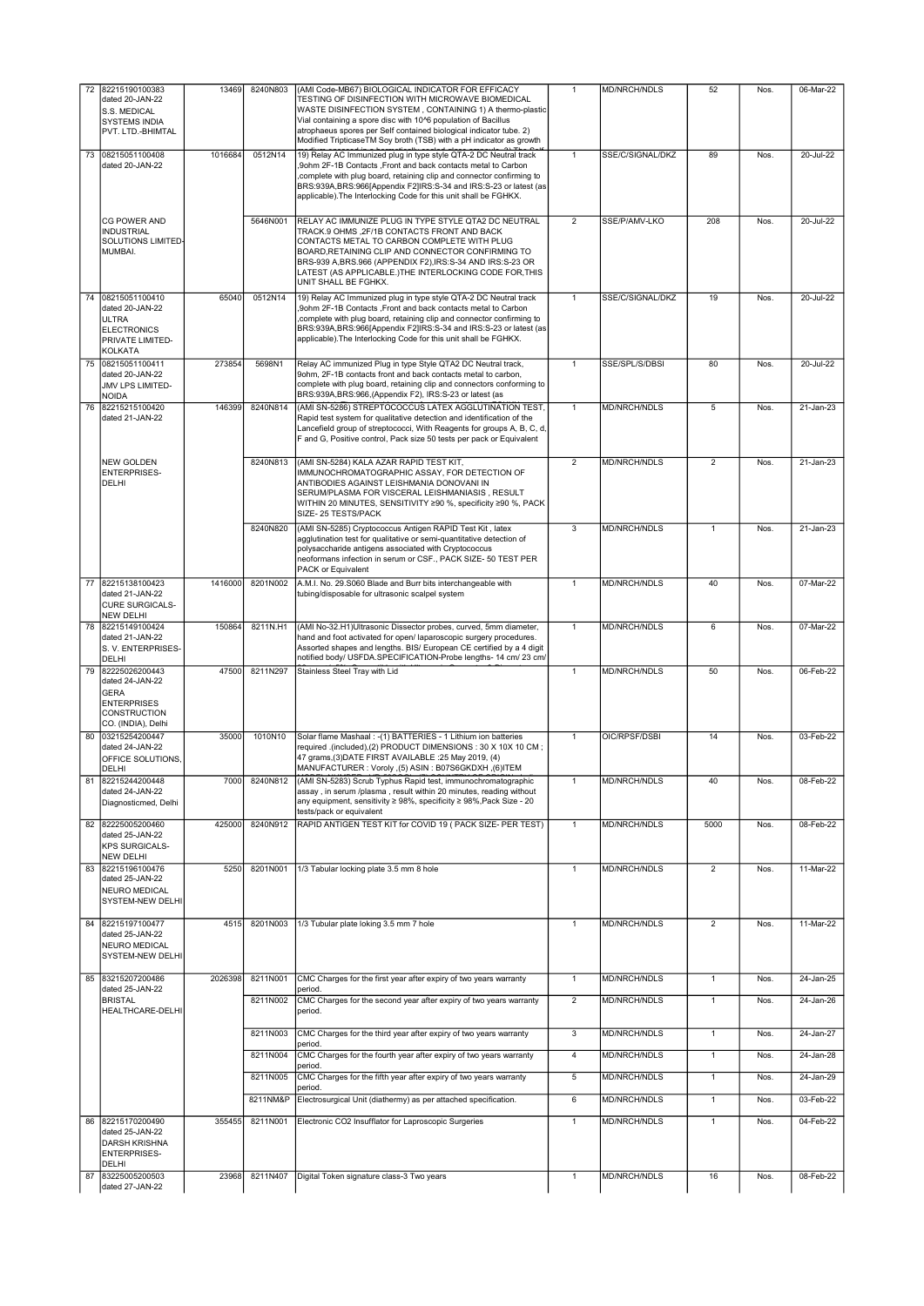| 72 | 82215190100383 dated 20-JAN-22 S.S. MEDICAL SYSTEMS INDIA PVT. LTD.-BHIMTAL | 13469 | 8240N803 | (AMI Code-MB67) BIOLOGICAL INDICATOR FOR EFFICACY TESTING OF DISINFECTION WITH MICROWAVE BIOMEDICAL WASTE DISINFECTION SYSTEM , CONTAINING 1) A thermo-plastic Vial containing a spore disc with 10^6 population of Bacillus atrophaeus spores per Self contained biological indicator tube. 2) Modified TripticaseTM Soy broth (TSB) with a pH indicator as growth | 1 | MD/NRCH/NDLS | 52 | Nos. | 06-Mar-22 |
|---|---|---|---|---|---|---|---|---|---|
| 73 | 08215051100408 dated 20-JAN-22 | 1016684 | 0512N14 | 19) Relay AC Immunized plug in type style QTA-2 DC Neutral track ,9ohm 2F-1B Contacts ,Front and back contacts metal to Carbon ,complete with plug board, retaining clip and connector confirming to BRS:939A,BRS:966[Appendix F2]IRS:S-34 and IRS:S-23 or latest (as applicable).The Interlocking Code for this unit shall be FGHKX. | 1 | SSE/C/SIGNAL/DKZ | 89 | Nos. | 20-Jul-22 |
| | CG POWER AND INDUSTRIAL SOLUTIONS LIMITED-MUMBAI. | | 5646N001 | RELAY AC IMMUNIZE PLUG IN TYPE STYLE QTA2 DC NEUTRAL TRACK.9 OHMS ,2F/1B CONTACTS FRONT AND BACK CONTACTS METAL TO CARBON COMPLETE WITH PLUG BOARD,RETAINING CLIP AND CONNECTOR CONFIRMING TO BRS-939 A,BRS.966 (APPENDIX F2),IRS:S-34 AND IRS:S-23 OR LATEST (AS APPLICABLE.)THE INTERLOCKING CODE FOR,THIS UNIT SHALL BE FGHKX. | 2 | SSE/P/AMV-LKO | 208 | Nos. | 20-Jul-22 |
| 74 | 08215051100410 dated 20-JAN-22 ULTRA ELECTRONICS PRIVATE LIMITED-KOLKATA | 65040 | 0512N14 | 19) Relay AC Immunized plug in type style QTA-2 DC Neutral track ,9ohm 2F-1B Contacts ,Front and back contacts metal to Carbon ,complete with plug board, retaining clip and connector confirming to BRS:939A,BRS:966[Appendix F2]IRS:S-34 and IRS:S-23 or latest (as applicable).The Interlocking Code for this unit shall be FGHKX. | 1 | SSE/C/SIGNAL/DKZ | 19 | Nos. | 20-Jul-22 |
| 75 | 08215051100411 dated 20-JAN-22 JMV LPS LIMITED-NOIDA | 273854 | 5698N1 | Relay AC immunized Plug in type Style QTA2 DC Neutral track, 9ohm, 2F-1B contacts front and back contacts metal to carbon, complete with plug board, retaining clip and connectors conforming to BRS:939A,BRS:966,(Appendix F2), IRS:S-23 or latest (as | 1 | SSE/SPL/S/DBSI | 80 | Nos. | 20-Jul-22 |
| 76 | 82215215100420 dated 21-JAN-22 | 146399 | 8240N814 | (AMI SN-5286) STREPTOCOCCUS LATEX AGGLUTINATION TEST, Rapid test system for qualitative detection and identification of the Lancefield group of streptococci, With Reagents for groups A, B, C, d, F and G, Positive control, Pack size 50 tests per pack or Equivalent | 1 | MD/NRCH/NDLS | 5 | Nos. | 21-Jan-23 |
| | NEW GOLDEN ENTERPRISES-DELHI | | 8240N813 | (AMI SN-5284) KALA AZAR RAPID TEST KIT, IMMUNOCHROMATOGRAPHIC ASSAY, FOR DETECTION OF ANTIBODIES AGAINST LEISHMANIA DONOVANI IN SERUM/PLASMA FOR VISCERAL LEISHMANIASIS , RESULT WITHIN 20 MINUTES, SENSITIVITY ≥90 %, specificity ≥90 %, PACK SIZE- 25 TESTS/PACK | 2 | MD/NRCH/NDLS | 2 | Nos. | 21-Jan-23 |
| | | | 8240N820 | (AMI SN-5285) Cryptococcus Antigen RAPID Test Kit , latex agglutination test for qualitative or semi-quantitative detection of polysaccharide antigens associated with Cryptococcus neoformans infection in serum or CSF., PACK SIZE- 50 TEST PER PACK or Equivalent | 3 | MD/NRCH/NDLS | 1 | Nos. | 21-Jan-23 |
| 77 | 82215138100423 dated 21-JAN-22 CURE SURGICALS-NEW DELHI | 1416000 | 8201N002 | A.M.I. No. 29.S060 Blade and Burr bits interchangeable with tubing/disposable for ultrasonic scalpel system | 1 | MD/NRCH/NDLS | 40 | Nos. | 07-Mar-22 |
| 78 | 82215149100424 dated 21-JAN-22 S. V. ENTERPRISES-DELHI | 150864 | 8211N.H1 | (AMI No-32.H1)Ultrasonic Dissector probes, curved, 5mm diameter, hand and foot activated for open/ laparoscopic surgery procedures. Assorted shapes and lengths. BIS/ European CE certified by a 4 digit notified body/ USFDA.SPECIFICATION-Probe lengths- 14 cm/ 23 cm/ | 1 | MD/NRCH/NDLS | 6 | Nos. | 07-Mar-22 |
| 79 | 82225026200443 dated 24-JAN-22 GERA ENTERPRISES CONSTRUCTION CO. (INDIA), Delhi | 47500 | 8211N297 | Stainless Steel Tray with Lid | 1 | MD/NRCH/NDLS | 50 | Nos. | 06-Feb-22 |
| 80 | 03215254200447 dated 24-JAN-22 OFFICE SOLUTIONS, DELHI | 35000 | 1010N10 | Solar flame Mashaal : -(1) BATTERIES - 1 Lithium ion batteries required .(included),(2) PRODUCT DIMENSIONS : 30 X 10X 10 CM ; 47 grams,(3)DATE FIRST AVAILABLE :25 May 2019, (4) MANUFACTURER : Voroly ,(5) ASIN : B07S6GKDXH ,(6)ITEM | 1 | OIC/RPSF/DSBI | 14 | Nos. | 03-Feb-22 |
| 81 | 82215244200448 dated 24-JAN-22 Diagnosticmed, Delhi | 7000 | 8240N812 | (AMI SN-5283) Scrub Typhus Rapid test, immunochromatographic assay , in serum /plasma , result within 20 minutes, reading without any equipment, sensitivity ≥ 98%, specificity ≥ 98%,Pack Size - 20 tests/pack or equivalent | 1 | MD/NRCH/NDLS | 40 | Nos. | 08-Feb-22 |
| 82 | 82225005200460 dated 25-JAN-22 KPS SURGICALS-NEW DELHI | 425000 | 8240N912 | RAPID ANTIGEN TEST KIT for COVID 19 ( PACK SIZE- PER TEST) | 1 | MD/NRCH/NDLS | 5000 | Nos. | 08-Feb-22 |
| 83 | 82215196100476 dated 25-JAN-22 NEURO MEDICAL SYSTEM-NEW DELHI | 5250 | 8201N001 | 1/3 Tabular locking plate 3.5 mm 8 hole | 1 | MD/NRCH/NDLS | 2 | Nos. | 11-Mar-22 |
| 84 | 82215197100477 dated 25-JAN-22 NEURO MEDICAL SYSTEM-NEW DELHI | 4515 | 8201N003 | 1/3 Tubular plate loking 3.5 mm 7 hole | 1 | MD/NRCH/NDLS | 2 | Nos. | 11-Mar-22 |
| 85 | 83215207200486 dated 25-JAN-22 BRISTAL HEALTHCARE-DELHI | 2026398 | 8211N001 | CMC Charges for the first year after expiry of two years warranty period. | 1 | MD/NRCH/NDLS | 1 | Nos. | 24-Jan-25 |
| | | | 8211N002 | CMC Charges for the second year after expiry of two years warranty period. | 2 | MD/NRCH/NDLS | 1 | Nos. | 24-Jan-26 |
| | | | 8211N003 | CMC Charges for the third year after expiry of two years warranty period. | 3 | MD/NRCH/NDLS | 1 | Nos. | 24-Jan-27 |
| | | | 8211N004 | CMC Charges for the fourth year after expiry of two years warranty period. | 4 | MD/NRCH/NDLS | 1 | Nos. | 24-Jan-28 |
| | | | 8211N005 | CMC Charges for the fifth year after expiry of two years warranty period. | 5 | MD/NRCH/NDLS | 1 | Nos. | 24-Jan-29 |
| | | | 8211NM&P | Electrosurgical Unit (diathermy) as per attached specification. | 6 | MD/NRCH/NDLS | 1 | Nos. | 03-Feb-22 |
| 86 | 82215170200490 dated 25-JAN-22 DARSH KRISHNA ENTERPRISES-DELHI | 355455 | 8211N001 | Electronic CO2 Insufflator for Laproscopic Surgeries | 1 | MD/NRCH/NDLS | 1 | Nos. | 04-Feb-22 |
| 87 | 83225005200503 dated 27-JAN-22 | 23968 | 8211N407 | Digital Token signature class-3 Two years | 1 | MD/NRCH/NDLS | 16 | Nos. | 08-Feb-22 |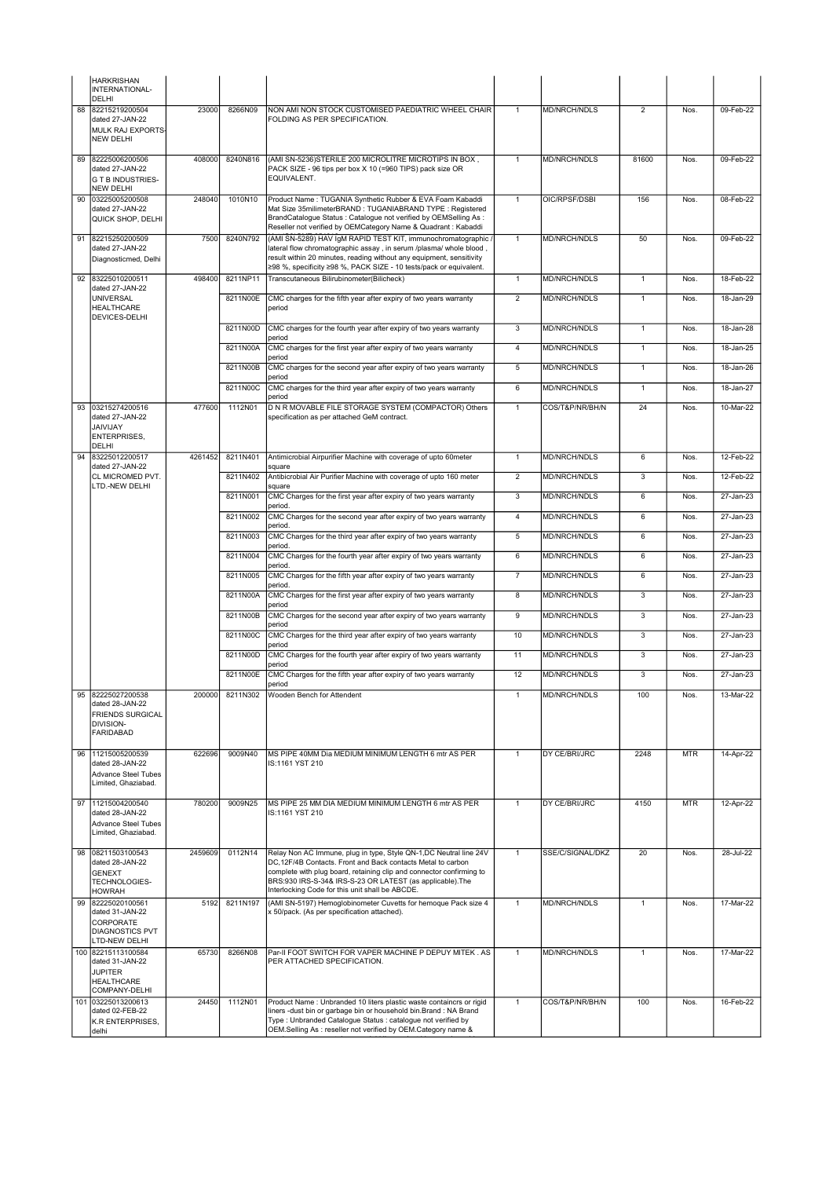| | | | | | | | | | |
|---|---|---|---|---|---|---|---|---|---|
| | HARKRISHAN INTERNATIONAL-DELHI | | | | | | | | |
| 88 | 82215219200504 dated 27-JAN-22 MULK RAJ EXPORTS-NEW DELHI | 23000 | 8266N09 | NON AMI NON STOCK CUSTOMISED PAEDIATRIC WHEEL CHAIR FOLDING AS PER SPECIFICATION. | 1 | MD/NRCH/NDLS | 2 | Nos. | 09-Feb-22 |
| 89 | 82225006200506 dated 27-JAN-22 G T B INDUSTRIES-NEW DELHI | 408000 | 8240N816 | (AMI SN-5236)STERILE 200 MICROLITRE MICROTIPS IN BOX , PACK SIZE - 96 tips per box X 10 (=960 TIPS) pack size OR EQUIVALENT. | 1 | MD/NRCH/NDLS | 81600 | Nos. | 09-Feb-22 |
| 90 | 03225005200508 dated 27-JAN-22 QUICK SHOP, DELHI | 248040 | 1010N10 | Product Name : TUGANIA Synthetic Rubber & EVA Foam Kabaddi Mat Size 35milimeterBRAND : TUGANIABRAND TYPE : Registered BrandCatalogue Status : Catalogue not verified by OEMSelling As : Reseller not verified by OEMCategory Name & Quadrant : Kabaddi | 1 | OIC/RPSF/DSBI | 156 | Nos. | 08-Feb-22 |
| 91 | 82215250200509 dated 27-JAN-22 Diagnosticmed, Delhi | 7500 | 8240N792 | (AMI SN-5289) HAV IgM RAPID TEST KIT, immunochromatographic / lateral flow chromatographic assay , in serum /plasma/ whole blood , result within 20 minutes, reading without any equipment, sensitivity ≥98 %, specificity ≥98 %, PACK SIZE - 10 tests/pack or equivalent. | 1 | MD/NRCH/NDLS | 50 | Nos. | 09-Feb-22 |
| 92 | 83225010200511 dated 27-JAN-22 UNIVERSAL HEALTHCARE DEVICES-DELHI | 498400 | 8211NP11 | Transcutaneous Bilirubinometer(Bilicheck) | 1 | MD/NRCH/NDLS | 1 | Nos. | 18-Feb-22 |
| | | | 8211N00E | CMC charges for the fifth year after expiry of two years warranty period | 2 | MD/NRCH/NDLS | 1 | Nos. | 18-Jan-29 |
| | | | 8211N00D | CMC charges for the fourth year after expiry of two years warranty period | 3 | MD/NRCH/NDLS | 1 | Nos. | 18-Jan-28 |
| | | | 8211N00A | CMC charges for the first year after expiry of two years warranty period | 4 | MD/NRCH/NDLS | 1 | Nos. | 18-Jan-25 |
| | | | 8211N00B | CMC charges for the second year after expiry of two years warranty period | 5 | MD/NRCH/NDLS | 1 | Nos. | 18-Jan-26 |
| | | | 8211N00C | CMC charges for the third year after expiry of two years warranty period | 6 | MD/NRCH/NDLS | 1 | Nos. | 18-Jan-27 |
| 93 | 03215274200516 dated 27-JAN-22 JAIVIJAY ENTERPRISES, DELHI | 477600 | 1112N01 | D N R MOVABLE FILE STORAGE SYSTEM (COMPACTOR) Others specification as per attached GeM contract. | 1 | COS/T&P/NR/BH/N | 24 | Nos. | 10-Mar-22 |
| 94 | 83225012200517 dated 27-JAN-22 CL MICROMED PVT. LTD.-NEW DELHI | 4261452 | 8211N401 | Antimicrobial Airpurifier Machine with coverage of upto 60meter square | 1 | MD/NRCH/NDLS | 6 | Nos. | 12-Feb-22 |
| | | | 8211N402 | Antibicrobial Air Purifier Machine with coverage of upto 160 meter square | 2 | MD/NRCH/NDLS | 3 | Nos. | 12-Feb-22 |
| | | | 8211N001 | CMC Charges for the first year after expiry of two years warranty period. | 3 | MD/NRCH/NDLS | 6 | Nos. | 27-Jan-23 |
| | | | 8211N002 | CMC Charges for the second year after expiry of two years warranty period. | 4 | MD/NRCH/NDLS | 6 | Nos. | 27-Jan-23 |
| | | | 8211N003 | CMC Charges for the third year after expiry of two years warranty period. | 5 | MD/NRCH/NDLS | 6 | Nos. | 27-Jan-23 |
| | | | 8211N004 | CMC Charges for the fourth year after expiry of two years warranty period. | 6 | MD/NRCH/NDLS | 6 | Nos. | 27-Jan-23 |
| | | | 8211N005 | CMC Charges for the fifth year after expiry of two years warranty period. | 7 | MD/NRCH/NDLS | 6 | Nos. | 27-Jan-23 |
| | | | 8211N00A | CMC Charges for the first year after expiry of two years warranty period | 8 | MD/NRCH/NDLS | 3 | Nos. | 27-Jan-23 |
| | | | 8211N00B | CMC Charges for the second year after expiry of two years warranty period | 9 | MD/NRCH/NDLS | 3 | Nos. | 27-Jan-23 |
| | | | 8211N00C | CMC Charges for the third year after expiry of two years warranty period | 10 | MD/NRCH/NDLS | 3 | Nos. | 27-Jan-23 |
| | | | 8211N00D | CMC Charges for the fourth year after expiry of two years warranty period | 11 | MD/NRCH/NDLS | 3 | Nos. | 27-Jan-23 |
| | | | 8211N00E | CMC Charges for the fifth year after expiry of two years warranty period | 12 | MD/NRCH/NDLS | 3 | Nos. | 27-Jan-23 |
| 95 | 82225027200538 dated 28-JAN-22 FRIENDS SURGICAL DIVISION-FARIDABAD | 200000 | 8211N302 | Wooden Bench for Attendent | 1 | MD/NRCH/NDLS | 100 | Nos. | 13-Mar-22 |
| 96 | 11215005200539 dated 28-JAN-22 Advance Steel Tubes Limited, Ghaziabad. | 622696 | 9009N40 | MS PIPE 40MM Dia MEDIUM MINIMUM LENGTH 6 mtr AS PER IS:1161 YST 210 | 1 | DY CE/BRI/JRC | 2248 | MTR | 14-Apr-22 |
| 97 | 11215004200540 dated 28-JAN-22 Advance Steel Tubes Limited, Ghaziabad. | 780200 | 9009N25 | MS PIPE 25 MM DIA MEDIUM MINIMUM LENGTH 6 mtr AS PER IS:1161 YST 210 | 1 | DY CE/BRI/JRC | 4150 | MTR | 12-Apr-22 |
| 98 | 08211503100543 dated 28-JAN-22 GENEXT TECHNOLOGIES-HOWRAH | 2459609 | 0112N14 | Relay Non AC Immune, plug in type, Style QN-1,DC Neutral line 24V DC,12F/4B Contacts. Front and Back contacts Metal to carbon complete with plug board, retaining clip and connector confirming to BRS:930 IRS-S-34& IRS-S-23 OR LATEST (as applicable).The Interlocking Code for this unit shall be ABCDE. | 1 | SSE/C/SIGNAL/DKZ | 20 | Nos. | 28-Jul-22 |
| 99 | 82225020100561 dated 31-JAN-22 CORPORATE DIAGNOSTICS PVT LTD-NEW DELHI | 5192 | 8211N197 | (AMI SN-5197) Hemoglobinometer Cuvetts for hemoque Pack size 4 x 50/pack. (As per specification attached). | 1 | MD/NRCH/NDLS | 1 | Nos. | 17-Mar-22 |
| 100 | 82215113100584 dated 31-JAN-22 JUPITER HEALTHCARE COMPANY-DELHI | 65730 | 8266N08 | Par-II FOOT SWITCH FOR VAPER MACHINE P DEPUY MITEK . AS PER ATTACHED SPECIFICATION. | 1 | MD/NRCH/NDLS | 1 | Nos. | 17-Mar-22 |
| 101 | 03225013200613 dated 02-FEB-22 K.R ENTERPRISES, delhi | 24450 | 1112N01 | Product Name : Unbranded 10 liters plastic waste containers or rigid liners -dust bin or garbage bin or household bin.Brand : NA Brand Type : Unbranded Catalogue Status : catalogue not verified by OEM.Selling As : reseller not verified by OEM.Category name & | 1 | COS/T&P/NR/BH/N | 100 | Nos. | 16-Feb-22 |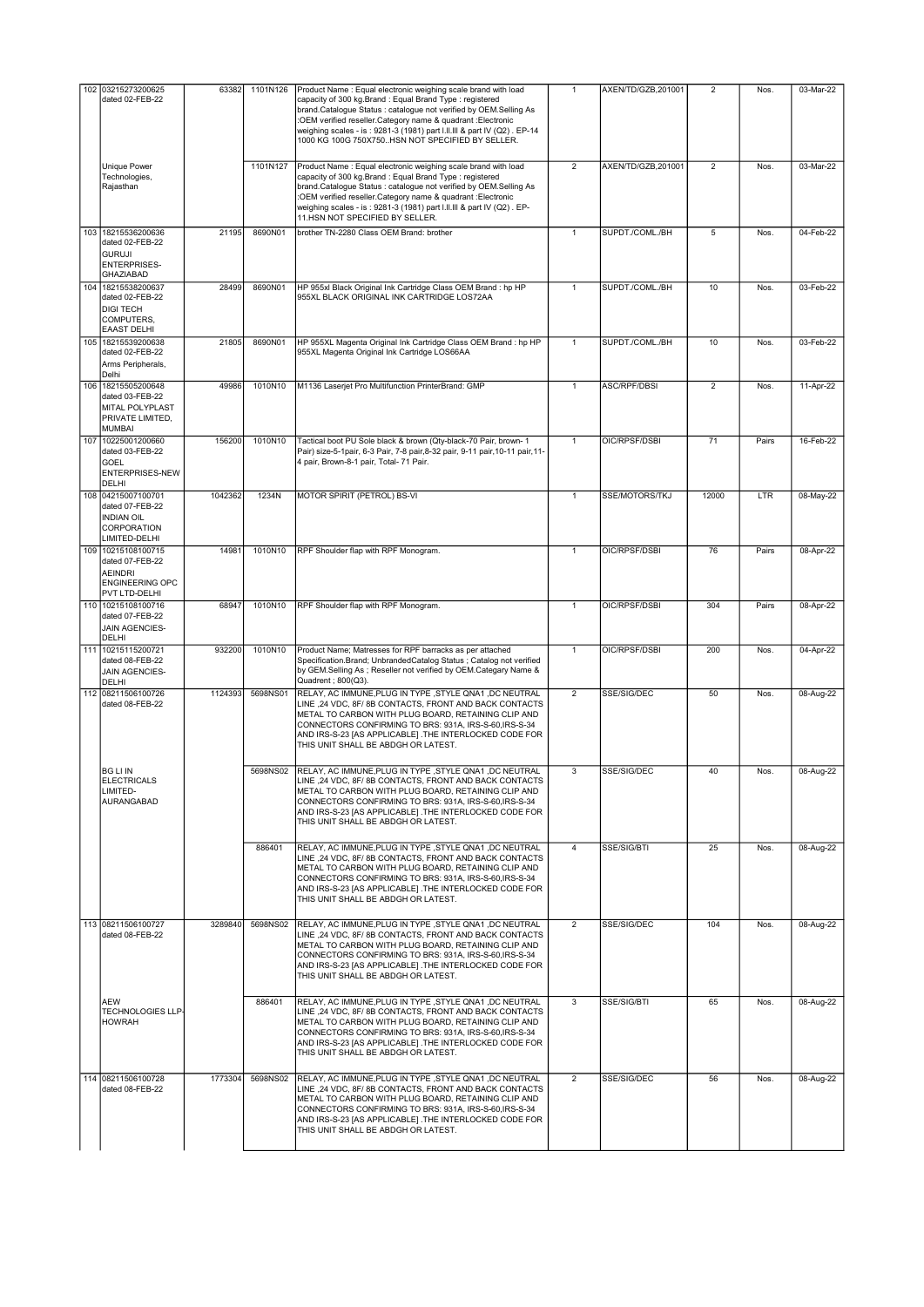| 102 | 03215273200625 dated 02-FEB-22 | 63382 | 1101N126 | Product Name : Equal electronic weighing scale brand with load capacity of 300 kg.Brand : Equal Brand Type : registered brand.Catalogue Status : catalogue not verified by OEM.Selling As :OEM verified reseller.Category name & quadrant :Electronic weighing scales - is : 9281-3 (1981) part I.II.III & part IV (Q2) . EP-14 1000 KG 100G 750X750..HSN NOT SPECIFIED BY SELLER. | 1 | AXEN/TD/GZB,201001 | 2 | Nos. | 03-Mar-22 |
|---|---|---|---|---|---|---|---|---|---|
| | Unique Power Technologies, Rajasthan | | 1101N127 | Product Name : Equal electronic weighing scale brand with load capacity of 300 kg.Brand : Equal Brand Type : registered brand.Catalogue Status : catalogue not verified by OEM.Selling As :OEM verified reseller.Category name & quadrant :Electronic weighing scales - is : 9281-3 (1981) part I.II.III & part IV (Q2) . EP-11.HSN NOT SPECIFIED BY SELLER. | 2 | AXEN/TD/GZB,201001 | 2 | Nos. | 03-Mar-22 |
| 103 | 18215536200636 dated 02-FEB-22 GURUJI ENTERPRISES-GHAZIABAD | 21195 | 8690N01 | brother TN-2280 Class OEM Brand: brother | 1 | SUPDT./COML./BH | 5 | Nos. | 04-Feb-22 |
| 104 | 18215538200637 dated 02-FEB-22 DIGI TECH COMPUTERS, EAAST DELHI | 28499 | 8690N01 | HP 955xl Black Original Ink Cartridge Class OEM Brand : hp HP 955XL BLACK ORIGINAL INK CARTRIDGE LOS72AA | 1 | SUPDT./COML./BH | 10 | Nos. | 03-Feb-22 |
| 105 | 18215539200638 dated 02-FEB-22 Arms Peripherals, Delhi | 21805 | 8690N01 | HP 955XL Magenta Original Ink Cartridge Class OEM Brand : hp HP 955XL Magenta Original Ink Cartridge LOS66AA | 1 | SUPDT./COML./BH | 10 | Nos. | 03-Feb-22 |
| 106 | 18215505200648 dated 03-FEB-22 MITAL POLYPLAST PRIVATE LIMITED, MUMBAI | 49986 | 1010N10 | M1136 Laserjet Pro Multifunction PrinterBrand: GMP | 1 | ASC/RPF/DBSI | 2 | Nos. | 11-Apr-22 |
| 107 | 10225001200660 dated 03-FEB-22 GOEL ENTERPRISES-NEW DELHI | 156200 | 1010N10 | Tactical boot PU Sole black & brown (Qty-black-70 Pair, brown- 1 Pair) size-5-1pair, 6-3 Pair, 7-8 pair,8-32 pair, 9-11 pair,10-11 pair,11-4 pair, Brown-8-1 pair, Total- 71 Pair. | 1 | OIC/RPSF/DSBI | 71 | Pairs | 16-Feb-22 |
| 108 | 04215007100701 dated 07-FEB-22 INDIAN OIL CORPORATION LIMITED-DELHI | 1042362 | 1234N | MOTOR SPIRIT (PETROL) BS-VI | 1 | SSE/MOTORS/TKJ | 12000 | LTR | 08-May-22 |
| 109 | 10215108100715 dated 07-FEB-22 AEINDRI ENGINEERING OPC PVT LTD-DELHI | 14981 | 1010N10 | RPF Shoulder flap with RPF Monogram. | 1 | OIC/RPSF/DSBI | 76 | Pairs | 08-Apr-22 |
| 110 | 10215108100716 dated 07-FEB-22 JAIN AGENCIES-DELHI | 68947 | 1010N10 | RPF Shoulder flap with RPF Monogram. | 1 | OIC/RPSF/DSBI | 304 | Pairs | 08-Apr-22 |
| 111 | 10215115200721 dated 08-FEB-22 JAIN AGENCIES-DELHI | 932200 | 1010N10 | Product Name; Matresses for RPF barracks as per attached Specification.Brand; UnbrandedCatalog Status ; Catalog not verified by GEM.Selling As ; Reseller not verified by OEM.Categary Name & Quadrent ; 800(Q3). | 1 | OIC/RPSF/DSBI | 200 | Nos. | 04-Apr-22 |
| 112 | 08211506100726 dated 08-FEB-22 | 1124393 | 5698NS01 | RELAY, AC IMMUNE,PLUG IN TYPE ,STYLE QNA1 ,DC NEUTRAL LINE ,24 VDC, 8F/ 8B CONTACTS, FRONT AND BACK CONTACTS METAL TO CARBON WITH PLUG BOARD, RETAINING CLIP AND CONNECTORS CONFIRMING TO BRS: 931A, IRS-S-60,IRS-S-34 AND IRS-S-23 [AS APPLICABLE] .THE INTERLOCKED CODE FOR THIS UNIT SHALL BE ABDGH OR LATEST. | 2 | SSE/SIG/DEC | 50 | Nos. | 08-Aug-22 |
| | BG LI IN ELECTRICALS LIMITED-AURANGABAD | | 5698NS02 | RELAY, AC IMMUNE,PLUG IN TYPE ,STYLE QNA1 ,DC NEUTRAL LINE ,24 VDC, 8F/ 8B CONTACTS, FRONT AND BACK CONTACTS METAL TO CARBON WITH PLUG BOARD, RETAINING CLIP AND CONNECTORS CONFIRMING TO BRS: 931A, IRS-S-60,IRS-S-34 AND IRS-S-23 [AS APPLICABLE] .THE INTERLOCKED CODE FOR THIS UNIT SHALL BE ABDGH OR LATEST. | 3 | SSE/SIG/DEC | 40 | Nos. | 08-Aug-22 |
| | | | 886401 | RELAY, AC IMMUNE,PLUG IN TYPE ,STYLE QNA1 ,DC NEUTRAL LINE ,24 VDC, 8F/ 8B CONTACTS, FRONT AND BACK CONTACTS METAL TO CARBON WITH PLUG BOARD, RETAINING CLIP AND CONNECTORS CONFIRMING TO BRS: 931A, IRS-S-60,IRS-S-34 AND IRS-S-23 [AS APPLICABLE] .THE INTERLOCKED CODE FOR THIS UNIT SHALL BE ABDGH OR LATEST. | 4 | SSE/SIG/BTI | 25 | Nos. | 08-Aug-22 |
| 113 | 08211506100727 dated 08-FEB-22 | 3289840 | 5698NS02 | RELAY, AC IMMUNE,PLUG IN TYPE ,STYLE QNA1 ,DC NEUTRAL LINE ,24 VDC, 8F/ 8B CONTACTS, FRONT AND BACK CONTACTS METAL TO CARBON WITH PLUG BOARD, RETAINING CLIP AND CONNECTORS CONFIRMING TO BRS: 931A, IRS-S-60,IRS-S-34 AND IRS-S-23 [AS APPLICABLE] .THE INTERLOCKED CODE FOR THIS UNIT SHALL BE ABDGH OR LATEST. | 2 | SSE/SIG/DEC | 104 | Nos. | 08-Aug-22 |
| | AEW TECHNOLOGIES LLP-HOWRAH | | 886401 | RELAY, AC IMMUNE,PLUG IN TYPE ,STYLE QNA1 ,DC NEUTRAL LINE ,24 VDC, 8F/ 8B CONTACTS, FRONT AND BACK CONTACTS METAL TO CARBON WITH PLUG BOARD, RETAINING CLIP AND CONNECTORS CONFIRMING TO BRS: 931A, IRS-S-60,IRS-S-34 AND IRS-S-23 [AS APPLICABLE] .THE INTERLOCKED CODE FOR THIS UNIT SHALL BE ABDGH OR LATEST. | 3 | SSE/SIG/BTI | 65 | Nos. | 08-Aug-22 |
| 114 | 08211506100728 dated 08-FEB-22 | 1773304 | 5698NS02 | RELAY, AC IMMUNE,PLUG IN TYPE ,STYLE QNA1 ,DC NEUTRAL LINE ,24 VDC, 8F/ 8B CONTACTS, FRONT AND BACK CONTACTS METAL TO CARBON WITH PLUG BOARD, RETAINING CLIP AND CONNECTORS CONFIRMING TO BRS: 931A, IRS-S-60,IRS-S-34 AND IRS-S-23 [AS APPLICABLE] .THE INTERLOCKED CODE FOR THIS UNIT SHALL BE ABDGH OR LATEST. | 2 | SSE/SIG/DEC | 56 | Nos. | 08-Aug-22 |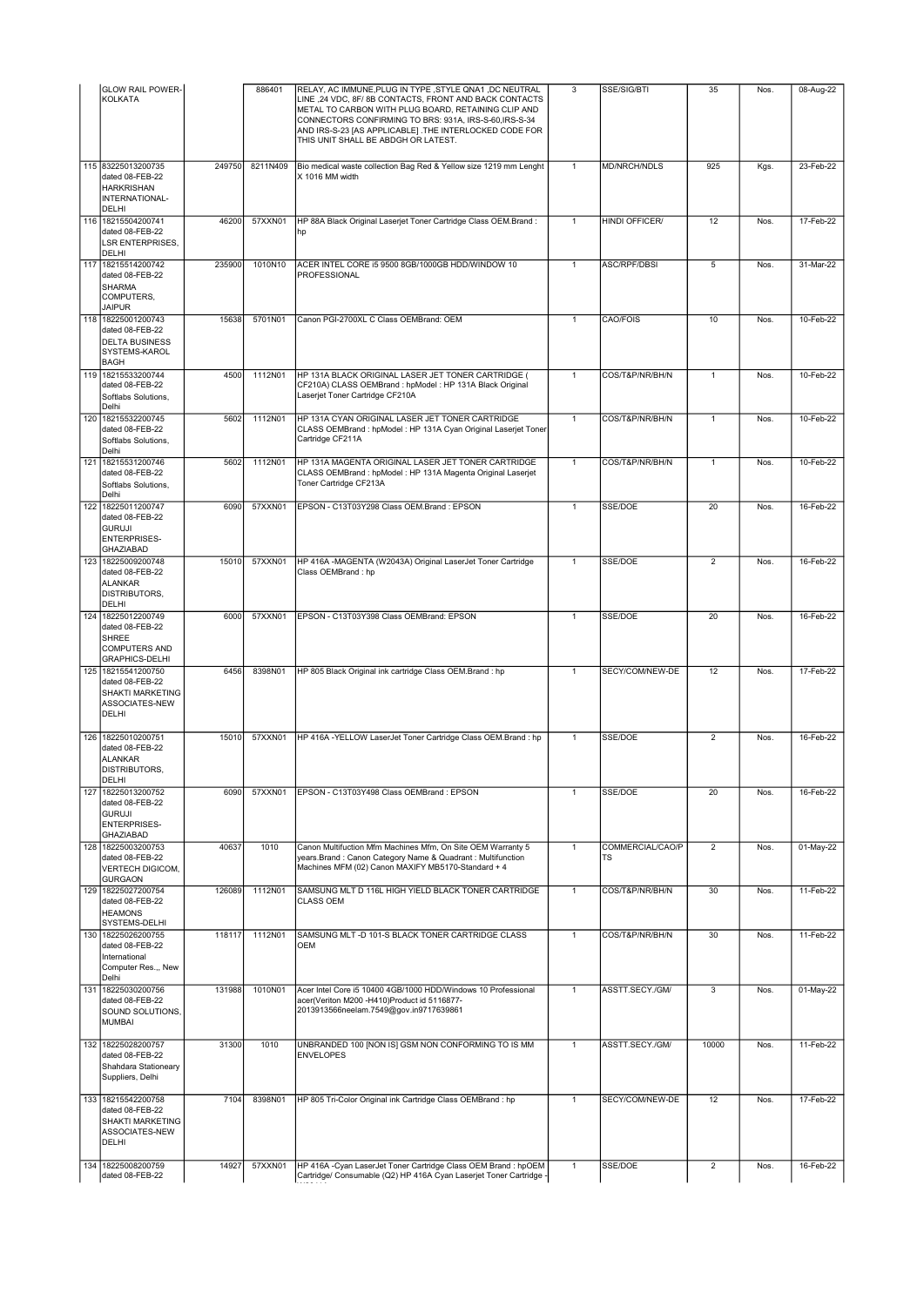| | | | | | | | | | |
|---|---|---|---|---|---|---|---|---|---|
| | GLOW RAIL POWER-KOLKATA | | 886401 | RELAY, AC IMMUNE,PLUG IN TYPE ,STYLE QNA1 ,DC NEUTRAL LINE ,24 VDC, 8F/ 8B CONTACTS, FRONT AND BACK CONTACTS METAL TO CARBON WITH PLUG BOARD, RETAINING CLIP AND CONNECTORS CONFIRMING TO BRS: 931A, IRS-S-60,IRS-S-34 AND IRS-S-23 [AS APPLICABLE] .THE INTERLOCKED CODE FOR THIS UNIT SHALL BE ABDGH OR LATEST. | 3 | SSE/SIG/BTI | 35 | Nos. | 08-Aug-22 |
| 115 | 83225013200735 dated 08-FEB-22 HARKRISHAN INTERNATIONAL-DELHI | 249750 | 8211N409 | Bio medical waste collection Bag Red & Yellow size 1219 mm Lenght X 1016 MM width | 1 | MD/NRCH/NDLS | 925 | Kgs. | 23-Feb-22 |
| 116 | 18215504200741 dated 08-FEB-22 LSR ENTERPRISES, DELHI | 46200 | 57XXN01 | HP 88A Black Original Laserjet Toner Cartridge Class OEM.Brand : hp | 1 | HINDI OFFICER/ | 12 | Nos. | 17-Feb-22 |
| 117 | 18215514200742 dated 08-FEB-22 SHARMA COMPUTERS, JAIPUR | 235900 | 1010N10 | ACER INTEL CORE i5 9500 8GB/1000GB HDD/WINDOW 10 PROFESSIONAL | 1 | ASC/RPF/DBSI | 5 | Nos. | 31-Mar-22 |
| 118 | 18225001200743 dated 08-FEB-22 DELTA BUSINESS SYSTEMS-KAROL BAGH | 15638 | 5701N01 | Canon PGI-2700XL C Class OEMBrand: OEM | 1 | CAO/FOIS | 10 | Nos. | 10-Feb-22 |
| 119 | 18215533200744 dated 08-FEB-22 Softlabs Solutions, Delhi | 4500 | 1112N01 | HP 131A BLACK ORIGINAL LASER JET TONER CARTRIDGE ( CF210A) CLASS OEMBrand : hpModel : HP 131A Black Original Laserjet Toner Cartridge CF210A | 1 | COS/T&P/NR/BH/N | 1 | Nos. | 10-Feb-22 |
| 120 | 18215532200745 dated 08-FEB-22 Softlabs Solutions, Delhi | 5602 | 1112N01 | HP 131A CYAN ORIGINAL LASER JET TONER CARTRIDGE CLASS OEMBrand : hpModel : HP 131A Cyan Original Laserjet Toner Cartridge CF211A | 1 | COS/T&P/NR/BH/N | 1 | Nos. | 10-Feb-22 |
| 121 | 18215531200746 dated 08-FEB-22 Softlabs Solutions, Delhi | 5602 | 1112N01 | HP 131A MAGENTA ORIGINAL LASER JET TONER CARTRIDGE CLASS OEMBrand : hpModel : HP 131A Magenta Original Laserjet Toner Cartridge CF213A | 1 | COS/T&P/NR/BH/N | 1 | Nos. | 10-Feb-22 |
| 122 | 18225011200747 dated 08-FEB-22 GURUJI ENTERPRISES-GHAZIABAD | 6090 | 57XXN01 | EPSON - C13T03Y298 Class OEM.Brand : EPSON | 1 | SSE/DOE | 20 | Nos. | 16-Feb-22 |
| 123 | 18225009200748 dated 08-FEB-22 ALANKAR DISTRIBUTORS, DELHI | 15010 | 57XXN01 | HP 416A -MAGENTA (W2043A) Original LaserJet Toner Cartridge Class OEMBrand : hp | 1 | SSE/DOE | 2 | Nos. | 16-Feb-22 |
| 124 | 18225012200749 dated 08-FEB-22 SHREE COMPUTERS AND GRAPHICS-DELHI | 6000 | 57XXN01 | EPSON - C13T03Y398 Class OEMBrand: EPSON | 1 | SSE/DOE | 20 | Nos. | 16-Feb-22 |
| 125 | 18215541200750 dated 08-FEB-22 SHAKTI MARKETING ASSOCIATES-NEW DELHI | 6456 | 8398N01 | HP 805 Black Original ink cartridge Class OEM.Brand : hp | 1 | SECY/COM/NEW-DE | 12 | Nos. | 17-Feb-22 |
| 126 | 18225010200751 dated 08-FEB-22 ALANKAR DISTRIBUTORS, DELHI | 15010 | 57XXN01 | HP 416A -YELLOW LaserJet Toner Cartridge Class OEM.Brand : hp | 1 | SSE/DOE | 2 | Nos. | 16-Feb-22 |
| 127 | 18225013200752 dated 08-FEB-22 GURUJI ENTERPRISES-GHAZIABAD | 6090 | 57XXN01 | EPSON - C13T03Y498 Class OEMBrand : EPSON | 1 | SSE/DOE | 20 | Nos. | 16-Feb-22 |
| 128 | 18225003200753 dated 08-FEB-22 VERTECH DIGICOM, GURGAON | 40637 | 1010 | Canon Multifuction Mfm Machines Mfm, On Site OEM Warranty 5 years.Brand : Canon Category Name & Quadrant : Multifunction Machines MFM (02) Canon MAXIFY MB5170-Standard + 4 | 1 | COMMERCIAL/CAO/PTS | 2 | Nos. | 01-May-22 |
| 129 | 18225027200754 dated 08-FEB-22 HEAMONS SYSTEMS-DELHI | 126089 | 1112N01 | SAMSUNG MLT D 116L HIGH YIELD BLACK TONER CARTRIDGE CLASS OEM | 1 | COS/T&P/NR/BH/N | 30 | Nos. | 11-Feb-22 |
| 130 | 18225026200755 dated 08-FEB-22 International Computer Res.,, New Delhi | 118117 | 1112N01 | SAMSUNG MLT -D 101-S BLACK TONER CARTRIDGE CLASS OEM | 1 | COS/T&P/NR/BH/N | 30 | Nos. | 11-Feb-22 |
| 131 | 18225030200756 dated 08-FEB-22 SOUND SOLUTIONS, MUMBAI | 131988 | 1010N01 | Acer Intel Core i5 10400 4GB/1000 HDD/Windows 10 Professional acer(Veriton M200 -H410)Product id 5116877-2013913566neelam.7549@gov.in9717639861 | 1 | ASSTT.SECY./GM/ | 3 | Nos. | 01-May-22 |
| 132 | 18225028200757 dated 08-FEB-22 Shahdara Stationeary Suppliers, Delhi | 31300 | 1010 | UNBRANDED 100 [NON IS] GSM NON CONFORMING TO IS MM ENVELOPES | 1 | ASSTT.SECY./GM/ | 10000 | Nos. | 11-Feb-22 |
| 133 | 18215542200758 dated 08-FEB-22 SHAKTI MARKETING ASSOCIATES-NEW DELHI | 7104 | 8398N01 | HP 805 Tri-Color Original ink Cartridge Class OEMBrand : hp | 1 | SECY/COM/NEW-DE | 12 | Nos. | 17-Feb-22 |
| 134 | 18225008200759 dated 08-FEB-22 | 14927 | 57XXN01 | HP 416A -Cyan LaserJet Toner Cartridge Class OEM Brand : hpOEM Cartridge/ Consumable (Q2) HP 416A Cyan Laserjet Toner Cartridge - | 1 | SSE/DOE | 2 | Nos. | 16-Feb-22 |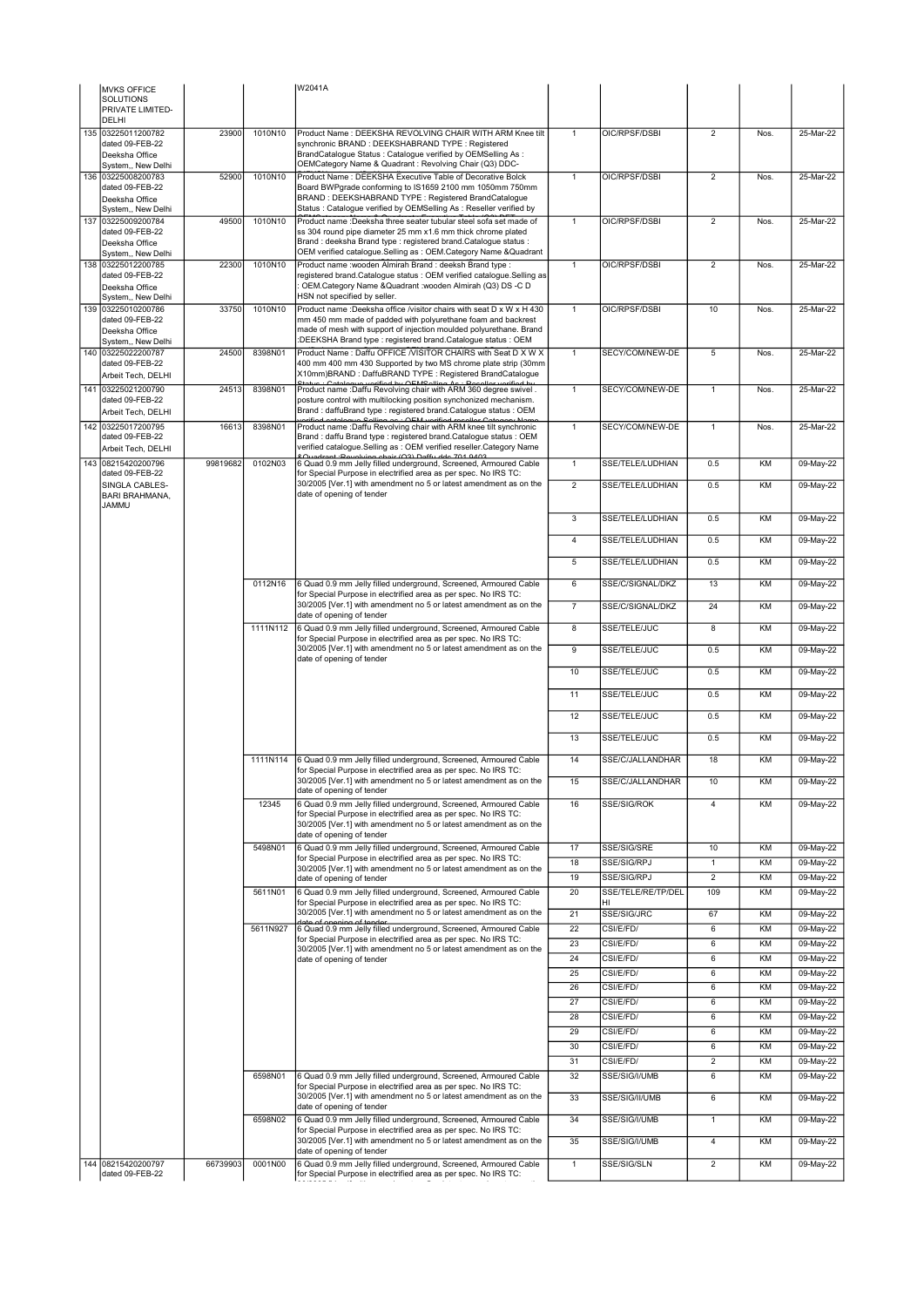| | | | | | | | | | |
|---|---|---|---|---|---|---|---|---|---|
| | MVKS OFFICE SOLUTIONS PRIVATE LIMITED-DELHI | | | W2041A | | | | | |
| 135 | 03225011200782 dated 09-FEB-22 Deeksha Office System,, New Delhi | 23900 | 1010N10 | Product Name : DEEKSHA REVOLVING CHAIR WITH ARM Knee tilt synchronic BRAND : DEEKSHABRAND TYPE : Registered BrandCatalogue Status : Catalogue verified by OEMSelling As : OEMCategory Name & Quadrant : Revolving Chair (Q3) DDC- | 1 | OIC/RPSF/DSBI | 2 | Nos. | 25-Mar-22 |
| 136 | 03225008200783 dated 09-FEB-22 Deeksha Office System,, New Delhi | 52900 | 1010N10 | Product Name : DEEKSHA Executive Table of Decorative Bolck Board BWPgrade conforming to IS1659 2100 mm 1050mm 750mm BRAND : DEEKSHABRAND TYPE : Registered BrandCatalogue Status : Catalogue verified by OEMSelling As : Reseller verified by | 1 | OIC/RPSF/DSBI | 2 | Nos. | 25-Mar-22 |
| 137 | 03225009200784 dated 09-FEB-22 Deeksha Office System,, New Delhi | 49500 | 1010N10 | Product name :Deeksha three seater tubular steel sofa set made of ss 304 round pipe diameter 25 mm x1.6 mm thick chrome plated Brand : deeksha Brand type : registered brand.Catalogue status : OEM verified catalogue.Selling as : OEM.Category Name &Quadrant | 1 | OIC/RPSF/DSBI | 2 | Nos. | 25-Mar-22 |
| 138 | 03225012200785 dated 09-FEB-22 Deeksha Office System,, New Delhi | 22300 | 1010N10 | Product name :wooden Almirah Brand : deeksh Brand type : registered brand.Catalogue status : OEM verified catalogue.Selling as : OEM.Category Name &Quadrant :wooden Almirah (Q3) DS -C D HSN not specified by seller. | 1 | OIC/RPSF/DSBI | 2 | Nos. | 25-Mar-22 |
| 139 | 03225010200786 dated 09-FEB-22 Deeksha Office System,, New Delhi | 33750 | 1010N10 | Product name :Deeksha office /visitor chairs with seat D x W x H 430 mm 450 mm made of padded with polyurethane foam and backrest made of mesh with support of injection moulded polyurethane. Brand :DEEKSHA Brand type : registered brand.Catalogue status : OEM | 1 | OIC/RPSF/DSBI | 10 | Nos. | 25-Mar-22 |
| 140 | 03225022200787 dated 09-FEB-22 Arbeit Tech, DELHI | 24500 | 8398N01 | Product Name : Daffu OFFICE /VISITOR CHAIRS with Seat D X W X 400 mm 400 mm 430 Supported by two MS chrome plate strip (30mm X10mm)BRAND : DaffuBRAND TYPE : Registered BrandCatalogue Status : Catalogue verified by OEMSelling As : Reseller verified by | 1 | SECY/COM/NEW-DE | 5 | Nos. | 25-Mar-22 |
| 141 | 03225021200790 dated 09-FEB-22 Arbeit Tech, DELHI | 24513 | 8398N01 | Product name :Daffu Revolving chair with ARM 360 degree swivel , posture control with multilocking position synchonized mechanism. Brand : daffuBrand type : registered brand.Catalogue status : OEM verified catalogue.Selling as : OEM verified reseller.Category Name | 1 | SECY/COM/NEW-DE | 1 | Nos. | 25-Mar-22 |
| 142 | 03225017200795 dated 09-FEB-22 Arbeit Tech, DELHI | 16613 | 8398N01 | Product name :Daffu Revolving chair with ARM knee tilt synchronic Brand : daffu Brand type : registered brand.Catalogue status : OEM verified catalogue.Selling as : OEM verified reseller.Category Name &Quadrant :Revolving chair (Q3) Daffu dds 701 0403 | 1 | SECY/COM/NEW-DE | 1 | Nos. | 25-Mar-22 |
| 143 | 08215420200796 dated 09-FEB-22 SINGLA CABLES-BARI BRAHMANA, JAMMU | 99819682 | 0102N03 | 6 Quad 0.9 mm Jelly filled underground, Screened, Armoured Cable for Special Purpose in electrified area as per spec. No IRS TC: 30/2005 [Ver.1] with amendment no 5 or latest amendment as on the date of opening of tender | 1 | SSE/TELE/LUDHIAN | 0.5 | KM | 09-May-22 |
| | | | | | 2 | SSE/TELE/LUDHIAN | 0.5 | KM | 09-May-22 |
| | | | | | 3 | SSE/TELE/LUDHIAN | 0.5 | KM | 09-May-22 |
| | | | | | 4 | SSE/TELE/LUDHIAN | 0.5 | KM | 09-May-22 |
| | | | | | 5 | SSE/TELE/LUDHIAN | 0.5 | KM | 09-May-22 |
| | | | 0112N16 | 6 Quad 0.9 mm Jelly filled underground, Screened, Armoured Cable for Special Purpose in electrified area as per spec. No IRS TC: 30/2005 [Ver.1] with amendment no 5 or latest amendment as on the date of opening of tender | 6 | SSE/C/SIGNAL/DKZ | 13 | KM | 09-May-22 |
| | | | | | 7 | SSE/C/SIGNAL/DKZ | 24 | KM | 09-May-22 |
| | | | 1111N112 | 6 Quad 0.9 mm Jelly filled underground, Screened, Armoured Cable for Special Purpose in electrified area as per spec. No IRS TC: 30/2005 [Ver.1] with amendment no 5 or latest amendment as on the date of opening of tender | 8 | SSE/TELE/JUC | 8 | KM | 09-May-22 |
| | | | | | 9 | SSE/TELE/JUC | 0.5 | KM | 09-May-22 |
| | | | | | 10 | SSE/TELE/JUC | 0.5 | KM | 09-May-22 |
| | | | | | 11 | SSE/TELE/JUC | 0.5 | KM | 09-May-22 |
| | | | | | 12 | SSE/TELE/JUC | 0.5 | KM | 09-May-22 |
| | | | | | 13 | SSE/TELE/JUC | 0.5 | KM | 09-May-22 |
| | | | 1111N114 | 6 Quad 0.9 mm Jelly filled underground, Screened, Armoured Cable for Special Purpose in electrified area as per spec. No IRS TC: 30/2005 [Ver.1] with amendment no 5 or latest amendment as on the date of opening of tender | 14 | SSE/C/JALLANDHAR | 18 | KM | 09-May-22 |
| | | | | | 15 | SSE/C/JALLANDHAR | 10 | KM | 09-May-22 |
| | | | 12345 | 6 Quad 0.9 mm Jelly filled underground, Screened, Armoured Cable for Special Purpose in electrified area as per spec. No IRS TC: 30/2005 [Ver.1] with amendment no 5 or latest amendment as on the date of opening of tender | 16 | SSE/SIG/ROK | 4 | KM | 09-May-22 |
| | | | 5498N01 | 6 Quad 0.9 mm Jelly filled underground, Screened, Armoured Cable for Special Purpose in electrified area as per spec. No IRS TC: 30/2005 [Ver.1] with amendment no 5 or latest amendment as on the date of opening of tender | 17 | SSE/SIG/SRE | 10 | KM | 09-May-22 |
| | | | | | 18 | SSE/SIG/RPJ | 1 | KM | 09-May-22 |
| | | | | | 19 | SSE/SIG/RPJ | 2 | KM | 09-May-22 |
| | | | 5611N01 | 6 Quad 0.9 mm Jelly filled underground, Screened, Armoured Cable for Special Purpose in electrified area as per spec. No IRS TC: 30/2005 [Ver.1] with amendment no 5 or latest amendment as on the date of opening of tender | 20 | SSE/TELE/RE/TP/DELHI | 109 | KM | 09-May-22 |
| | | | | | 21 | SSE/SIG/JRC | 67 | KM | 09-May-22 |
| | | | 5611N927 | 6 Quad 0.9 mm Jelly filled underground, Screened, Armoured Cable for Special Purpose in electrified area as per spec. No IRS TC: 30/2005 [Ver.1] with amendment no 5 or latest amendment as on the date of opening of tender | 22 | CSI/E/FD/ | 6 | KM | 09-May-22 |
| | | | | | 23 | CSI/E/FD/ | 6 | KM | 09-May-22 |
| | | | | | 24 | CSI/E/FD/ | 6 | KM | 09-May-22 |
| | | | | | 25 | CSI/E/FD/ | 6 | KM | 09-May-22 |
| | | | | | 26 | CSI/E/FD/ | 6 | KM | 09-May-22 |
| | | | | | 27 | CSI/E/FD/ | 6 | KM | 09-May-22 |
| | | | | | 28 | CSI/E/FD/ | 6 | KM | 09-May-22 |
| | | | | | 29 | CSI/E/FD/ | 6 | KM | 09-May-22 |
| | | | | | 30 | CSI/E/FD/ | 6 | KM | 09-May-22 |
| | | | | | 31 | CSI/E/FD/ | 2 | KM | 09-May-22 |
| | | | 6598N01 | 6 Quad 0.9 mm Jelly filled underground, Screened, Armoured Cable for Special Purpose in electrified area as per spec. No IRS TC: 30/2005 [Ver.1] with amendment no 5 or latest amendment as on the date of opening of tender | 32 | SSE/SIG/I/UMB | 6 | KM | 09-May-22 |
| | | | | | 33 | SSE/SIG/II/UMB | 6 | KM | 09-May-22 |
| | | | 6598N02 | 6 Quad 0.9 mm Jelly filled underground, Screened, Armoured Cable for Special Purpose in electrified area as per spec. No IRS TC: 30/2005 [Ver.1] with amendment no 5 or latest amendment as on the date of opening of tender | 34 | SSE/SIG/I/UMB | 1 | KM | 09-May-22 |
| | | | | | 35 | SSE/SIG/I/UMB | 4 | KM | 09-May-22 |
| 144 | 08215420200797 dated 09-FEB-22 | 66739903 | 0001N00 | 6 Quad 0.9 mm Jelly filled underground, Screened, Armoured Cable for Special Purpose in electrified area as per spec. No IRS TC: | 1 | SSE/SIG/SLN | 2 | KM | 09-May-22 |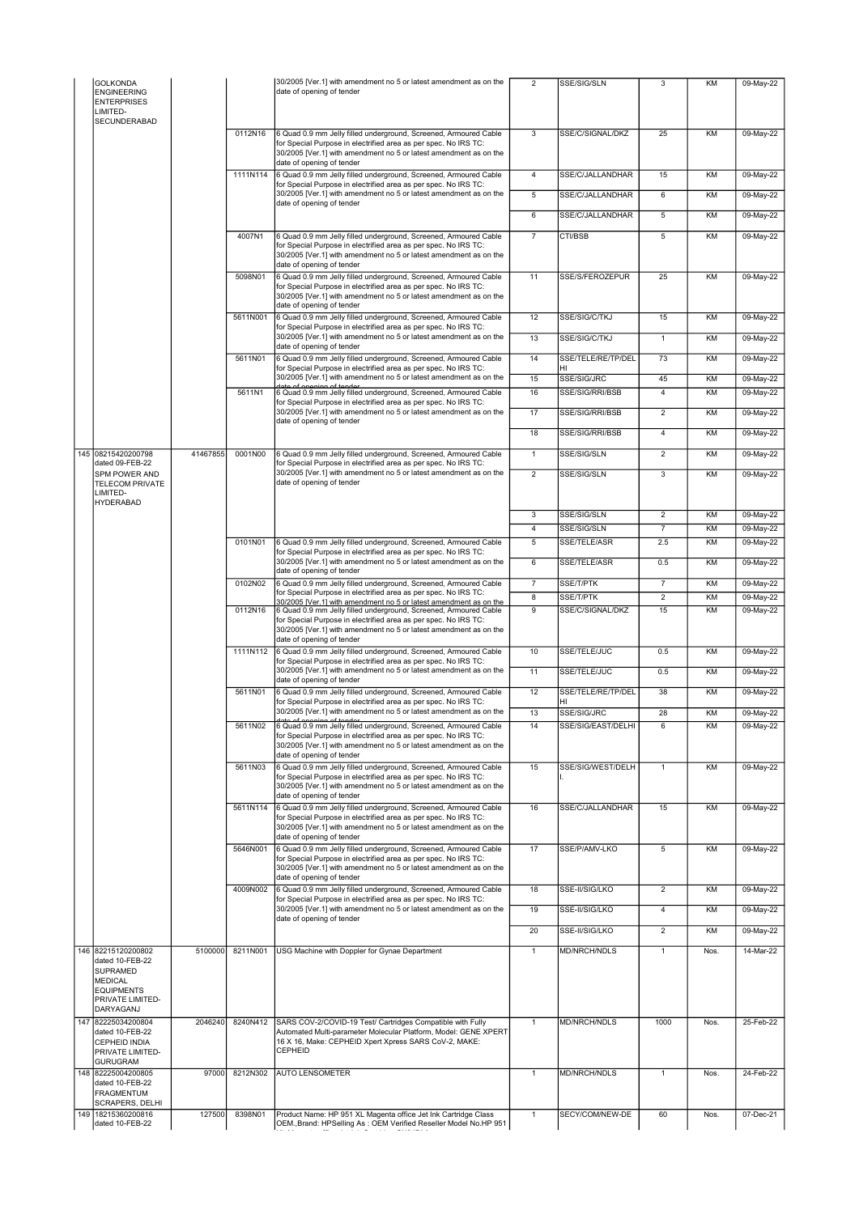| | | | | | | | | | |
|---|---|---|---|---|---|---|---|---|---|
| | GOLKONDA ENGINEERING ENTERPRISES LIMITED-SECUNDERABAD | | | 30/2005 [Ver.1] with amendment no 5 or latest amendment as on the date of opening of tender | 2 | SSE/SIG/SLN | 3 | KM | 09-May-22 |
| | | | 0112N16 | 6 Quad 0.9 mm Jelly filled underground, Screened, Armoured Cable for Special Purpose in electrified area as per spec. No IRS TC: 30/2005 [Ver.1] with amendment no 5 or latest amendment as on the date of opening of tender | 3 | SSE/C/SIGNAL/DKZ | 25 | KM | 09-May-22 |
| | | | 1111N114 | 6 Quad 0.9 mm Jelly filled underground, Screened, Armoured Cable for Special Purpose in electrified area as per spec. No IRS TC: 30/2005 [Ver.1] with amendment no 5 or latest amendment as on the date of opening of tender | 4 | SSE/C/JALLANDHAR | 15 | KM | 09-May-22 |
| | | | | | 5 | SSE/C/JALLANDHAR | 6 | KM | 09-May-22 |
| | | | | | 6 | SSE/C/JALLANDHAR | 5 | KM | 09-May-22 |
| | | | 4007N1 | 6 Quad 0.9 mm Jelly filled underground, Screened, Armoured Cable for Special Purpose in electrified area as per spec. No IRS TC: 30/2005 [Ver.1] with amendment no 5 or latest amendment as on the date of opening of tender | 7 | CTI/BSB | 5 | KM | 09-May-22 |
| | | | 5098N01 | 6 Quad 0.9 mm Jelly filled underground, Screened, Armoured Cable for Special Purpose in electrified area as per spec. No IRS TC: 30/2005 [Ver.1] with amendment no 5 or latest amendment as on the date of opening of tender | 11 | SSE/S/FEROZEPUR | 25 | KM | 09-May-22 |
| | | | 5611N001 | 6 Quad 0.9 mm Jelly filled underground, Screened, Armoured Cable for Special Purpose in electrified area as per spec. No IRS TC: 30/2005 [Ver.1] with amendment no 5 or latest amendment as on the date of opening of tender | 12 | SSE/SIG/C/TKJ | 15 | KM | 09-May-22 |
| | | | | | 13 | SSE/SIG/C/TKJ | 1 | KM | 09-May-22 |
| | | | 5611N01 | 6 Quad 0.9 mm Jelly filled underground, Screened, Armoured Cable for Special Purpose in electrified area as per spec. No IRS TC: 30/2005 [Ver.1] with amendment no 5 or latest amendment as on the date of opening of tender | 14 | SSE/TELE/RE/TP/DELHI | 73 | KM | 09-May-22 |
| | | | | | 15 | SSE/SIG/JRC | 45 | KM | 09-May-22 |
| | | | 5611N1 | 6 Quad 0.9 mm Jelly filled underground, Screened, Armoured Cable for Special Purpose in electrified area as per spec. No IRS TC: 30/2005 [Ver.1] with amendment no 5 or latest amendment as on the date of opening of tender | 16 | SSE/SIG/RRI/BSB | 4 | KM | 09-May-22 |
| | | | | | 17 | SSE/SIG/RRI/BSB | 2 | KM | 09-May-22 |
| | | | | | 18 | SSE/SIG/RRI/BSB | 4 | KM | 09-May-22 |
| 145 | 08215420200798 dated 09-FEB-22 SPM POWER AND TELECOM PRIVATE LIMITED-HYDERABAD | 41467855 | 0001N00 | 6 Quad 0.9 mm Jelly filled underground, Screened, Armoured Cable for Special Purpose in electrified area as per spec. No IRS TC: 30/2005 [Ver.1] with amendment no 5 or latest amendment as on the date of opening of tender | 1 | SSE/SIG/SLN | 2 | KM | 09-May-22 |
| | | | | | 2 | SSE/SIG/SLN | 3 | KM | 09-May-22 |
| | | | | | 3 | SSE/SIG/SLN | 2 | KM | 09-May-22 |
| | | | | | 4 | SSE/SIG/SLN | 7 | KM | 09-May-22 |
| | | | 0101N01 | 6 Quad 0.9 mm Jelly filled underground, Screened, Armoured Cable for Special Purpose in electrified area as per spec. No IRS TC: 30/2005 [Ver.1] with amendment no 5 or latest amendment as on the date of opening of tender | 5 | SSE/TELE/ASR | 2.5 | KM | 09-May-22 |
| | | | | | 6 | SSE/TELE/ASR | 0.5 | KM | 09-May-22 |
| | | | 0102N02 | 6 Quad 0.9 mm Jelly filled underground, Screened, Armoured Cable for Special Purpose in electrified area as per spec. No IRS TC: 30/2005 [Ver.1] with amendment no 5 or latest amendment as on the | 7 | SSE/T/PTK | 7 | KM | 09-May-22 |
| | | | | | 8 | SSE/T/PTK | 2 | KM | 09-May-22 |
| | | | 0112N16 | 6 Quad 0.9 mm Jelly filled underground, Screened, Armoured Cable for Special Purpose in electrified area as per spec. No IRS TC: 30/2005 [Ver.1] with amendment no 5 or latest amendment as on the date of opening of tender | 9 | SSE/C/SIGNAL/DKZ | 15 | KM | 09-May-22 |
| | | | 1111N112 | 6 Quad 0.9 mm Jelly filled underground, Screened, Armoured Cable for Special Purpose in electrified area as per spec. No IRS TC: 30/2005 [Ver.1] with amendment no 5 or latest amendment as on the date of opening of tender | 10 | SSE/TELE/JUC | 0.5 | KM | 09-May-22 |
| | | | | | 11 | SSE/TELE/JUC | 0.5 | KM | 09-May-22 |
| | | | 5611N01 | 6 Quad 0.9 mm Jelly filled underground, Screened, Armoured Cable for Special Purpose in electrified area as per spec. No IRS TC: 30/2005 [Ver.1] with amendment no 5 or latest amendment as on the date of opening of tender | 12 | SSE/TELE/RE/TP/DELHI | 38 | KM | 09-May-22 |
| | | | | | 13 | SSE/SIG/JRC | 28 | KM | 09-May-22 |
| | | | 5611N02 | 6 Quad 0.9 mm Jelly filled underground, Screened, Armoured Cable for Special Purpose in electrified area as per spec. No IRS TC: 30/2005 [Ver.1] with amendment no 5 or latest amendment as on the date of opening of tender | 14 | SSE/SIG/EAST/DELHI | 6 | KM | 09-May-22 |
| | | | 5611N03 | 6 Quad 0.9 mm Jelly filled underground, Screened, Armoured Cable for Special Purpose in electrified area as per spec. No IRS TC: 30/2005 [Ver.1] with amendment no 5 or latest amendment as on the date of opening of tender | 15 | SSE/SIG/WEST/DELHI. | 1 | KM | 09-May-22 |
| | | | 5611N114 | 6 Quad 0.9 mm Jelly filled underground, Screened, Armoured Cable for Special Purpose in electrified area as per spec. No IRS TC: 30/2005 [Ver.1] with amendment no 5 or latest amendment as on the date of opening of tender | 16 | SSE/C/JALLANDHAR | 15 | KM | 09-May-22 |
| | | | 5646N001 | 6 Quad 0.9 mm Jelly filled underground, Screened, Armoured Cable for Special Purpose in electrified area as per spec. No IRS TC: 30/2005 [Ver.1] with amendment no 5 or latest amendment as on the date of opening of tender | 17 | SSE/P/AMV-LKO | 5 | KM | 09-May-22 |
| | | | 4009N002 | 6 Quad 0.9 mm Jelly filled underground, Screened, Armoured Cable for Special Purpose in electrified area as per spec. No IRS TC: 30/2005 [Ver.1] with amendment no 5 or latest amendment as on the date of opening of tender | 18 | SSE-II/SIG/LKO | 2 | KM | 09-May-22 |
| | | | | | 19 | SSE-II/SIG/LKO | 4 | KM | 09-May-22 |
| | | | | | 20 | SSE-II/SIG/LKO | 2 | KM | 09-May-22 |
| 146 | 82215120200802 dated 10-FEB-22 SUPRAMED MEDICAL EQUIPMENTS PRIVATE LIMITED-DARYAGANJ | 5100000 | 8211N001 | USG Machine with Doppler for Gynae Department | 1 | MD/NRCH/NDLS | 1 | Nos. | 14-Mar-22 |
| 147 | 82225034200804 dated 10-FEB-22 CEPHEID INDIA PRIVATE LIMITED-GURUGRAM | 2046240 | 8240N412 | SARS COV-2/COVID-19 Test/ Cartridges Compatible with Fully Automated Multi-parameter Molecular Platform, Model: GENE XPERT 16 X 16, Make: CEPHEID Xpert Xpress SARS CoV-2, MAKE: CEPHEID | 1 | MD/NRCH/NDLS | 1000 | Nos. | 25-Feb-22 |
| 148 | 82225004200805 dated 10-FEB-22 FRAGMENTUM SCRAPERS, DELHI | 97000 | 8212N302 | AUTO LENSOMETER | 1 | MD/NRCH/NDLS | 1 | Nos. | 24-Feb-22 |
| 149 | 18215360200816 dated 10-FEB-22 | 127500 | 8398N01 | Product Name: HP 951 XL Magenta office Jet Ink Cartridge Class OEM.,Brand: HPSelling As : OEM Verified Reseller Model No.HP 951 | 1 | SECY/COM/NEW-DE | 60 | Nos. | 07-Dec-21 |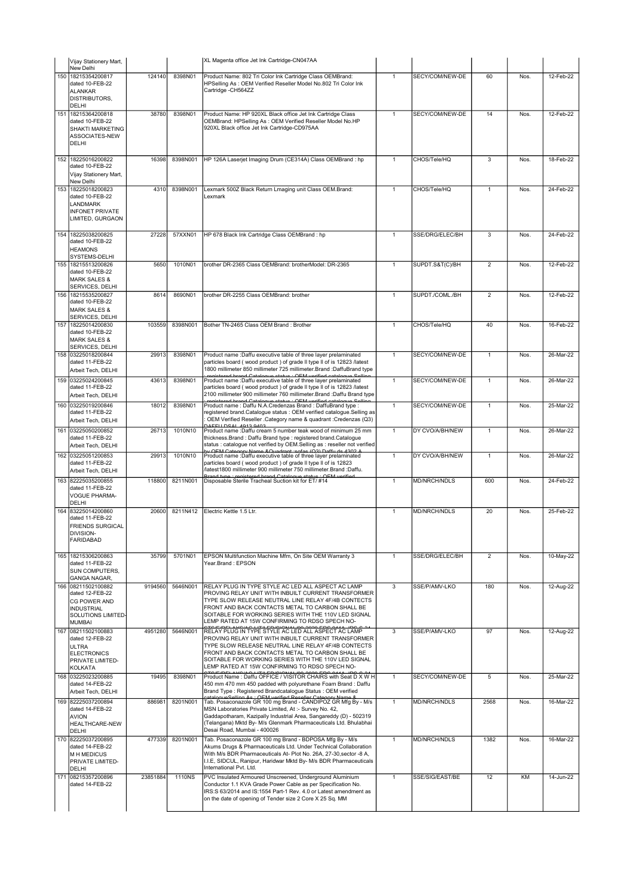| | | | | | | | | | |
|---|---|---|---|---|---|---|---|---|---|
| | Vijay Stationery Mart, New Delhi | | | XL Magenta office Jet Ink Cartridge-CN047AA | | | | | |
| 150 | 18215354200817 dated 10-FEB-22 ALANKAR DISTRIBUTORS, DELHI | 124140 | 8398N01 | Product Name: 802 Tri Color Ink Cartridge Class OEMBrand: HPSelling As : OEM Verified Reseller Model No.802 Tri Color Ink Cartridge -CH564ZZ | 1 | SECY/COM/NEW-DE | 60 | Nos. | 12-Feb-22 |
| 151 | 18215364200818 dated 10-FEB-22 SHAKTI MARKETING ASSOCIATES-NEW DELHI | 38780 | 8398N01 | Product Name: HP 920XL Black office Jet Ink Cartridge Class OEMBrand: HPSelling As : OEM Verified Reseller Model No.HP 920XL Black office Jet Ink Cartridge-CD975AA | 1 | SECY/COM/NEW-DE | 14 | Nos. | 12-Feb-22 |
| 152 | 18225016200822 dated 10-FEB-22 Vijay Stationery Mart, New Delhi | 16398 | 8398N001 | HP 126A Laserjet Imaging Drum (CE314A) Class OEMBrand : hp | 1 | CHOS/Tele/HQ | 3 | Nos. | 18-Feb-22 |
| 153 | 18225018200823 dated 10-FEB-22 LANDMARK INFONET PRIVATE LIMITED, GURGAON | 4310 | 8398N001 | Lexmark 500Z Black Return Lmaging unit Class OEM.Brand: Lexmark | 1 | CHOS/Tele/HQ | 1 | Nos. | 24-Feb-22 |
| 154 | 18225038200825 dated 10-FEB-22 HEAMONS SYSTEMS-DELHI | 27228 | 57XXN01 | HP 678 Black Ink Cartridge Class OEMBrand : hp | 1 | SSE/DRG/ELEC/BH | 3 | Nos. | 24-Feb-22 |
| 155 | 18215513200826 dated 10-FEB-22 MARK SALES & SERVICES, DELHI | 5650 | 1010N01 | brother DR-2365 Class OEMBrand: brotherModel: DR-2365 | 1 | SUPDT.S&T(C)/BH | 2 | Nos. | 12-Feb-22 |
| 156 | 18215535200827 dated 10-FEB-22 MARK SALES & SERVICES, DELHI | 8614 | 8690N01 | brother DR-2255 Class OEMBrand: brother | 1 | SUPDT./COML./BH | 2 | Nos. | 12-Feb-22 |
| 157 | 18225014200830 dated 10-FEB-22 MARK SALES & SERVICES, DELHI | 103559 | 8398N001 | Bother TN-2465 Class OEM Brand : Brother | 1 | CHOS/Tele/HQ | 40 | Nos. | 16-Feb-22 |
| 158 | 03225018200844 dated 11-FEB-22 Arbeit Tech, DELHI | 29913 | 8398N01 | Product name :Daffu executive table of three layer prelaminated particles board ( wood product ) of grade ll type ll of is 12823 /latest 1800 millimeter 850 millimeter 725 millimeter.Brand :DaffuBrand type : registered brand Catalogue status : OEM verified catalogue Selling | 1 | SECY/COM/NEW-DE | 1 | Nos. | 26-Mar-22 |
| 159 | 03225024200845 dated 11-FEB-22 Arbeit Tech, DELHI | 43613 | 8398N01 | Product name :Daffu executive table of three layer prelaminated particles board ( wood product ) of grade ll type ll of is 12823 /latest 2100 millimeter 900 millimeter 760 millimeter.Brand :Daffu Brand type : registered brand Catalogue status : OEM verified catalogue Selling | 1 | SECY/COM/NEW-DE | 1 | Nos. | 26-Mar-22 |
| 160 | 03225019200846 dated 11-FEB-22 Arbeit Tech, DELHI | 18012 | 8398N01 | Product name : Daffu N.A.Credenzas Brand : DaffuBrand type : registered brand.Catalogue status : OEM verified catalogue.Selling as : OEM Verified Reseller .Category name & quadrant :Credenzas (Q3) DAFFU DSAL 4012 0402 | 1 | SECY/COM/NEW-DE | 1 | Nos. | 25-Mar-22 |
| 161 | 03225050200852 dated 11-FEB-22 Arbeit Tech, DELHI | 26713 | 1010N10 | Product name :Daffu cream 5 number teak wood of minimum 25 mm thickness.Brand : Daffu Brand type : registered brand.Catalogue status : catalogue not verified by OEM.Selling as : reseller not verified by OEM Category Name &Quadrant :sofas (Q3) Daffu ds 4302 A | 1 | DY CVO/A/BH/NEW | 1 | Nos. | 26-Mar-22 |
| 162 | 03225051200853 dated 11-FEB-22 Arbeit Tech, DELHI | 29913 | 1010N10 | Product name :Daffu executive table of three layer prelaminated particles board ( wood product ) of grade ll type ll of is 12823 /latest1800 millimeter 900 millimeter 750 millimeter.Brand :Daffu. Brand type : registered brand Catalogue status : OEM verified | 1 | DY CVO/A/BH/NEW | 1 | Nos. | 26-Mar-22 |
| 163 | 82225035200855 dated 11-FEB-22 VOGUE PHARMA-DELHI | 118800 | 8211N001 | Disposable Sterile Tracheal Suction kit for ET/ #14 | 1 | MD/NRCH/NDLS | 600 | Nos. | 24-Feb-22 |
| 164 | 83225014200860 dated 11-FEB-22 FRIENDS SURGICAL DIVISION-FARIDABAD | 20600 | 8211N412 | Electric Kettle 1.5 Ltr. | 1 | MD/NRCH/NDLS | 20 | Nos. | 25-Feb-22 |
| 165 | 18215306200863 dated 11-FEB-22 SUN COMPUTERS, GANGA NAGAR, | 35799 | 5701N01 | EPSON Multifunction Machine Mfm, On Site OEM Warranty 3 Year.Brand : EPSON | 1 | SSE/DRG/ELEC/BH | 2 | Nos. | 10-May-22 |
| 166 | 08211502100882 dated 12-FEB-22 CG POWER AND INDUSTRIAL SOLUTIONS LIMITED-MUMBAI | 9194560 | 5646N001 | RELAY PLUG IN TYPE STYLE AC LED ALL ASPECT AC LAMP PROVING RELAY UNIT WITH INBUILT CURRENT TRANSFORMER TYPE SLOW RELEASE NEUTRAL LINE RELAY 4F/4B CONTECTS FRONT AND BACK CONTACTS METAL TO CARBON SHALL BE SOITABLE FOR WORKING SERIES WITH THE 110V LED SIGNAL LEMP RATED AT 15W CONFIRMING TO RDSO SPECH NO- | 3 | SSE/P/AMV-LKO | 180 | Nos. | 12-Aug-22 |
| 167 | 08211502100883 dated 12-FEB-22 ULTRA ELECTRONICS PRIVATE LIMITED-KOLKATA | 4951280 | 5646N001 | RELAY PLUG IN TYPE STYLE AC LED ALL ASPECT AC LAMP PROVING RELAY UNIT WITH INBUILT CURRENT TRANSFORMER TYPE SLOW RELEASE NEUTRAL LINE RELAY 4F/4B CONTECTS FRONT AND BACK CONTACTS METAL TO CARBON SHALL BE SOITABLE FOR WORKING SERIES WITH THE 110V LED SIGNAL LEMP RATED AT 15W CONFIRMING TO RDSO SPECH NO- | 3 | SSE/P/AMV-LKO | 97 | Nos. | 12-Aug-22 |
| 168 | 03225023200885 dated 14-FEB-22 Arbeit Tech, DELHI | 19495 | 8398N01 | Product Name : Daffu OFFICE / VISITOR CHAIRS with Seat D X W H 450 mm 470 mm 450 padded with polyurethane Foam Brand : Daffu Brand Type : Registered Brandcatalogue Status : OEM verified catalogueSelling As : OEM verified Reseller Category Name & | 1 | SECY/COM/NEW-DE | 5 | Nos. | 25-Mar-22 |
| 169 | 82225037200894 dated 14-FEB-22 AVION HEALTHCARE-NEW DELHI | 886981 | 8201N001 | Tab. Posaconazole GR 100 mg Brand - CANDIPOZ GR Mfg By - M/s MSN Laboratories Private Limited, At :- Survey No. 42, Gaddapotharam, Kazipally Industrial Area, Sangareddy (D) - 502319 (Telangana) Mktd By- M/s Glenmark Pharmaceuticals Ltd. Bhulabhai Desai Road, Mumbai - 400026 | 1 | MD/NRCH/NDLS | 2568 | Nos. | 16-Mar-22 |
| 170 | 82225037200895 dated 14-FEB-22 M H MEDICUS PRIVATE LIMITED-DELHI | 477339 | 8201N001 | Tab. Posaconazole GR 100 mg Brand - BDPOSA Mfg By - M/s Akums Drugs & Pharmaceuticals Ltd. Under Technical Collaboration With M/s BDR Pharmaceuticals At- Plot No. 26A, 27-30,sector -8 A, I.I.E, SIDCUL, Ranipur, Haridwar Mktd By- M/s BDR Pharmaceuticals International Pvt. Ltd. | 1 | MD/NRCH/NDLS | 1382 | Nos. | 16-Mar-22 |
| 171 | 08215357200896 dated 14-FEB-22 | 23851884 | 1110NS | PVC Insulated Armoured Unscreened, Underground Aluminium Conductor 1.1 KVA Grade Power Cable as per Specification No. IRS:S 63/2014 and IS:1554 Part-1 Rev. 4.0 or Latest amendment as on the date of opening of Tender size 2 Core X 25 Sq. MM | 1 | SSE/SIG/EAST/BE | 12 | KM | 14-Jun-22 |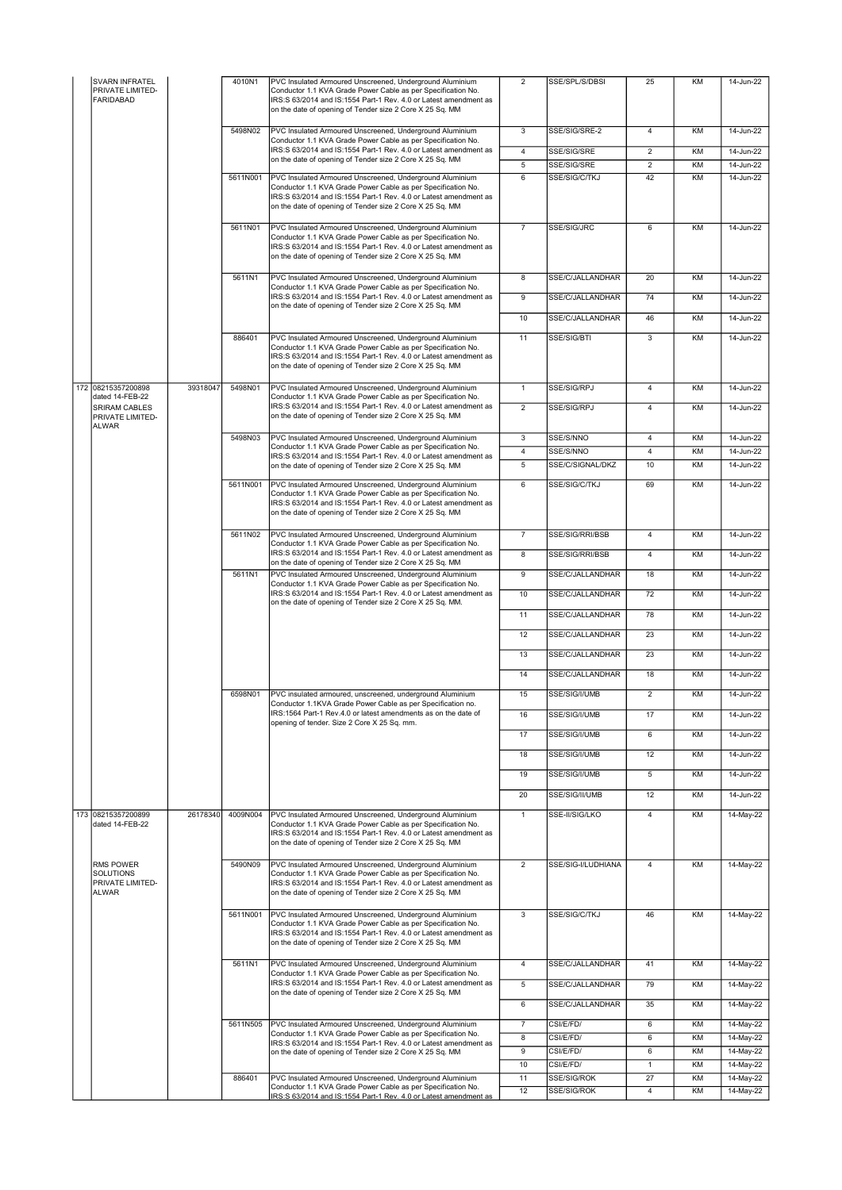| | | | | | | | | |
|---|---|---|---|---|---|---|---|---|
| | SVARN INFRATEL PRIVATE LIMITED-FARIDABAD | | 4010N1 | PVC Insulated Armoured Unscreened, Underground Aluminium Conductor 1.1 KVA Grade Power Cable as per Specification No. IRS:S 63/2014 and IS:1554 Part-1 Rev. 4.0 or Latest amendment as on the date of opening of Tender size 2 Core X 25 Sq. MM | 2 | SSE/SPL/S/DBSI | 25 | KM | 14-Jun-22 |
| | | | 5498N02 | PVC Insulated Armoured Unscreened, Underground Aluminium Conductor 1.1 KVA Grade Power Cable as per Specification No. IRS:S 63/2014 and IS:1554 Part-1 Rev. 4.0 or Latest amendment as on the date of opening of Tender size 2 Core X 25 Sq. MM | 3 | SSE/SIG/SRE-2 | 4 | KM | 14-Jun-22 |
| | | | | | 4 | SSE/SIG/SRE | 2 | KM | 14-Jun-22 |
| | | | | | 5 | SSE/SIG/SRE | 2 | KM | 14-Jun-22 |
| | | | 5611N001 | PVC Insulated Armoured Unscreened, Underground Aluminium Conductor 1.1 KVA Grade Power Cable as per Specification No. IRS:S 63/2014 and IS:1554 Part-1 Rev. 4.0 or Latest amendment as on the date of opening of Tender size 2 Core X 25 Sq. MM | 6 | SSE/SIG/C/TKJ | 42 | KM | 14-Jun-22 |
| | | | 5611N01 | PVC Insulated Armoured Unscreened, Underground Aluminium Conductor 1.1 KVA Grade Power Cable as per Specification No. IRS:S 63/2014 and IS:1554 Part-1 Rev. 4.0 or Latest amendment as on the date of opening of Tender size 2 Core X 25 Sq. MM | 7 | SSE/SIG/JRC | 6 | KM | 14-Jun-22 |
| | | | 5611N1 | PVC Insulated Armoured Unscreened, Underground Aluminium Conductor 1.1 KVA Grade Power Cable as per Specification No. IRS:S 63/2014 and IS:1554 Part-1 Rev. 4.0 or Latest amendment as on the date of opening of Tender size 2 Core X 25 Sq. MM | 8 | SSE/C/JALLANDHAR | 20 | KM | 14-Jun-22 |
| | | | | | 9 | SSE/C/JALLANDHAR | 74 | KM | 14-Jun-22 |
| | | | | | 10 | SSE/C/JALLANDHAR | 46 | KM | 14-Jun-22 |
| | | | 886401 | PVC Insulated Armoured Unscreened, Underground Aluminium Conductor 1.1 KVA Grade Power Cable as per Specification No. IRS:S 63/2014 and IS:1554 Part-1 Rev. 4.0 or Latest amendment as on the date of opening of Tender size 2 Core X 25 Sq. MM | 11 | SSE/SIG/BTI | 3 | KM | 14-Jun-22 |
| 172 | 08215357200898 dated 14-FEB-22 SRIRAM CABLES PRIVATE LIMITED-ALWAR | 39318047 | 5498N01 | PVC Insulated Armoured Unscreened, Underground Aluminium Conductor 1.1 KVA Grade Power Cable as per Specification No. IRS:S 63/2014 and IS:1554 Part-1 Rev. 4.0 or Latest amendment as on the date of opening of Tender size 2 Core X 25 Sq. MM | 1 | SSE/SIG/RPJ | 4 | KM | 14-Jun-22 |
| | | | | | 2 | SSE/SIG/RPJ | 4 | KM | 14-Jun-22 |
| | | | 5498N03 | PVC Insulated Armoured Unscreened, Underground Aluminium Conductor 1.1 KVA Grade Power Cable as per Specification No. IRS:S 63/2014 and IS:1554 Part-1 Rev. 4.0 or Latest amendment as on the date of opening of Tender size 2 Core X 25 Sq. MM | 3 | SSE/S/NNO | 4 | KM | 14-Jun-22 |
| | | | | | 4 | SSE/S/NNO | 4 | KM | 14-Jun-22 |
| | | | | | 5 | SSE/C/SIGNAL/DKZ | 10 | KM | 14-Jun-22 |
| | | | 5611N001 | PVC Insulated Armoured Unscreened, Underground Aluminium Conductor 1.1 KVA Grade Power Cable as per Specification No. IRS:S 63/2014 and IS:1554 Part-1 Rev. 4.0 or Latest amendment as on the date of opening of Tender size 2 Core X 25 Sq. MM | 6 | SSE/SIG/C/TKJ | 69 | KM | 14-Jun-22 |
| | | | 5611N02 | PVC Insulated Armoured Unscreened, Underground Aluminium Conductor 1.1 KVA Grade Power Cable as per Specification No. IRS:S 63/2014 and IS:1554 Part-1 Rev. 4.0 or Latest amendment as on the date of opening of Tender size 2 Core X 25 Sq. MM | 7 | SSE/SIG/RRI/BSB | 4 | KM | 14-Jun-22 |
| | | | | | 8 | SSE/SIG/RRI/BSB | 4 | KM | 14-Jun-22 |
| | | | 5611N1 | PVC Insulated Armoured Unscreened, Underground Aluminium Conductor 1.1 KVA Grade Power Cable as per Specification No. IRS:S 63/2014 and IS:1554 Part-1 Rev. 4.0 or Latest amendment as on the date of opening of Tender size 2 Core X 25 Sq. MM. | 9 | SSE/C/JALLANDHAR | 18 | KM | 14-Jun-22 |
| | | | | | 10 | SSE/C/JALLANDHAR | 72 | KM | 14-Jun-22 |
| | | | | | 11 | SSE/C/JALLANDHAR | 78 | KM | 14-Jun-22 |
| | | | | | 12 | SSE/C/JALLANDHAR | 23 | KM | 14-Jun-22 |
| | | | | | 13 | SSE/C/JALLANDHAR | 23 | KM | 14-Jun-22 |
| | | | | | 14 | SSE/C/JALLANDHAR | 18 | KM | 14-Jun-22 |
| | | | 6598N01 | PVC insulated armoured, unscreened, underground Aluminium Conductor 1.1KVA Grade Power Cable as per Specification no. IRS:1564 Part-1 Rev.4.0 or latest amendments as on the date of opening of tender. Size 2 Core X 25 Sq. mm. | 15 | SSE/SIG/I/UMB | 2 | KM | 14-Jun-22 |
| | | | | | 16 | SSE/SIG/I/UMB | 17 | KM | 14-Jun-22 |
| | | | | | 17 | SSE/SIG/I/UMB | 6 | KM | 14-Jun-22 |
| | | | | | 18 | SSE/SIG/I/UMB | 12 | KM | 14-Jun-22 |
| | | | | | 19 | SSE/SIG/I/UMB | 5 | KM | 14-Jun-22 |
| | | | | | 20 | SSE/SIG/II/UMB | 12 | KM | 14-Jun-22 |
| 173 | 08215357200899 dated 14-FEB-22 | 26178340 | 4009N004 | PVC Insulated Armoured Unscreened, Underground Aluminium Conductor 1.1 KVA Grade Power Cable as per Specification No. IRS:S 63/2014 and IS:1554 Part-1 Rev. 4.0 or Latest amendment as on the date of opening of Tender size 2 Core X 25 Sq. MM | 1 | SSE-II/SIG/LKO | 4 | KM | 14-May-22 |
| | RMS POWER SOLUTIONS PRIVATE LIMITED-ALWAR | | 5490N09 | PVC Insulated Armoured Unscreened, Underground Aluminium Conductor 1.1 KVA Grade Power Cable as per Specification No. IRS:S 63/2014 and IS:1554 Part-1 Rev. 4.0 or Latest amendment as on the date of opening of Tender size 2 Core X 25 Sq. MM | 2 | SSE/SIG-I/LUDHIANA | 4 | KM | 14-May-22 |
| | | | 5611N001 | PVC Insulated Armoured Unscreened, Underground Aluminium Conductor 1.1 KVA Grade Power Cable as per Specification No. IRS:S 63/2014 and IS:1554 Part-1 Rev. 4.0 or Latest amendment as on the date of opening of Tender size 2 Core X 25 Sq. MM | 3 | SSE/SIG/C/TKJ | 46 | KM | 14-May-22 |
| | | | 5611N1 | PVC Insulated Armoured Unscreened, Underground Aluminium Conductor 1.1 KVA Grade Power Cable as per Specification No. IRS:S 63/2014 and IS:1554 Part-1 Rev. 4.0 or Latest amendment as on the date of opening of Tender size 2 Core X 25 Sq. MM | 4 | SSE/C/JALLANDHAR | 41 | KM | 14-May-22 |
| | | | | | 5 | SSE/C/JALLANDHAR | 79 | KM | 14-May-22 |
| | | | | | 6 | SSE/C/JALLANDHAR | 35 | KM | 14-May-22 |
| | | | 5611N505 | PVC Insulated Armoured Unscreened, Underground Aluminium Conductor 1.1 KVA Grade Power Cable as per Specification No. IRS:S 63/2014 and IS:1554 Part-1 Rev. 4.0 or Latest amendment as on the date of opening of Tender size 2 Core X 25 Sq. MM | 7 | CSI/E/FD/ | 6 | KM | 14-May-22 |
| | | | | | 8 | CSI/E/FD/ | 6 | KM | 14-May-22 |
| | | | | | 9 | CSI/E/FD/ | 6 | KM | 14-May-22 |
| | | | | | 10 | CSI/E/FD/ | 1 | KM | 14-May-22 |
| | | | 886401 | PVC Insulated Armoured Unscreened, Underground Aluminium Conductor 1.1 KVA Grade Power Cable as per Specification No. IRS:S 63/2014 and IS:1554 Part-1 Rev. 4.0 or Latest amendment as | 11 | SSE/SIG/ROK | 27 | KM | 14-May-22 |
| | | | | | 12 | SSE/SIG/ROK | 4 | KM | 14-May-22 |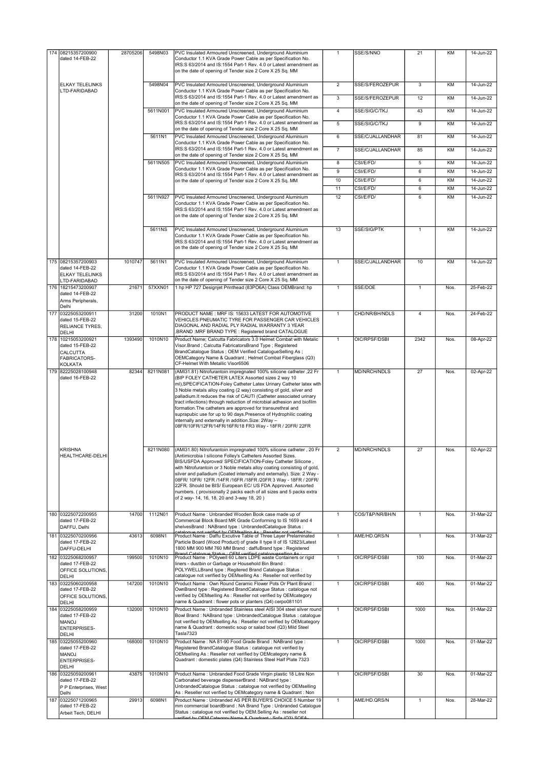| 174 | 08215357200900 dated 14-FEB-22 ELKAY TELELINKS LTD-FARIDABAD | 28705206 | 5498N03 | PVC Insulated Armoured Unscreened, Underground Aluminium Conductor 1.1 KVA Grade Power Cable as per Specification No. IRS:S 63/2014 and IS:1554 Part-1 Rev. 4.0 or Latest amendment as on the date of opening of Tender size 2 Core X 25 Sq. MM | 1 | SSE/S/NNO | 21 | KM | 14-Jun-22 |
|---|---|---|---|---|---|---|---|---|---|
| | | | 5498N04 | PVC Insulated Armoured Unscreened, Underground Aluminium Conductor 1.1 KVA Grade Power Cable as per Specification No. IRS:S 63/2014 and IS:1554 Part-1 Rev. 4.0 or Latest amendment as on the date of opening of Tender size 2 Core X 25 Sq. MM | 2 | SSE/S/FEROZEPUR | 3 | KM | 14-Jun-22 |
| | | | | | 3 | SSE/S/FEROZEPUR | 12 | KM | 14-Jun-22 |
| | | | 5611N001 | PVC Insulated Armoured Unscreened, Underground Aluminium Conductor 1.1 KVA Grade Power Cable as per Specification No. IRS:S 63/2014 and IS:1554 Part-1 Rev. 4.0 or Latest amendment as on the date of opening of Tender size 2 Core X 25 Sq. MM | 4 | SSE/SIG/C/TKJ | 43 | KM | 14-Jun-22 |
| | | | | | 5 | SSE/SIG/C/TKJ | 9 | KM | 14-Jun-22 |
| | | | 5611N1 | PVC Insulated Armoured Unscreened, Underground Aluminium Conductor 1.1 KVA Grade Power Cable as per Specification No. IRS:S 63/2014 and IS:1554 Part-1 Rev. 4.0 or Latest amendment as on the date of opening of Tender size 2 Core X 25 Sq. MM | 6 | SSE/C/JALLANDHAR | 81 | KM | 14-Jun-22 |
| | | | | | 7 | SSE/C/JALLANDHAR | 85 | KM | 14-Jun-22 |
| | | | 5611N505 | PVC Insulated Armoured Unscreened, Underground Aluminium Conductor 1.1 KVA Grade Power Cable as per Specification No. IRS:S 63/2014 and IS:1554 Part-1 Rev. 4.0 or Latest amendment as on the date of opening of Tender size 2 Core X 25 Sq. MM | 8 | CSI/E/FD/ | 5 | KM | 14-Jun-22 |
| | | | | | 9 | CSI/E/FD/ | 6 | KM | 14-Jun-22 |
| | | | | | 10 | CSI/E/FD/ | 6 | KM | 14-Jun-22 |
| | | | | | 11 | CSI/E/FD/ | 6 | KM | 14-Jun-22 |
| | | | 5611N927 | PVC Insulated Armoured Unscreened, Underground Aluminium Conductor 1.1 KVA Grade Power Cable as per Specification No. IRS:S 63/2014 and IS:1554 Part-1 Rev. 4.0 or Latest amendment as on the date of opening of Tender size 2 Core X 25 Sq. MM | 12 | CSI/E/FD/ | 6 | KM | 14-Jun-22 |
| | | | 5611NS | PVC Insulated Armoured Unscreened, Underground Aluminium Conductor 1.1 KVA Grade Power Cable as per Specification No. IRS:S 63/2014 and IS:1554 Part-1 Rev. 4.0 or Latest amendment as on the date of opening of Tender size 2 Core X 25 Sq. MM | 13 | SSE/SIG/PTK | 1 | KM | 14-Jun-22 |
| 175 | 08215357200903 dated 14-FEB-22 ELKAY TELELINKS LTD-FARIDABAD | 1010747 | 5611N1 | PVC Insulated Armoured Unscreened, Underground Aluminium Conductor 1.1 KVA Grade Power Cable as per Specification No. IRS:S 63/2014 and IS:1554 Part-1 Rev. 4.0 or Latest amendment as on the date of opening of Tender size 2 Core X 25 Sq. MM | 1 | SSE/C/JALLANDHAR | 10 | KM | 14-Jun-22 |
| 176 | 18215473200907 dated 14-FEB-22 Arms Peripherals, Delhi | 21671 | 57XXN01 | 1 hp HP 727 Designjet Printhead (83PO6A) Class OEMBrand: hp | 1 | SSE/DOE | 1 | Nos. | 25-Feb-22 |
| 177 | 03225053200911 dated 15-FEB-22 RELIANCE TYRES, DELHI | 31200 | 1010N1 | PRODUCT NAME : MRF IS: 15633 LATEST FOR AUTOMOTIVE VEHICLES PNEUMATIC TYRE FOR PASSENGER CAR VEHICLES DIAGONAL AND RADIAL PLY RADIAL WARRANTY 3 YEAR .BRAND :MRF BRAND TYPE : Registered brand CATALOGUE | 1 | CHD/NR/BH/NDLS | 4 | Nos. | 24-Feb-22 |
| 178 | 10215053200921 dated 15-FEB-22 CALCUTTA FABRICATORS-KOLKATA | 1393490 | 1010N10 | Product Name; Calcutta Fabricators 3.0 Helmet Combat with Metalic Visor.Brand ; Calcutta FabricatorsBrand Type ; Registered BrandCatalogue Status ; OEM Verified CatalogueSelling As ; OEMCategory Name & Quadrant ; Helmet Combat Fiberglass (Q3) CF-Helmet With Metallic Visor6506 | 1 | OIC/RPSF/DSBI | 2342 | Nos. | 08-Apr-22 |
| 179 | 82225028100948 dated 16-FEB-22 KRISHNA HEALTHCARE-DELHI | 82344 | 8211N081 | (AMI31.81) Nitrofurantoin impregnated 100% silicone catheter ,22 Fr (BIP FOLEY CATHETER LATEX Assorted sizes 2 way 10 ml),SPECIFICATION-Foley Catheter Latex Urinary Catheter latex with 3 Noble metals alloy coating (2 way) consisting of gold, silver and palladium.It reduces the risk of CAUTI (Catheter associated urinary tract infections) through reduction of microbial adhesion and biofilm formation.The catheters are approved for transurethral and suprapubic use for up to 90 days.Presence of Hydrophilic coating internally and externally in addition.Size: 2Way – 08FR/10FR/12FR/14FR/16FR/18 FR3 Way - 18FR / 20FR/ 22FR | 1 | MD/NRCH/NDLS | 27 | Nos. | 02-Apr-22 |
| | | | 8211N080 | (AMI31.80) Nitrofurantoin impregnated 100% silicone catheter , 20 Fr (Antimicrobia l silicone Folley's Catheters Assorted Sizes. BIS/USFDA Approved/ SPECIFICATION-Foley Catheter Silicone , with Nitrofurantoin or 3 Noble metals alloy coating consisting of gold, silver and palladium (Coated internally and externally). Size: 2 Way - 08FR/ 10FR/ 12FR /14FR /16FR /18FR /20FR 3 Way - 18FR / 20FR/ 22FR. Should be BIS/ European EC/ US FDA Approved. Assorted numbers. ( provisionally 2 packs each of all sizes and 5 packs extra of 2 way- 14, 16, 18, 20 and 3-way 18, 20 ) | 2 | MD/NRCH/NDLS | 27 | Nos. | 02-Apr-22 |
| 180 | 03225072200955 dated 17-FEB-22 DAFFU, Delhi | 14700 | 1112N01 | Product Name : Unbranded Wooden Book case made up of Commercial Block Board MR Grade Conforming to IS 1659 and 4 shelvesBrand : NABrand type : UnbrandedCatalogue Status : catalogue not verified by OEMselling As : Reseller not verified by | 1 | COS/T&P/NR/BH/N | 1 | Nos. | 31-Mar-22 |
| 181 | 03225070200956 dated 17-FEB-22 DAFFU-DELHI | 43613 | 6098N1 | Product Name : Daffu Excutive Table of Three Layer Prelaminated Particle Board (Wood Product) of grade II type II of IS 12823/Latest 1800 MM 900 MM 760 MM Brand : daffuBrand type : Registered Brand Catalogue Status : OEM verified catalogueselling As : | 1 | AME/HD.QRS/N | 1 | Nos. | 31-Mar-22 |
| 182 | 03225068200957 dated 17-FEB-22 OFFICE SOLUTIONS, DELHI | 199500 | 1010N10 | Product Name : POlywell 60 Liters LDPE waste Containers or rigid liners - dustbin or Garbage or Household Bin Brand : POLYWELLBrand type : Registered Brand Catalogue Status : catalogue not verified by OEMselling As : Reseller not verified by | 1 | OIC/RPSF/DSBI | 100 | Nos. | 01-Mar-22 |
| 183 | 03225060200958 dated 17-FEB-22 OFFICE SOLUTIONS, DELHI | 147200 | 1010N10 | Product Name : Own Round Ceramic Flower Pots Or Plant Brand : OwnBrand type : Registered BrandCatalogue Status : catalogue not verified by OEMselling As : Reseller not verified by OEMcategory name & Quadrant : flower pots or planters (Q4) cerpo081101 | 1 | OIC/RPSF/DSBI | 400 | Nos. | 01-Mar-22 |
| 184 | 03225058200959 dated 17-FEB-22 MANOJ ENTERPRISES-DELHI | 132000 | 1010N10 | Product Name : Unbranded Stainless steel AISI 304 steel silver round Bowl Brand : NABrand type : UnbrandedCatalogue Status : catalogue not verified by OEMselling As : Reseller not verified by OEMcategory name & Quadrant : domestic soup or salad bowl (Q3) Mild Steel Tasla7323 | 1 | OIC/RPSF/DSBI | 1000 | Nos. | 01-Mar-22 |
| 185 | 03225055200960 dated 17-FEB-22 MANOJ ENTERPRISES-DELHI | 168000 | 1010N10 | Product Name : NA 81-90 Food Grade Brand : NABrand type : Registered BrandCatalogue Status : catalogue not verified by OEMselling As : Reseller not verified by OEMcategory name & Quadrant : domestic plates (Q4) Stainless Steel Half Plate 7323 | 1 | OIC/RPSF/DSBI | 1000 | Nos. | 01-Mar-22 |
| 186 | 03225059200961 dated 17-FEB-22 P P Enterprises, West Delhi | 43875 | 1010N10 | Product Name : Unbranded Food Grade Virgin plastic 18 Litre Non Carbonated beverage dispenserBrand : NABrand type : UnbrandedCatalogue Status : catalogue not verified by OEMselling As : Reseller not verified by OEMcategory name & Quadrant : Non | 1 | OIC/RPSF/DSBI | 30 | Nos. | 01-Mar-22 |
| 187 | 03225071200965 dated 17-FEB-22 Arbeit Tech, DELHI | 29913 | 6098N1 | Product Name : Unbranded AS PER BUYER'S CHOICE 5 Number 19 mm commercial boardBrand : NA Brand Type : Unbranded Catalogue Status : catalogue not verified by OEM.Selling As : reseller not verified by OEM Category Name & Quadrant : Sofa (Q3) SOFA- | 1 | AME/HD.QRS/N | 1 | Nos. | 28-Mar-22 |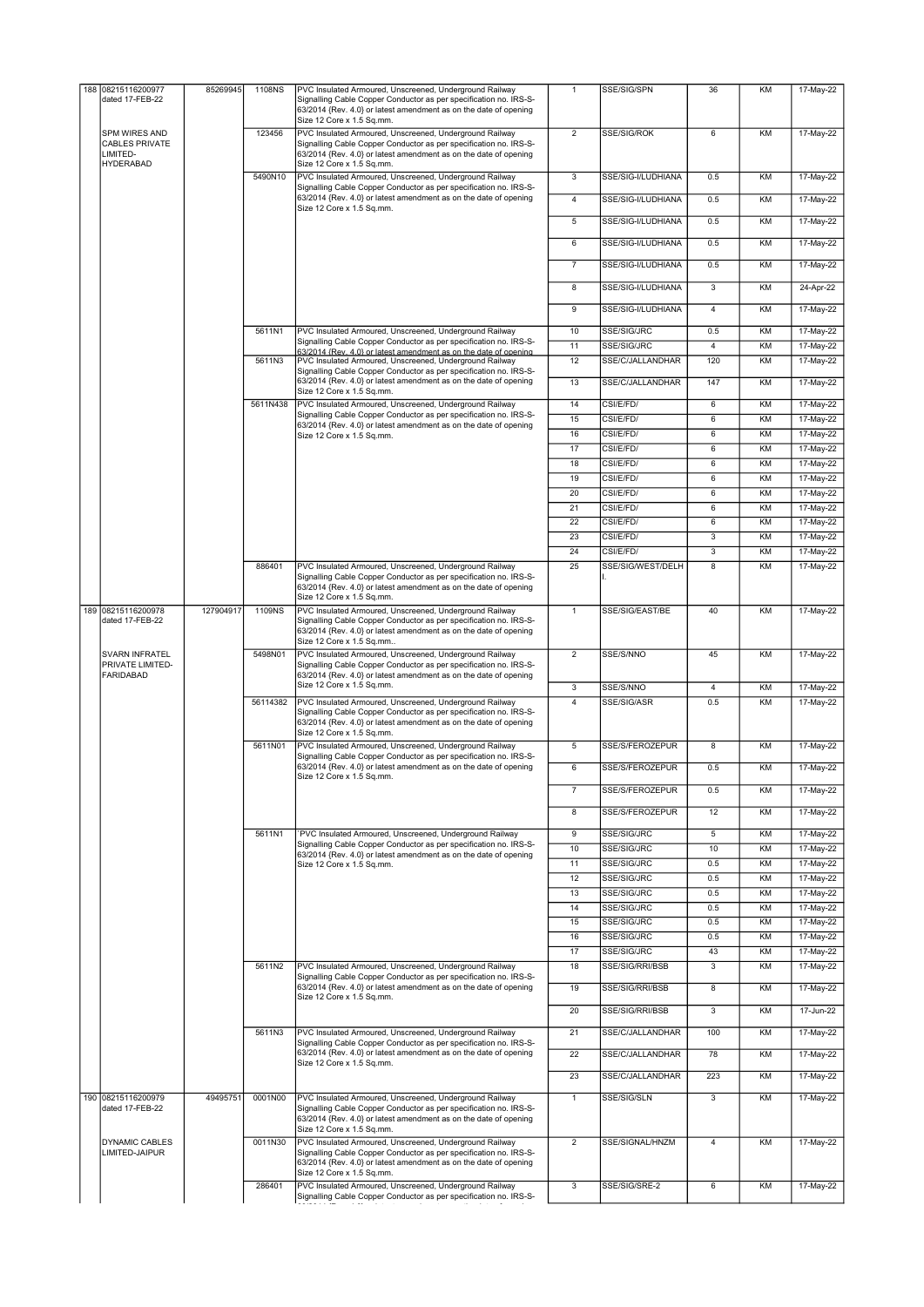| | | | | | | | | |
|---|---|---|---|---|---|---|---|---|
| 188 | 08215116200977 dated 17-FEB-22 SPM WIRES AND CABLES PRIVATE LIMITED-HYDERABAD | 85269945 | 1108NS | PVC Insulated Armoured, Unscreened, Underground Railway Signalling Cable Copper Conductor as per specification no. IRS-S-63/2014 {Rev. 4.0} or latest amendment as on the date of opening Size 12 Core x 1.5 Sq.mm. | 1 | SSE/SIG/SPN | 36 | KM | 17-May-22 |
| | | | 123456 | PVC Insulated Armoured, Unscreened, Underground Railway Signalling Cable Copper Conductor as per specification no. IRS-S-63/2014 {Rev. 4.0} or latest amendment as on the date of opening Size 12 Core x 1.5 Sq.mm. | 2 | SSE/SIG/ROK | 6 | KM | 17-May-22 |
| | | | 5490N10 | PVC Insulated Armoured, Unscreened, Underground Railway Signalling Cable Copper Conductor as per specification no. IRS-S-63/2014 {Rev. 4.0} or latest amendment as on the date of opening Size 12 Core x 1.5 Sq.mm. | 3 | SSE/SIG-I/LUDHIANA | 0.5 | KM | 17-May-22 |
| | | | | | 4 | SSE/SIG-I/LUDHIANA | 0.5 | KM | 17-May-22 |
| | | | | | 5 | SSE/SIG-I/LUDHIANA | 0.5 | KM | 17-May-22 |
| | | | | | 6 | SSE/SIG-I/LUDHIANA | 0.5 | KM | 17-May-22 |
| | | | | | 7 | SSE/SIG-I/LUDHIANA | 0.5 | KM | 17-May-22 |
| | | | | | 8 | SSE/SIG-I/LUDHIANA | 3 | KM | 24-Apr-22 |
| | | | | | 9 | SSE/SIG-I/LUDHIANA | 4 | KM | 17-May-22 |
| | | | 5611N1 | PVC Insulated Armoured, Unscreened, Underground Railway Signalling Cable Copper Conductor as per specification no. IRS-S-63/2014 {Rev. 4.0} or latest amendment as on the date of opening | 10 | SSE/SIG/JRC | 0.5 | KM | 17-May-22 |
| | | | | | 11 | SSE/SIG/JRC | 4 | KM | 17-May-22 |
| | | | 5611N3 | PVC Insulated Armoured, Unscreened, Underground Railway Signalling Cable Copper Conductor as per specification no. IRS-S-63/2014 {Rev. 4.0} or latest amendment as on the date of opening Size 12 Core x 1.5 Sq.mm. | 12 | SSE/C/JALLANDHAR | 120 | KM | 17-May-22 |
| | | | | | 13 | SSE/C/JALLANDHAR | 147 | KM | 17-May-22 |
| | | | 5611N438 | PVC Insulated Armoured, Unscreened, Underground Railway Signalling Cable Copper Conductor as per specification no. IRS-S-63/2014 {Rev. 4.0} or latest amendment as on the date of opening Size 12 Core x 1.5 Sq.mm. | 14 | CSI/E/FD/ | 6 | KM | 17-May-22 |
| | | | | | 15 | CSI/E/FD/ | 6 | KM | 17-May-22 |
| | | | | | 16 | CSI/E/FD/ | 6 | KM | 17-May-22 |
| | | | | | 17 | CSI/E/FD/ | 6 | KM | 17-May-22 |
| | | | | | 18 | CSI/E/FD/ | 6 | KM | 17-May-22 |
| | | | | | 19 | CSI/E/FD/ | 6 | KM | 17-May-22 |
| | | | | | 20 | CSI/E/FD/ | 6 | KM | 17-May-22 |
| | | | | | 21 | CSI/E/FD/ | 6 | KM | 17-May-22 |
| | | | | | 22 | CSI/E/FD/ | 6 | KM | 17-May-22 |
| | | | | | 23 | CSI/E/FD/ | 3 | KM | 17-May-22 |
| | | | | | 24 | CSI/E/FD/ | 3 | KM | 17-May-22 |
| | | | 886401 | PVC Insulated Armoured, Unscreened, Underground Railway Signalling Cable Copper Conductor as per specification no. IRS-S-63/2014 {Rev. 4.0} or latest amendment as on the date of opening Size 12 Core x 1.5 Sq.mm. | 25 | SSE/SIG/WEST/DELHI. | 8 | KM | 17-May-22 |
| 189 | 08215116200978 dated 17-FEB-22 SVARN INFRATEL PRIVATE LIMITED-FARIDABAD | 127904917 | 1109NS | PVC Insulated Armoured, Unscreened, Underground Railway Signalling Cable Copper Conductor as per specification no. IRS-S-63/2014 {Rev. 4.0} or latest amendment as on the date of opening Size 12 Core x 1.5 Sq.mm.. | 1 | SSE/SIG/EAST/BE | 40 | KM | 17-May-22 |
| | | | 5498N01 | PVC Insulated Armoured, Unscreened, Underground Railway Signalling Cable Copper Conductor as per specification no. IRS-S-63/2014 {Rev. 4.0} or latest amendment as on the date of opening Size 12 Core x 1.5 Sq.mm. | 2 | SSE/S/NNO | 45 | KM | 17-May-22 |
| | | | | | 3 | SSE/S/NNO | 4 | KM | 17-May-22 |
| | | | 56114382 | PVC Insulated Armoured, Unscreened, Underground Railway Signalling Cable Copper Conductor as per specification no. IRS-S-63/2014 {Rev. 4.0} or latest amendment as on the date of opening Size 12 Core x 1.5 Sq.mm. | 4 | SSE/SIG/ASR | 0.5 | KM | 17-May-22 |
| | | | 5611N01 | PVC Insulated Armoured, Unscreened, Underground Railway Signalling Cable Copper Conductor as per specification no. IRS-S-63/2014 {Rev. 4.0} or latest amendment as on the date of opening Size 12 Core x 1.5 Sq.mm. | 5 | SSE/S/FEROZEPUR | 8 | KM | 17-May-22 |
| | | | | | 6 | SSE/S/FEROZEPUR | 0.5 | KM | 17-May-22 |
| | | | | | 7 | SSE/S/FEROZEPUR | 0.5 | KM | 17-May-22 |
| | | | | | 8 | SSE/S/FEROZEPUR | 12 | KM | 17-May-22 |
| | | | 5611N1 | `PVC Insulated Armoured, Unscreened, Underground Railway Signalling Cable Copper Conductor as per specification no. IRS-S-63/2014 {Rev. 4.0} or latest amendment as on the date of opening Size 12 Core x 1.5 Sq.mm. | 9 | SSE/SIG/JRC | 5 | KM | 17-May-22 |
| | | | | | 10 | SSE/SIG/JRC | 10 | KM | 17-May-22 |
| | | | | | 11 | SSE/SIG/JRC | 0.5 | KM | 17-May-22 |
| | | | | | 12 | SSE/SIG/JRC | 0.5 | KM | 17-May-22 |
| | | | | | 13 | SSE/SIG/JRC | 0.5 | KM | 17-May-22 |
| | | | | | 14 | SSE/SIG/JRC | 0.5 | KM | 17-May-22 |
| | | | | | 15 | SSE/SIG/JRC | 0.5 | KM | 17-May-22 |
| | | | | | 16 | SSE/SIG/JRC | 0.5 | KM | 17-May-22 |
| | | | | | 17 | SSE/SIG/JRC | 43 | KM | 17-May-22 |
| | | | 5611N2 | PVC Insulated Armoured, Unscreened, Underground Railway Signalling Cable Copper Conductor as per specification no. IRS-S-63/2014 {Rev. 4.0} or latest amendment as on the date of opening Size 12 Core x 1.5 Sq.mm. | 18 | SSE/SIG/RRI/BSB | 3 | KM | 17-May-22 |
| | | | | | 19 | SSE/SIG/RRI/BSB | 8 | KM | 17-May-22 |
| | | | | | 20 | SSE/SIG/RRI/BSB | 3 | KM | 17-Jun-22 |
| | | | 5611N3 | PVC Insulated Armoured, Unscreened, Underground Railway Signalling Cable Copper Conductor as per specification no. IRS-S-63/2014 {Rev. 4.0} or latest amendment as on the date of opening Size 12 Core x 1.5 Sq.mm. | 21 | SSE/C/JALLANDHAR | 100 | KM | 17-May-22 |
| | | | | | 22 | SSE/C/JALLANDHAR | 78 | KM | 17-May-22 |
| | | | | | 23 | SSE/C/JALLANDHAR | 223 | KM | 17-May-22 |
| 190 | 08215116200979 dated 17-FEB-22 DYNAMIC CABLES LIMITED-JAIPUR | 49495751 | 0001N00 | PVC Insulated Armoured, Unscreened, Underground Railway Signalling Cable Copper Conductor as per specification no. IRS-S-63/2014 {Rev. 4.0} or latest amendment as on the date of opening Size 12 Core x 1.5 Sq.mm. | 1 | SSE/SIG/SLN | 3 | KM | 17-May-22 |
| | | | 0011N30 | PVC Insulated Armoured, Unscreened, Underground Railway Signalling Cable Copper Conductor as per specification no. IRS-S-63/2014 {Rev. 4.0} or latest amendment as on the date of opening Size 12 Core x 1.5 Sq.mm. | 2 | SSE/SIGNAL/HNZM | 4 | KM | 17-May-22 |
| | | | 286401 | PVC Insulated Armoured, Unscreened, Underground Railway Signalling Cable Copper Conductor as per specification no. IRS-S- | 3 | SSE/SIG/SRE-2 | 6 | KM | 17-May-22 |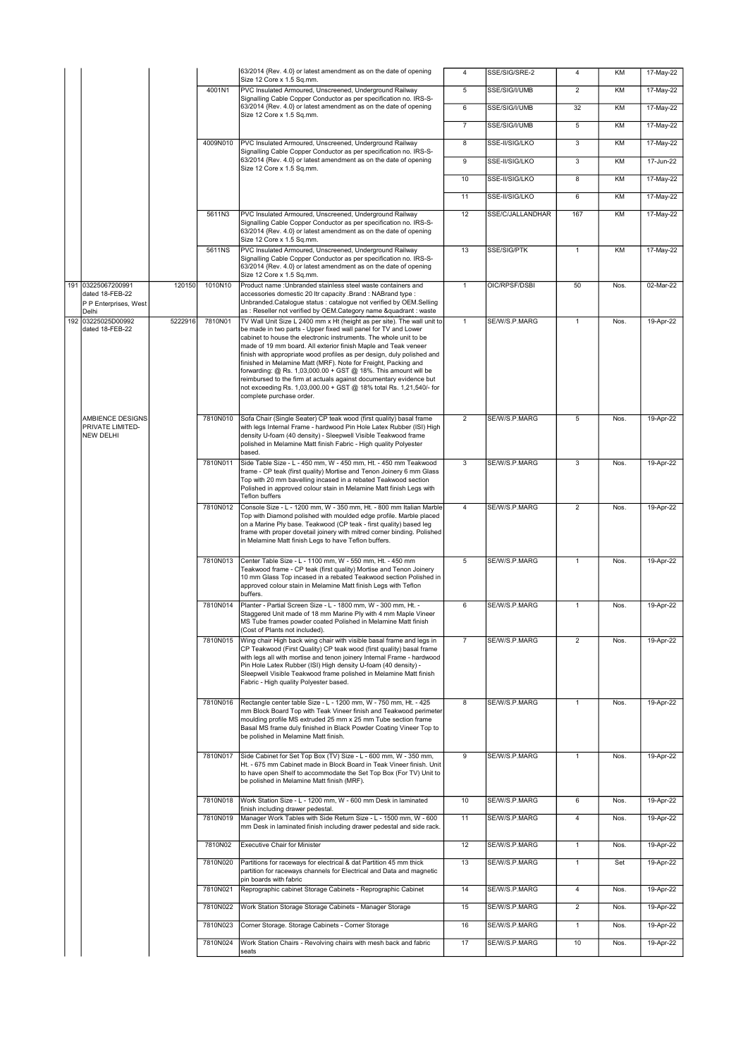| | | | | 63/2014 {Rev. 4.0} or latest amendment as on the date of opening Size 12 Core x 1.5 Sq.mm. | 4 | SSE/SIG/SRE-2 | 4 | KM | 17-May-22 |
|---|---|---|---|---|---|---|---|---|---|
| | | | 4001N1 | PVC Insulated Armoured, Unscreened, Underground Railway Signalling Cable Copper Conductor as per specification no. IRS-S-63/2014 {Rev. 4.0} or latest amendment as on the date of opening Size 12 Core x 1.5 Sq.mm. | 5 | SSE/SIG/I/UMB | 2 | KM | 17-May-22 |
| | | | | | 6 | SSE/SIG/I/UMB | 32 | KM | 17-May-22 |
| | | | | | 7 | SSE/SIG/I/UMB | 5 | KM | 17-May-22 |
| | | | 4009N010 | PVC Insulated Armoured, Unscreened, Underground Railway Signalling Cable Copper Conductor as per specification no. IRS-S-63/2014 {Rev. 4.0} or latest amendment as on the date of opening Size 12 Core x 1.5 Sq.mm. | 8 | SSE-II/SIG/LKO | 3 | KM | 17-May-22 |
| | | | | | 9 | SSE-II/SIG/LKO | 3 | KM | 17-Jun-22 |
| | | | | | 10 | SSE-II/SIG/LKO | 8 | KM | 17-May-22 |
| | | | | | 11 | SSE-II/SIG/LKO | 6 | KM | 17-May-22 |
| | | | 5611N3 | PVC Insulated Armoured, Unscreened, Underground Railway Signalling Cable Copper Conductor as per specification no. IRS-S-63/2014 {Rev. 4.0} or latest amendment as on the date of opening Size 12 Core x 1.5 Sq.mm. | 12 | SSE/C/JALLANDHAR | 167 | KM | 17-May-22 |
| | | | 5611NS | PVC Insulated Armoured, Unscreened, Underground Railway Signalling Cable Copper Conductor as per specification no. IRS-S-63/2014 {Rev. 4.0} or latest amendment as on the date of opening Size 12 Core x 1.5 Sq.mm. | 13 | SSE/SIG/PTK | 1 | KM | 17-May-22 |
| 191 | 03225067200991 dated 18-FEB-22 P P Enterprises, West Delhi | 120150 | 1010N10 | Product name :Unbranded stainless steel waste containers and accessories domestic 20 ltr capacity .Brand : NABrand type : Unbranded.Catalogue status : catalogue not verified by OEM.Selling as : Reseller not verified by OEM.Category name &quadrant : waste | 1 | OIC/RPSF/DSBI | 50 | Nos. | 02-Mar-22 |
| 192 | 03225025D00992 dated 18-FEB-22 | 5222916 | 7810N01 | TV Wall Unit Size L 2400 mm x Ht (height as per site). The wall unit to be made in two parts - Upper fixed wall panel for TV and Lower cabinet to house the electronic instruments. The whole unit to be made of 19 mm board. All exterior finish Maple and Teak veneer finish with appropriate wood profiles as per design, duly polished and finished in Melamine Matt (MRF). Note for Freight, Packing and forwarding: @ Rs. 1,03,000.00 + GST @ 18%. This amount will be reimbursed to the firm at actuals against documentary evidence but not exceeding Rs. 1,03,000.00 + GST @ 18% total Rs. 1,21,540/- for complete purchase order. | 1 | SE/W/S.P.MARG | 1 | Nos. | 19-Apr-22 |
| | AMBIENCE DESIGNS PRIVATE LIMITED-NEW DELHI | | 7810N010 | Sofa Chair (Single Seater) CP teak wood (first quality) basal frame with legs Internal Frame - hardwood Pin Hole Latex Rubber (ISI) High density U-foam (40 density) - Sleepwell Visible Teakwood frame polished in Melamine Matt finish Fabric - High quality Polyester based. | 2 | SE/W/S.P.MARG | 5 | Nos. | 19-Apr-22 |
| | | | 7810N011 | Side Table Size - L - 450 mm, W - 450 mm, Ht. - 450 mm Teakwood frame - CP teak (first quality) Mortise and Tenon Joinery 6 mm Glass Top with 20 mm bavelling incased in a rebated Teakwood section Polished in approved colour stain in Melamine Matt finish Legs with Teflon buffers | 3 | SE/W/S.P.MARG | 3 | Nos. | 19-Apr-22 |
| | | | 7810N012 | Console Size - L - 1200 mm, W - 350 mm, Ht. - 800 mm Italian Marble Top with Diamond polished with moulded edge profile. Marble placed on a Marine Ply base. Teakwood (CP teak - first quality) based leg frame with proper dovetail joinery with mitred corner binding. Polished in Melamine Matt finish Legs to have Teflon buffers. | 4 | SE/W/S.P.MARG | 2 | Nos. | 19-Apr-22 |
| | | | 7810N013 | Center Table Size - L - 1100 mm, W - 550 mm, Ht. - 450 mm Teakwood frame - CP teak (first quality) Mortise and Tenon Joinery 10 mm Glass Top incased in a rebated Teakwood section Polished in approved colour stain in Melamine Matt finish Legs with Teflon buffers. | 5 | SE/W/S.P.MARG | 1 | Nos. | 19-Apr-22 |
| | | | 7810N014 | Planter - Partial Screen Size - L - 1800 mm, W - 300 mm, Ht. - Staggered Unit made of 18 mm Marine Ply with 4 mm Maple Vineer MS Tube frames powder coated Polished in Melamine Matt finish (Cost of Plants not included). | 6 | SE/W/S.P.MARG | 1 | Nos. | 19-Apr-22 |
| | | | 7810N015 | Wing chair High back wing chair with visible basal frame and legs in CP Teakwood (First Quality) CP teak wood (first quality) basal frame with legs all with mortise and tenon joinery Internal Frame - hardwood Pin Hole Latex Rubber (ISI) High density U-foam (40 density) - Sleepwell Visible Teakwood frame polished in Melamine Matt finish Fabric - High quality Polyester based. | 7 | SE/W/S.P.MARG | 2 | Nos. | 19-Apr-22 |
| | | | 7810N016 | Rectangle center table Size - L - 1200 mm, W - 750 mm, Ht. - 425 mm Block Board Top with Teak Vineer finish and Teakwood perimeter moulding profile MS extruded 25 mm x 25 mm Tube section frame Basal MS frame duly finished in Black Powder Coating Vineer Top to be polished in Melamine Matt finish. | 8 | SE/W/S.P.MARG | 1 | Nos. | 19-Apr-22 |
| | | | 7810N017 | Side Cabinet for Set Top Box (TV) Size - L - 600 mm, W - 350 mm, Ht. - 675 mm Cabinet made in Block Board in Teak Vineer finish. Unit to have open Shelf to accommodate the Set Top Box (For TV) Unit to be polished in Melamine Matt finish (MRF). | 9 | SE/W/S.P.MARG | 1 | Nos. | 19-Apr-22 |
| | | | 7810N018 | Work Station Size - L - 1200 mm, W - 600 mm Desk in laminated finish including drawer pedestal. | 10 | SE/W/S.P.MARG | 6 | Nos. | 19-Apr-22 |
| | | | 7810N019 | Manager Work Tables with Side Return Size - L - 1500 mm, W - 600 mm Desk in laminated finish including drawer pedestal and side rack. | 11 | SE/W/S.P.MARG | 4 | Nos. | 19-Apr-22 |
| | | | 7810N02 | Executive Chair for Minister | 12 | SE/W/S.P.MARG | 1 | Nos. | 19-Apr-22 |
| | | | 7810N020 | Partitions for raceways for electrical & dat Partition 45 mm thick partition for raceways channels for Electrical and Data and magnetic pin boards with fabric | 13 | SE/W/S.P.MARG | 1 | Set | 19-Apr-22 |
| | | | 7810N021 | Reprographic cabinet Storage Cabinets - Reprographic Cabinet | 14 | SE/W/S.P.MARG | 4 | Nos. | 19-Apr-22 |
| | | | 7810N022 | Work Station Storage Storage Cabinets - Manager Storage | 15 | SE/W/S.P.MARG | 2 | Nos. | 19-Apr-22 |
| | | | 7810N023 | Corner Storage. Storage Cabinets - Corner Storage | 16 | SE/W/S.P.MARG | 1 | Nos. | 19-Apr-22 |
| | | | 7810N024 | Work Station Chairs - Revolving chairs with mesh back and fabric seats | 17 | SE/W/S.P.MARG | 10 | Nos. | 19-Apr-22 |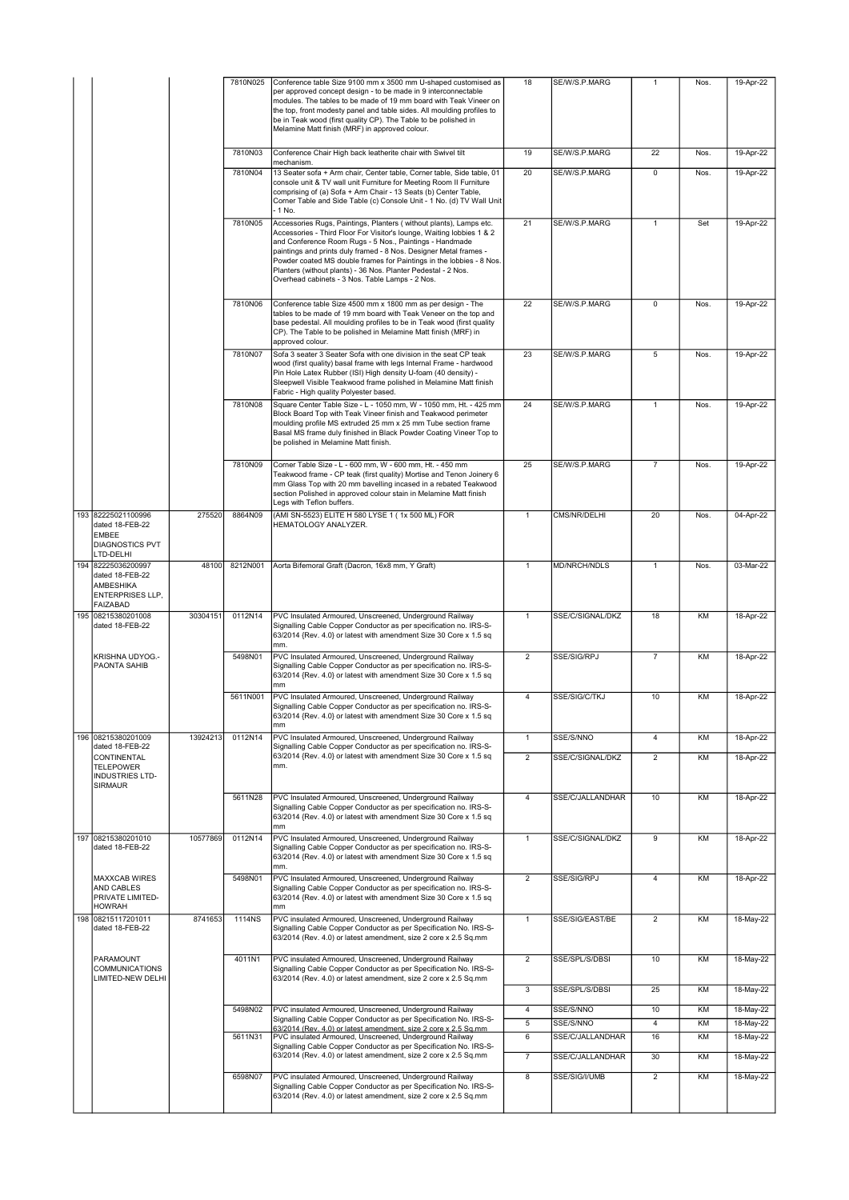| | | | | | | | | | |
|---|---|---|---|---|---|---|---|---|---|
| | | | 7810N025 | Conference table Size 9100 mm x 3500 mm U-shaped customised as per approved concept design - to be made in 9 interconnectable modules. The tables to be made of 19 mm board with Teak Vineer on the top, front modesty panel and table sides. All moulding profiles to be in Teak wood (first quality CP). The Table to be polished in Melamine Matt finish (MRF) in approved colour. | 18 | SE/W/S.P.MARG | 1 | Nos. | 19-Apr-22 |
| | | | 7810N03 | Conference Chair High back leatherite chair with Swivel tilt mechanism. | 19 | SE/W/S.P.MARG | 22 | Nos. | 19-Apr-22 |
| | | | 7810N04 | 13 Seater sofa + Arm chair, Center table, Corner table, Side table, 01 console unit & TV wall unit Furniture for Meeting Room II Furniture comprising of (a) Sofa + Arm Chair - 13 Seats (b) Center Table, Corner Table and Side Table (c) Console Unit - 1 No. (d) TV Wall Unit - 1 No. | 20 | SE/W/S.P.MARG | 0 | Nos. | 19-Apr-22 |
| | | | 7810N05 | Accessories Rugs, Paintings, Planters ( without plants), Lamps etc. Accessories - Third Floor For Visitor's lounge, Waiting lobbies 1 & 2 and Conference Room Rugs - 5 Nos., Paintings - Handmade paintings and prints duly framed - 8 Nos. Designer Metal frames - Powder coated MS double frames for Paintings in the lobbies - 8 Nos. Planters (without plants) - 36 Nos. Planter Pedestal - 2 Nos. Overhead cabinets - 3 Nos. Table Lamps - 2 Nos. | 21 | SE/W/S.P.MARG | 1 | Set | 19-Apr-22 |
| | | | 7810N06 | Conference table Size 4500 mm x 1800 mm as per design - The tables to be made of 19 mm board with Teak Veneer on the top and base pedestal. All moulding profiles to be in Teak wood (first quality CP). The Table to be polished in Melamine Matt finish (MRF) in approved colour. | 22 | SE/W/S.P.MARG | 0 | Nos. | 19-Apr-22 |
| | | | 7810N07 | Sofa 3 seater 3 Seater Sofa with one division in the seat CP teak wood (first quality) basal frame with legs Internal Frame - hardwood Pin Hole Latex Rubber (ISI) High density U-foam (40 density) - Sleepwell Visible Teakwood frame polished in Melamine Matt finish Fabric - High quality Polyester based. | 23 | SE/W/S.P.MARG | 5 | Nos. | 19-Apr-22 |
| | | | 7810N08 | Square Center Table Size - L - 1050 mm, W - 1050 mm, Ht. - 425 mm Block Board Top with Teak Vineer finish and Teakwood perimeter moulding profile MS extruded 25 mm x 25 mm Tube section frame Basal MS frame duly finished in Black Powder Coating Vineer Top to be polished in Melamine Matt finish. | 24 | SE/W/S.P.MARG | 1 | Nos. | 19-Apr-22 |
| | | | 7810N09 | Corner Table Size - L - 600 mm, W - 600 mm, Ht. - 450 mm Teakwood frame - CP teak (first quality) Mortise and Tenon Joinery 6 mm Glass Top with 20 mm bavelling incased in a rebated Teakwood section Polished in approved colour stain in Melamine Matt finish Legs with Teflon buffers. | 25 | SE/W/S.P.MARG | 7 | Nos. | 19-Apr-22 |
| 193 | 82225021100996 dated 18-FEB-22 EMBEE DIAGNOSTICS PVT LTD-DELHI | 275520 | 8864N09 | (AMI SN-5523) ELITE H 580 LYSE 1 ( 1x 500 ML) FOR HEMATOLOGY ANALYZER. | 1 | CMS/NR/DELHI | 20 | Nos. | 04-Apr-22 |
| 194 | 82225036200997 dated 18-FEB-22 AMBESHIKA ENTERPRISES LLP, FAIZABAD | 48100 | 8212N001 | Aorta Bifemoral Graft (Dacron, 16x8 mm, Y Graft) | 1 | MD/NRCH/NDLS | 1 | Nos. | 03-Mar-22 |
| 195 | 08215380201008 dated 18-FEB-22 | 30304151 | 0112N14 | PVC Insulated Armoured, Unscreened, Underground Railway Signalling Cable Copper Conductor as per specification no. IRS-S-63/2014 {Rev. 4.0} or latest with amendment Size 30 Core x 1.5 sq mm. | 1 | SSE/C/SIGNAL/DKZ | 18 | KM | 18-Apr-22 |
| | KRISHNA UDYOG.-PAONTA SAHIB | | 5498N01 | PVC Insulated Armoured, Unscreened, Underground Railway Signalling Cable Copper Conductor as per specification no. IRS-S-63/2014 {Rev. 4.0} or latest with amendment Size 30 Core x 1.5 sq mm | 2 | SSE/SIG/RPJ | 7 | KM | 18-Apr-22 |
| | | | 5611N001 | PVC Insulated Armoured, Unscreened, Underground Railway Signalling Cable Copper Conductor as per specification no. IRS-S-63/2014 {Rev. 4.0} or latest with amendment Size 30 Core x 1.5 sq mm | 4 | SSE/SIG/C/TKJ | 10 | KM | 18-Apr-22 |
| 196 | 08215380201009 dated 18-FEB-22 CONTINENTAL TELEPOWER INDUSTRIES LTD-SIRMAUR | 13924213 | 0112N14 | PVC Insulated Armoured, Unscreened, Underground Railway Signalling Cable Copper Conductor as per specification no. IRS-S-63/2014 {Rev. 4.0} or latest with amendment Size 30 Core x 1.5 sq mm. | 1 | SSE/S/NNO | 4 | KM | 18-Apr-22 |
| | | | | | 2 | SSE/C/SIGNAL/DKZ | 2 | KM | 18-Apr-22 |
| | | | 5611N28 | PVC Insulated Armoured, Unscreened, Underground Railway Signalling Cable Copper Conductor as per specification no. IRS-S-63/2014 {Rev. 4.0} or latest with amendment Size 30 Core x 1.5 sq mm | 4 | SSE/C/JALLANDHAR | 10 | KM | 18-Apr-22 |
| 197 | 08215380201010 dated 18-FEB-22 | 10577869 | 0112N14 | PVC Insulated Armoured, Unscreened, Underground Railway Signalling Cable Copper Conductor as per specification no. IRS-S-63/2014 {Rev. 4.0} or latest with amendment Size 30 Core x 1.5 sq mm. | 1 | SSE/C/SIGNAL/DKZ | 9 | KM | 18-Apr-22 |
| | MAXXCAB WIRES AND CABLES PRIVATE LIMITED-HOWRAH | | 5498N01 | PVC Insulated Armoured, Unscreened, Underground Railway Signalling Cable Copper Conductor as per specification no. IRS-S-63/2014 {Rev. 4.0} or latest with amendment Size 30 Core x 1.5 sq mm | 2 | SSE/SIG/RPJ | 4 | KM | 18-Apr-22 |
| 198 | 08215117201011 dated 18-FEB-22 | 8741653 | 1114NS | PVC insulated Armoured, Unscreened, Underground Railway Signalling Cable Copper Conductor as per Specification No. IRS-S-63/2014 (Rev. 4.0) or latest amendment, size 2 core x 2.5 Sq.mm | 1 | SSE/SIG/EAST/BE | 2 | KM | 18-May-22 |
| | PARAMOUNT COMMUNICATIONS LIMITED-NEW DELHI | | 4011N1 | PVC insulated Armoured, Unscreened, Underground Railway Signalling Cable Copper Conductor as per Specification No. IRS-S-63/2014 (Rev. 4.0) or latest amendment, size 2 core x 2.5 Sq.mm | 2 | SSE/SPL/S/DBSI | 10 | KM | 18-May-22 |
| | | | | | 3 | SSE/SPL/S/DBSI | 25 | KM | 18-May-22 |
| | | | 5498N02 | PVC insulated Armoured, Unscreened, Underground Railway Signalling Cable Copper Conductor as per Specification No. IRS-S-63/2014 (Rev. 4.0) or latest amendment, size 2 core x 2.5 Sq.mm | 4 | SSE/S/NNO | 10 | KM | 18-May-22 |
| | | | | | 5 | SSE/S/NNO | 4 | KM | 18-May-22 |
| | | | 5611N31 | PVC insulated Armoured, Unscreened, Underground Railway Signalling Cable Copper Conductor as per Specification No. IRS-S-63/2014 (Rev. 4.0) or latest amendment, size 2 core x 2.5 Sq.mm | 6 | SSE/C/JALLANDHAR | 16 | KM | 18-May-22 |
| | | | | | 7 | SSE/C/JALLANDHAR | 30 | KM | 18-May-22 |
| | | | 6598N07 | PVC insulated Armoured, Unscreened, Underground Railway Signalling Cable Copper Conductor as per Specification No. IRS-S-63/2014 (Rev. 4.0) or latest amendment, size 2 core x 2.5 Sq.mm | 8 | SSE/SIG/I/UMB | 2 | KM | 18-May-22 |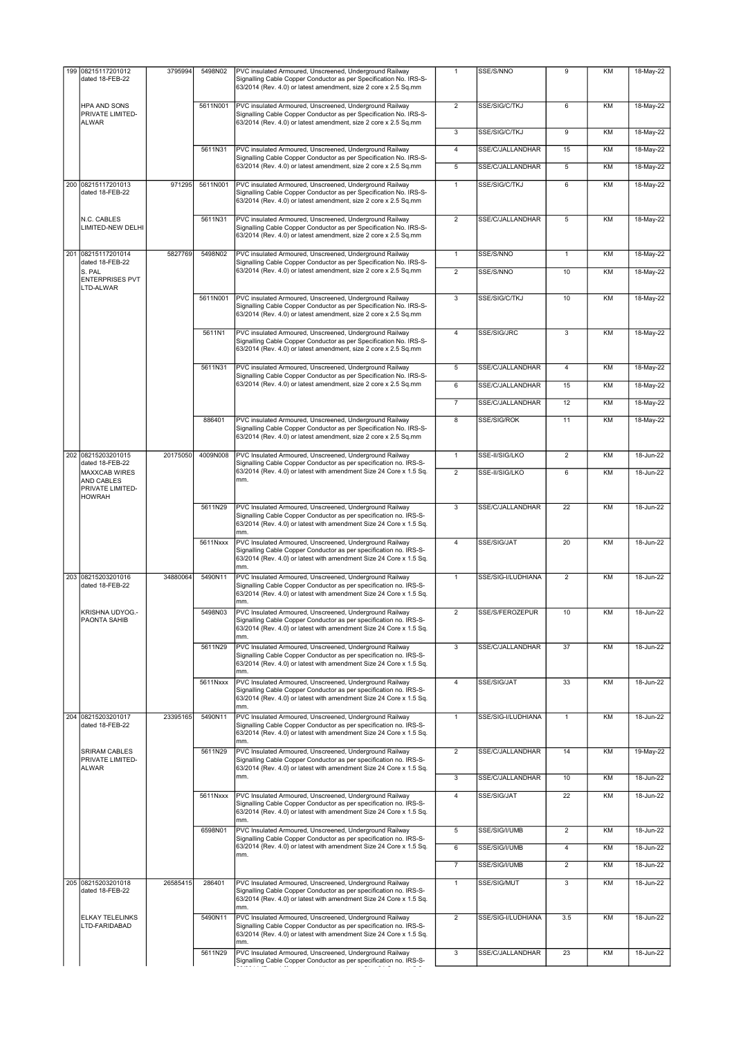| | | | | | | | | | |
|---|---|---|---|---|---|---|---|---|---|
| 199 | 08215117201012 dated 18-FEB-22 HPA AND SONS PRIVATE LIMITED-ALWAR | 3795994 | 5498N02 | PVC insulated Armoured, Unscreened, Underground Railway Signalling Cable Copper Conductor as per Specification No. IRS-S-63/2014 (Rev. 4.0) or latest amendment, size 2 core x 2.5 Sq.mm | 1 | SSE/S/NNO | 9 | KM | 18-May-22 |
| | | | 5611N001 | PVC insulated Armoured, Unscreened, Underground Railway Signalling Cable Copper Conductor as per Specification No. IRS-S-63/2014 (Rev. 4.0) or latest amendment, size 2 core x 2.5 Sq.mm | 2 | SSE/SIG/C/TKJ | 6 | KM | 18-May-22 |
| | | | | | 3 | SSE/SIG/C/TKJ | 9 | KM | 18-May-22 |
| | | | 5611N31 | PVC insulated Armoured, Unscreened, Underground Railway Signalling Cable Copper Conductor as per Specification No. IRS-S-63/2014 (Rev. 4.0) or latest amendment, size 2 core x 2.5 Sq.mm | 4 | SSE/C/JALLANDHAR | 15 | KM | 18-May-22 |
| | | | | | 5 | SSE/C/JALLANDHAR | 5 | KM | 18-May-22 |
| 200 | 08215117201013 dated 18-FEB-22 N.C. CABLES LIMITED-NEW DELHI | 971295 | 5611N001 | PVC insulated Armoured, Unscreened, Underground Railway Signalling Cable Copper Conductor as per Specification No. IRS-S-63/2014 (Rev. 4.0) or latest amendment, size 2 core x 2.5 Sq.mm | 1 | SSE/SIG/C/TKJ | 6 | KM | 18-May-22 |
| | | | 5611N31 | PVC insulated Armoured, Unscreened, Underground Railway Signalling Cable Copper Conductor as per Specification No. IRS-S-63/2014 (Rev. 4.0) or latest amendment, size 2 core x 2.5 Sq.mm | 2 | SSE/C/JALLANDHAR | 5 | KM | 18-May-22 |
| 201 | 08215117201014 dated 18-FEB-22 S. PAL ENTERPRISES PVT LTD-ALWAR | 5827769 | 5498N02 | PVC insulated Armoured, Unscreened, Underground Railway Signalling Cable Copper Conductor as per Specification No. IRS-S-63/2014 (Rev. 4.0) or latest amendment, size 2 core x 2.5 Sq.mm | 1 | SSE/S/NNO | 1 | KM | 18-May-22 |
| | | | | | 2 | SSE/S/NNO | 10 | KM | 18-May-22 |
| | | | 5611N001 | PVC insulated Armoured, Unscreened, Underground Railway Signalling Cable Copper Conductor as per Specification No. IRS-S-63/2014 (Rev. 4.0) or latest amendment, size 2 core x 2.5 Sq.mm | 3 | SSE/SIG/C/TKJ | 10 | KM | 18-May-22 |
| | | | 5611N1 | PVC insulated Armoured, Unscreened, Underground Railway Signalling Cable Copper Conductor as per Specification No. IRS-S-63/2014 (Rev. 4.0) or latest amendment, size 2 core x 2.5 Sq.mm | 4 | SSE/SIG/JRC | 3 | KM | 18-May-22 |
| | | | 5611N31 | PVC insulated Armoured, Unscreened, Underground Railway Signalling Cable Copper Conductor as per Specification No. IRS-S-63/2014 (Rev. 4.0) or latest amendment, size 2 core x 2.5 Sq.mm | 5 | SSE/C/JALLANDHAR | 4 | KM | 18-May-22 |
| | | | | | 6 | SSE/C/JALLANDHAR | 15 | KM | 18-May-22 |
| | | | | | 7 | SSE/C/JALLANDHAR | 12 | KM | 18-May-22 |
| | | | 886401 | PVC insulated Armoured, Unscreened, Underground Railway Signalling Cable Copper Conductor as per Specification No. IRS-S-63/2014 (Rev. 4.0) or latest amendment, size 2 core x 2.5 Sq.mm | 8 | SSE/SIG/ROK | 11 | KM | 18-May-22 |
| 202 | 08215203201015 dated 18-FEB-22 MAXXCAB WIRES AND CABLES PRIVATE LIMITED-HOWRAH | 20175050 | 4009N008 | PVC Insulated Armoured, Unscreened, Underground Railway Signalling Cable Copper Conductor as per specification no. IRS-S-63/2014 {Rev. 4.0} or latest with amendment Size 24 Core x 1.5 Sq. mm. | 1 | SSE-II/SIG/LKO | 2 | KM | 18-Jun-22 |
| | | | | | 2 | SSE-II/SIG/LKO | 6 | KM | 18-Jun-22 |
| | | | 5611N29 | PVC Insulated Armoured, Unscreened, Underground Railway Signalling Cable Copper Conductor as per specification no. IRS-S-63/2014 {Rev. 4.0} or latest with amendment Size 24 Core x 1.5 Sq. mm. | 3 | SSE/C/JALLANDHAR | 22 | KM | 18-Jun-22 |
| | | | 5611Nxxx | PVC Insulated Armoured, Unscreened, Underground Railway Signalling Cable Copper Conductor as per specification no. IRS-S-63/2014 {Rev. 4.0} or latest with amendment Size 24 Core x 1.5 Sq. mm. | 4 | SSE/SIG/JAT | 20 | KM | 18-Jun-22 |
| 203 | 08215203201016 dated 18-FEB-22 KRISHNA UDYOG.-PAONTA SAHIB | 34880064 | 5490N11 | PVC Insulated Armoured, Unscreened, Underground Railway Signalling Cable Copper Conductor as per specification no. IRS-S-63/2014 {Rev. 4.0} or latest with amendment Size 24 Core x 1.5 Sq. mm. | 1 | SSE/SIG-I/LUDHIANA | 2 | KM | 18-Jun-22 |
| | | | 5498N03 | PVC Insulated Armoured, Unscreened, Underground Railway Signalling Cable Copper Conductor as per specification no. IRS-S-63/2014 {Rev. 4.0} or latest with amendment Size 24 Core x 1.5 Sq. mm. | 2 | SSE/S/FEROZEPUR | 10 | KM | 18-Jun-22 |
| | | | 5611N29 | PVC Insulated Armoured, Unscreened, Underground Railway Signalling Cable Copper Conductor as per specification no. IRS-S-63/2014 {Rev. 4.0} or latest with amendment Size 24 Core x 1.5 Sq. mm. | 3 | SSE/C/JALLANDHAR | 37 | KM | 18-Jun-22 |
| | | | 5611Nxxx | PVC Insulated Armoured, Unscreened, Underground Railway Signalling Cable Copper Conductor as per specification no. IRS-S-63/2014 {Rev. 4.0} or latest with amendment Size 24 Core x 1.5 Sq. mm. | 4 | SSE/SIG/JAT | 33 | KM | 18-Jun-22 |
| 204 | 08215203201017 dated 18-FEB-22 SRIRAM CABLES PRIVATE LIMITED-ALWAR | 23395165 | 5490N11 | PVC Insulated Armoured, Unscreened, Underground Railway Signalling Cable Copper Conductor as per specification no. IRS-S-63/2014 {Rev. 4.0} or latest with amendment Size 24 Core x 1.5 Sq. mm. | 1 | SSE/SIG-I/LUDHIANA | 1 | KM | 18-Jun-22 |
| | | | 5611N29 | PVC Insulated Armoured, Unscreened, Underground Railway Signalling Cable Copper Conductor as per specification no. IRS-S-63/2014 {Rev. 4.0} or latest with amendment Size 24 Core x 1.5 Sq. mm. | 2 | SSE/C/JALLANDHAR | 14 | KM | 19-May-22 |
| | | | | | 3 | SSE/C/JALLANDHAR | 10 | KM | 18-Jun-22 |
| | | | 5611Nxxx | PVC Insulated Armoured, Unscreened, Underground Railway Signalling Cable Copper Conductor as per specification no. IRS-S-63/2014 {Rev. 4.0} or latest with amendment Size 24 Core x 1.5 Sq. mm. | 4 | SSE/SIG/JAT | 22 | KM | 18-Jun-22 |
| | | | 6598N01 | PVC Insulated Armoured, Unscreened, Underground Railway Signalling Cable Copper Conductor as per specification no. IRS-S-63/2014 {Rev. 4.0} or latest with amendment Size 24 Core x 1.5 Sq. mm. | 5 | SSE/SIG/I/UMB | 2 | KM | 18-Jun-22 |
| | | | | | 6 | SSE/SIG/I/UMB | 4 | KM | 18-Jun-22 |
| | | | | | 7 | SSE/SIG/I/UMB | 2 | KM | 18-Jun-22 |
| 205 | 08215203201018 dated 18-FEB-22 ELKAY TELELINKS LTD-FARIDABAD | 26585415 | 286401 | PVC Insulated Armoured, Unscreened, Underground Railway Signalling Cable Copper Conductor as per specification no. IRS-S-63/2014 {Rev. 4.0} or latest with amendment Size 24 Core x 1.5 Sq. mm. | 1 | SSE/SIG/MUT | 3 | KM | 18-Jun-22 |
| | | | 5490N11 | PVC Insulated Armoured, Unscreened, Underground Railway Signalling Cable Copper Conductor as per specification no. IRS-S-63/2014 {Rev. 4.0} or latest with amendment Size 24 Core x 1.5 Sq. mm. | 2 | SSE/SIG-I/LUDHIANA | 3.5 | KM | 18-Jun-22 |
| | | | 5611N29 | PVC Insulated Armoured, Unscreened, Underground Railway Signalling Cable Copper Conductor as per specification no. IRS-S- | 3 | SSE/C/JALLANDHAR | 23 | KM | 18-Jun-22 |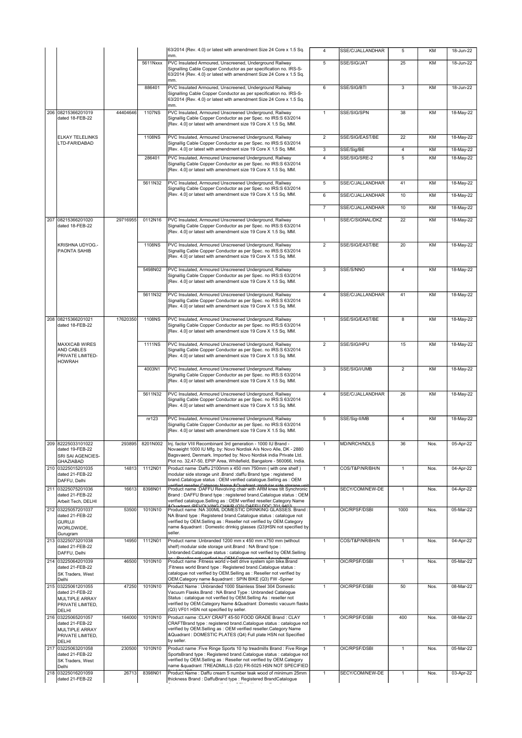| | | | | | | | | | |
|---|---|---|---|---|---|---|---|---|---|
| | | | | 63/2014 {Rev. 4.0} or latest with amendment Size 24 Core x 1.5 Sq. mm. | 4 | SSE/C/JALLANDHAR | 5 | KM | 18-Jun-22 |
| | | | 5611Nxxx | PVC Insulated Armoured, Unscreened, Underground Railway Signalling Cable Copper Conductor as per specification no. IRS-S-63/2014 {Rev. 4.0} or latest with amendment Size 24 Core x 1.5 Sq. mm. | 5 | SSE/SIG/JAT | 25 | KM | 18-Jun-22 |
| | | | 886401 | PVC Insulated Armoured, Unscreened, Underground Railway Signalling Cable Copper Conductor as per specification no. IRS-S-63/2014 {Rev. 4.0} or latest with amendment Size 24 Core x 1.5 Sq. mm. | 6 | SSE/SIG/BTI | 3 | KM | 18-Jun-22 |
| 206 | 08215366201019 dated 18-FEB-22 | 44404646 | 1107NS | PVC Insulated, Armoured Unscreened Underground, Railway Signallig Cable Copper Conductor as per Spec. no IRS:S 63/2014 [Rev. 4.0] or latest with amendment size 19 Core X 1.5 Sq. MM. | 1 | SSE/SIG/SPN | 38 | KM | 18-May-22 |
| | ELKAY TELELINKS LTD-FARIDABAD | | 1108NS | PVC Insulated, Armoured Unscreened Underground, Railway Signallig Cable Copper Conductor as per Spec. no IRS:S 63/2014 [Rev. 4.0] or latest with amendment size 19 Core X 1.5 Sq. MM. | 2 | SSE/SIG/EAST/BE | 22 | KM | 18-May-22 |
| | | | | | 3 | SSE/Sig/BE | 4 | KM | 18-May-22 |
| | | | 286401 | PVC Insulated, Armoured Unscreened Underground, Railway Signallig Cable Copper Conductor as per Spec. no IRS:S 63/2014 [Rev. 4.0] or latest with amendment size 19 Core X 1.5 Sq. MM. | 4 | SSE/SIG/SRE-2 | 5 | KM | 18-May-22 |
| | | | 5611N32 | PVC Insulated, Armoured Unscreened Underground, Railway Signallig Cable Copper Conductor as per Spec. no IRS:S 63/2014 [Rev. 4.0] or latest with amendment size 19 Core X 1.5 Sq. MM. | 5 | SSE/C/JALLANDHAR | 41 | KM | 18-May-22 |
| | | | | | 6 | SSE/C/JALLANDHAR | 10 | KM | 18-May-22 |
| | | | | | 7 | SSE/C/JALLANDHAR | 10 | KM | 18-May-22 |
| 207 | 08215366201020 dated 18-FEB-22 | 29716955 | 0112N16 | PVC Insulated, Armoured Unscreened Underground, Railway Signallig Cable Copper Conductor as per Spec. no IRS:S 63/2014 [Rev. 4.0] or latest with amendment size 19 Core X 1.5 Sq. MM. | 1 | SSE/C/SIGNAL/DKZ | 22 | KM | 18-May-22 |
| | KRISHNA UDYOG.-PAONTA SAHIB | | 1108NS | PVC Insulated, Armoured Unscreened Underground, Railway Signallig Cable Copper Conductor as per Spec. no IRS:S 63/2014 [Rev. 4.0] or latest with amendment size 19 Core X 1.5 Sq. MM. | 2 | SSE/SIG/EAST/BE | 20 | KM | 18-May-22 |
| | | | 5498N02 | PVC Insulated, Armoured Unscreened Underground, Railway Signallig Cable Copper Conductor as per Spec. no IRS:S 63/2014 [Rev. 4.0] or latest with amendment size 19 Core X 1.5 Sq. MM. | 3 | SSE/S/NNO | 4 | KM | 18-May-22 |
| | | | 5611N32 | PVC Insulated, Armoured Unscreened Underground, Railway Signallig Cable Copper Conductor as per Spec. no IRS:S 63/2014 [Rev. 4.0] or latest with amendment size 19 Core X 1.5 Sq. MM. | 4 | SSE/C/JALLANDHAR | 41 | KM | 18-May-22 |
| 208 | 08215366201021 dated 18-FEB-22 | 17620350 | 1108NS | PVC Insulated, Armoured Unscreened Underground, Railway Signallig Cable Copper Conductor as per Spec. no IRS:S 63/2014 [Rev. 4.0] or latest with amendment size 19 Core X 1.5 Sq. MM. | 1 | SSE/SIG/EAST/BE | 8 | KM | 18-May-22 |
| | MAXXCAB WIRES AND CABLES PRIVATE LIMITED-HOWRAH | | 1111NS | PVC Insulated, Armoured Unscreened Underground, Railway Signallig Cable Copper Conductor as per Spec. no IRS:S 63/2014 [Rev. 4.0] or latest with amendment size 19 Core X 1.5 Sq. MM. | 2 | SSE/SIG/HPU | 15 | KM | 18-May-22 |
| | | | 4003N1 | PVC Insulated, Armoured Unscreened Underground, Railway Signallig Cable Copper Conductor as per Spec. no IRS:S 63/2014 [Rev. 4.0] or latest with amendment size 19 Core X 1.5 Sq. MM. | 3 | SSE/SIG/I/UMB | 2 | KM | 18-May-22 |
| | | | 5611N32 | PVC Insulated, Armoured Unscreened Underground, Railway Signallig Cable Copper Conductor as per Spec. no IRS:S 63/2014 [Rev. 4.0] or latest with amendment size 19 Core X 1.5 Sq. MM. | 4 | SSE/C/JALLANDHAR | 26 | KM | 18-May-22 |
| | | | nr123 | PVC Insulated, Armoured Unscreened Underground, Railway Signallig Cable Copper Conductor as per Spec. no IRS:S 63/2014 [Rev. 4.0] or latest with amendment size 19 Core X 1.5 Sq. MM. | 5 | SSE/Sig-II/MB | 4 | KM | 18-May-22 |
| 209 | 82225033101022 dated 19-FEB-22 SRI SAI AGENCIES-GHAZIABAD | 293895 | 8201N002 | Inj. factor VIII Recombinant 3rd generation - 1000 IU Brand - Novaeight 1000 IU Mfg. by: Novo Nordisk A/s Novo Alle, DK - 2880 Bagsvaerd, Denmark. Imported by: Novo Nordisk india Private Ltd. Plot no. 32,47-50, EPIP Area, Whitefield, Bangalore - 560066, India. | 1 | MD/NRCH/NDLS | 36 | Nos. | 05-Apr-22 |
| 210 | 03225015201035 dated 21-FEB-22 DAFFU, Delhi | 14813 | 1112N01 | Product name :Daffu 2100mm x 450 mm 750mm ( with one shelf ) modular side storage unit .Brand :daffu Brand type : registered brand.Catalogue status : OEM verified catalogue.Selling as : OEM verified reseller.Category Name &Quadrant :modular side storage unit | 1 | COS/T&P/NR/BH/N | 1 | Nos. | 04-Apr-22 |
| 211 | 03225075201036 dated 21-FEB-22 Arbeit Tech, DELHI | 16613 | 8398N01 | Product name :DAFFU Revolving chair with ARM knee tilt Synchronic Brand : DAFFU Brand type : registered brand.Catalogue status : OEM verified catalogue.Selling as : OEM verified reseller.Category Name &Quadrant :REVOLVING CHAIR (Q3) DAFFU DDC 701 9403 | 1 | SECY/COM/NEW-DE | 1 | Nos. | 04-Apr-22 |
| 212 | 03225057201037 dated 21-FEB-22 GURUJI WORLDWIDE, Gurugram | 53500 | 1010N10 | Product name :NA 300ML DOMESTIC DRINKING GLASSES. Brand : NA Brand type : Registered brand.Catalogue status : catalogue not verified by OEM.Selling as : Reseller not verified by OEM.Category name &quadrant : Domestic drinkig glasses (Q3)HSN not specified by seller. | 1 | OIC/RPSF/DSBI | 1000 | Nos. | 05-Mar-22 |
| 213 | 03225073201038 dated 21-FEB-22 DAFFU, Delhi | 14950 | 1112N01 | Product name :Unbranded 1200 mm x 450 mm x750 mm (without shelf) modular side storage unit.Brand : NA Brand type : Unbranded.Catalogue status : catalogue not verified by OEM.Selling as : Reseller not verified by OEM Category name &quadrant : | 1 | COS/T&P/NR/BH/N | 1 | Nos. | 04-Apr-22 |
| 214 | 03225064201039 dated 21-FEB-22 SK Traders, West Delhi | 46500 | 1010N10 | Product name :Fitness world v-belt drive system spin bike.Brand :Fitness world Brand type : Registered brand.Catalogue status : catalogue not verified by OEM.Selling as : Reseller not verified by OEM.Category name &quadrant : SPIN BIKE (Q3) FW -Spiner | 1 | OIC/RPSF/DSBI | 1 | Nos. | 05-Mar-22 |
| 215 | 03225061201055 dated 21-FEB-22 MULTIPLE ARRAY PRIVATE LIMITED, DELHI | 47250 | 1010N10 | Product Name : Unbranded 1000 Stainless Steel 304 Domestic Vacuum Flasks.Brand : NA Brand Type : Unbranded Catalogue Status : catalogue not verified by OEM.Selling As : reseller not verified by OEM.Category Name &Quadrant :Domestic vacuum flasks (Q3) VF01 HSN not specified by seller. | 1 | OIC/RPSF/DSBI | 50 | Nos. | 08-Mar-22 |
| 216 | 03225065201057 dated 21-FEB-22 MULTIPLE ARRAY PRIVATE LIMITED, DELHI | 164000 | 1010N10 | Product name :CLAY CRAFT 45-50 FOOD GRADE Brand : CLAY CRAFTBrand type : registered brand.Catalogue status : catalogue not verified by OEM.Selling as : OEM verified reseller.Category Name &Quadrant : DOMESTIC PLATES (Q4) Full plate HSN not Specified by seller. | 1 | OIC/RPSF/DSBI | 400 | Nos. | 08-Mar-22 |
| 217 | 03225063201058 dated 21-FEB-22 SK Traders, West Delhi | 230500 | 1010N10 | Product name :Five Ringe Sports 10 hp treadmills Brand : Five Ringe SportsBrand type : Registered brand.Catalogue status : catalogue not verified by OEM.Selling as : Reseller not verified by OEM.Category name &quadrant :TREADMILLS (Q3) FR-5025 HSN NOT SPECIFIED | 1 | OIC/RPSF/DSBI | 1 | Nos. | 05-Mar-22 |
| 218 | 03225016201059 dated 21-FEB-22 | 26713 | 8398N01 | Product Name : Daffu cream 5 number teak wood of minimum 25mm thickness Brand : DaffuBrand type : Registered BrandCatalogue | 1 | SECY/COM/NEW-DE | 1 | Nos. | 03-Apr-22 |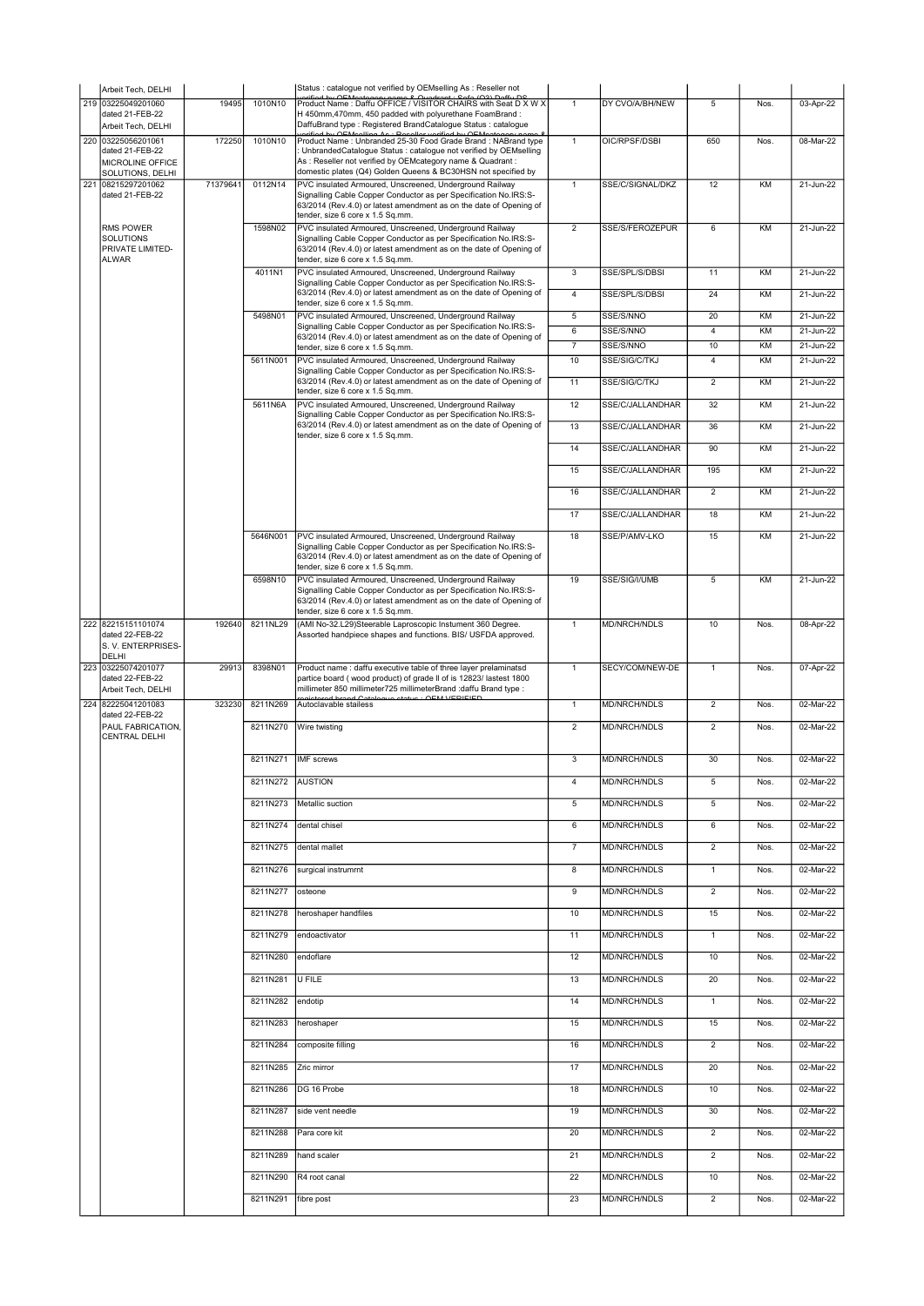| | | | | | | | | | |
|---|---|---|---|---|---|---|---|---|---|
| | Arbeit Tech, DELHI | | | Status : catalogue not verified by OEMselling As : Reseller not verified by OEMcategory name & Quadrant : Sofa (Q3) Daffu DS | | | | | |
| 219 | 03225049201060 dated 21-FEB-22 Arbeit Tech, DELHI | 19495 | 1010N10 | Product Name : Daffu OFFICE / VISITOR CHAIRS with Seat D X W X H 450mm,470mm, 450 padded with polyurethane FoamBrand : DaffuBrand type : Registered BrandCatalogue Status : catalogue verified by OEMselling As : Reseller verified by OEMcategory name & | 1 | DY CVO/A/BH/NEW | 5 | Nos. | 03-Apr-22 |
| 220 | 03225056201061 dated 21-FEB-22 MICROLINE OFFICE SOLUTIONS, DELHI | 172250 | 1010N10 | Product Name : Unbranded 25-30 Food Grade Brand : NABrand type : UnbrandedCatalogue Status : catalogue not verified by OEMselling As : Reseller not verified by OEMcategory name & Quadrant : domestic plates (Q4) Golden Queens & BC30HSN not specified by | 1 | OIC/RPSF/DSBI | 650 | Nos. | 08-Mar-22 |
| 221 | 08215297201062 dated 21-FEB-22 | 71379641 | 0112N14 | PVC insulated Armoured, Unscreened, Underground Railway Signalling Cable Copper Conductor as per Specification No.IRS:S-63/2014 (Rev.4.0) or latest amendment as on the date of Opening of tender, size 6 core x 1.5 Sq.mm. | 1 | SSE/C/SIGNAL/DKZ | 12 | KM | 21-Jun-22 |
| | RMS POWER SOLUTIONS PRIVATE LIMITED-ALWAR | | 1598N02 | PVC insulated Armoured, Unscreened, Underground Railway Signalling Cable Copper Conductor as per Specification No.IRS:S-63/2014 (Rev.4.0) or latest amendment as on the date of Opening of tender, size 6 core x 1.5 Sq.mm. | 2 | SSE/S/FEROZEPUR | 6 | KM | 21-Jun-22 |
| | | | 4011N1 | PVC insulated Armoured, Unscreened, Underground Railway Signalling Cable Copper Conductor as per Specification No.IRS:S-63/2014 (Rev.4.0) or latest amendment as on the date of Opening of tender, size 6 core x 1.5 Sq.mm. | 3 | SSE/SPL/S/DBSI | 11 | KM | 21-Jun-22 |
| | | | | | 4 | SSE/SPL/S/DBSI | 24 | KM | 21-Jun-22 |
| | | | 5498N01 | PVC insulated Armoured, Unscreened, Underground Railway Signalling Cable Copper Conductor as per Specification No.IRS:S-63/2014 (Rev.4.0) or latest amendment as on the date of Opening of tender, size 6 core x 1.5 Sq.mm. | 5 | SSE/S/NNO | 20 | KM | 21-Jun-22 |
| | | | | | 6 | SSE/S/NNO | 4 | KM | 21-Jun-22 |
| | | | | | 7 | SSE/S/NNO | 10 | KM | 21-Jun-22 |
| | | | 5611N001 | PVC insulated Armoured, Unscreened, Underground Railway Signalling Cable Copper Conductor as per Specification No.IRS:S-63/2014 (Rev.4.0) or latest amendment as on the date of Opening of tender, size 6 core x 1.5 Sq.mm. | 10 | SSE/SIG/C/TKJ | 4 | KM | 21-Jun-22 |
| | | | | | 11 | SSE/SIG/C/TKJ | 2 | KM | 21-Jun-22 |
| | | | 5611N6A | PVC insulated Armoured, Unscreened, Underground Railway Signalling Cable Copper Conductor as per Specification No.IRS:S-63/2014 (Rev.4.0) or latest amendment as on the date of Opening of tender, size 6 core x 1.5 Sq.mm. | 12 | SSE/C/JALLANDHAR | 32 | KM | 21-Jun-22 |
| | | | | | 13 | SSE/C/JALLANDHAR | 36 | KM | 21-Jun-22 |
| | | | | | 14 | SSE/C/JALLANDHAR | 90 | KM | 21-Jun-22 |
| | | | | | 15 | SSE/C/JALLANDHAR | 195 | KM | 21-Jun-22 |
| | | | | | 16 | SSE/C/JALLANDHAR | 2 | KM | 21-Jun-22 |
| | | | | | 17 | SSE/C/JALLANDHAR | 18 | KM | 21-Jun-22 |
| | | | 5646N001 | PVC insulated Armoured, Unscreened, Underground Railway Signalling Cable Copper Conductor as per Specification No.IRS:S-63/2014 (Rev.4.0) or latest amendment as on the date of Opening of tender, size 6 core x 1.5 Sq.mm. | 18 | SSE/P/AMV-LKO | 15 | KM | 21-Jun-22 |
| | | | 6598N10 | PVC insulated Armoured, Unscreened, Underground Railway Signalling Cable Copper Conductor as per Specification No.IRS:S-63/2014 (Rev.4.0) or latest amendment as on the date of Opening of tender, size 6 core x 1.5 Sq.mm. | 19 | SSE/SIG/I/UMB | 5 | KM | 21-Jun-22 |
| 222 | 82215151101074 dated 22-FEB-22 S. V. ENTERPRISES-DELHI | 192640 | 8211NL29 | (AMI No-32.L29)Steerable Laproscopic Instument 360 Degree. Assorted handpiece shapes and functions. BIS/ USFDA approved. | 1 | MD/NRCH/NDLS | 10 | Nos. | 08-Apr-22 |
| 223 | 03225074201077 dated 22-FEB-22 Arbeit Tech, DELHI | 29913 | 8398N01 | Product name : daffu executive table of three layer prelaminatsd partice board ( wood product) of grade II of is 12823/ lastest 1800 millimeter 850 millimeter725 millimeterBrand :daffu Brand type : registered brand Catalogue status : OEM VERIFIED | 1 | SECY/COM/NEW-DE | 1 | Nos. | 07-Apr-22 |
| 224 | 82225041201083 dated 22-FEB-22 | 323230 | 8211N269 | Autoclavable stailess | 1 | MD/NRCH/NDLS | 2 | Nos. | 02-Mar-22 |
| | PAUL FABRICATION, CENTRAL DELHI | | 8211N270 | Wire twisting | 2 | MD/NRCH/NDLS | 2 | Nos. | 02-Mar-22 |
| | | | 8211N271 | IMF screws | 3 | MD/NRCH/NDLS | 30 | Nos. | 02-Mar-22 |
| | | | 8211N272 | AUSTION | 4 | MD/NRCH/NDLS | 5 | Nos. | 02-Mar-22 |
| | | | 8211N273 | Metallic suction | 5 | MD/NRCH/NDLS | 5 | Nos. | 02-Mar-22 |
| | | | 8211N274 | dental chisel | 6 | MD/NRCH/NDLS | 6 | Nos. | 02-Mar-22 |
| | | | 8211N275 | dental mallet | 7 | MD/NRCH/NDLS | 2 | Nos. | 02-Mar-22 |
| | | | 8211N276 | surgical instrumrnt | 8 | MD/NRCH/NDLS | 1 | Nos. | 02-Mar-22 |
| | | | 8211N277 | osteone | 9 | MD/NRCH/NDLS | 2 | Nos. | 02-Mar-22 |
| | | | 8211N278 | heroshaper handfiles | 10 | MD/NRCH/NDLS | 15 | Nos. | 02-Mar-22 |
| | | | 8211N279 | endoactivator | 11 | MD/NRCH/NDLS | 1 | Nos. | 02-Mar-22 |
| | | | 8211N280 | endoflare | 12 | MD/NRCH/NDLS | 10 | Nos. | 02-Mar-22 |
| | | | 8211N281 | U FILE | 13 | MD/NRCH/NDLS | 20 | Nos. | 02-Mar-22 |
| | | | 8211N282 | endotip | 14 | MD/NRCH/NDLS | 1 | Nos. | 02-Mar-22 |
| | | | 8211N283 | heroshaper | 15 | MD/NRCH/NDLS | 15 | Nos. | 02-Mar-22 |
| | | | 8211N284 | composite filling | 16 | MD/NRCH/NDLS | 2 | Nos. | 02-Mar-22 |
| | | | 8211N285 | Zric mirror | 17 | MD/NRCH/NDLS | 20 | Nos. | 02-Mar-22 |
| | | | 8211N286 | DG 16 Probe | 18 | MD/NRCH/NDLS | 10 | Nos. | 02-Mar-22 |
| | | | 8211N287 | side vent needle | 19 | MD/NRCH/NDLS | 30 | Nos. | 02-Mar-22 |
| | | | 8211N288 | Para core kit | 20 | MD/NRCH/NDLS | 2 | Nos. | 02-Mar-22 |
| | | | 8211N289 | hand scaler | 21 | MD/NRCH/NDLS | 2 | Nos. | 02-Mar-22 |
| | | | 8211N290 | R4 root canal | 22 | MD/NRCH/NDLS | 10 | Nos. | 02-Mar-22 |
| | | | 8211N291 | fibre post | 23 | MD/NRCH/NDLS | 2 | Nos. | 02-Mar-22 |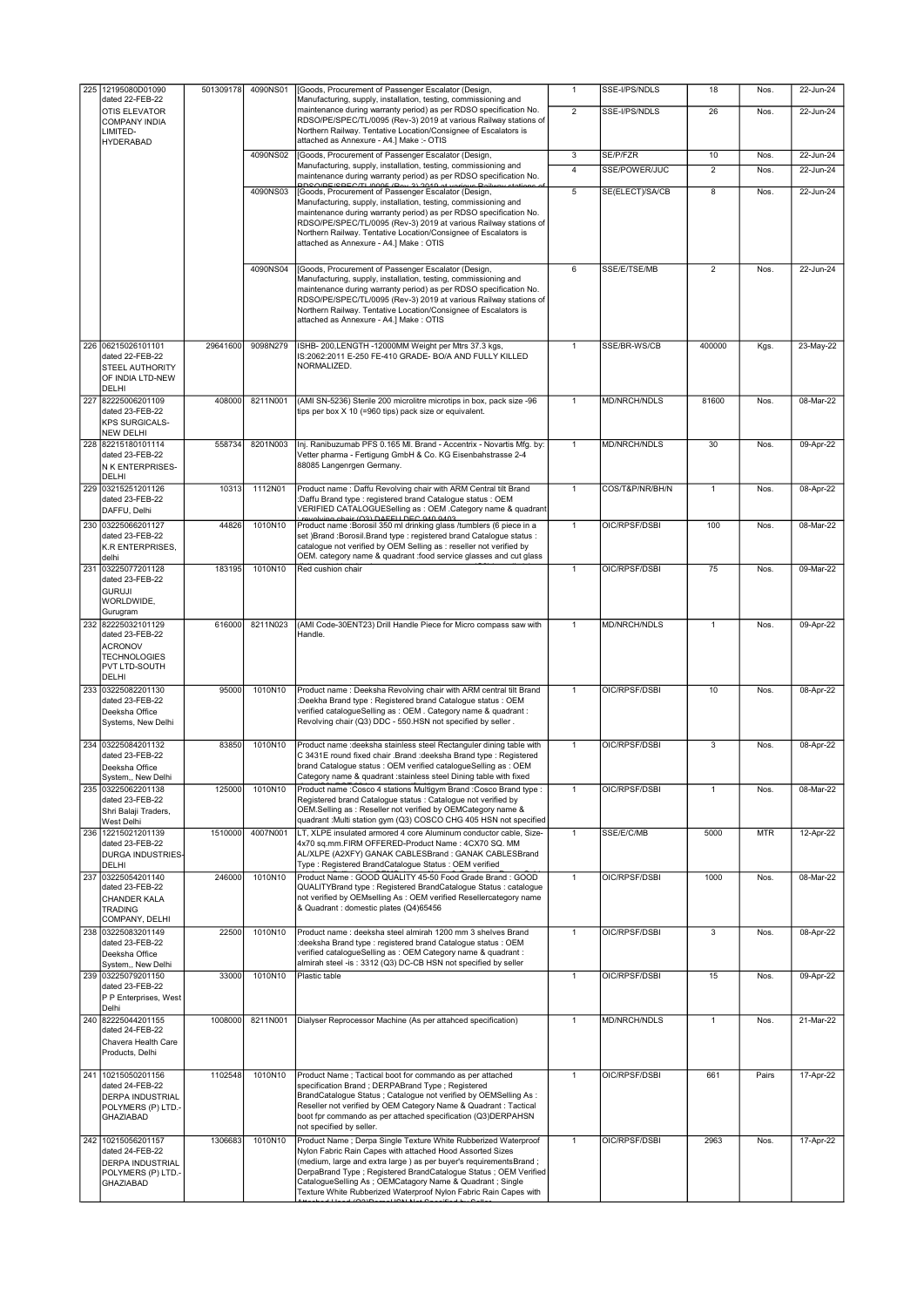| 225 | 12195080D01090 dated 22-FEB-22 OTIS ELEVATOR COMPANY INDIA LIMITED-HYDERABAD | 501309178 | 4090NS01 | [Goods, Procurement of Passenger Escalator (Design, Manufacturing, supply, installation, testing, commissioning and maintenance during warranty period) as per RDSO specification No. RDSO/PE/SPEC/TL/0095 (Rev-3) 2019 at various Railway stations of Northern Railway. Tentative Location/Consignee of Escalators is attached as Annexure - A4.] Make :- OTIS | 1 | SSE-I/PS/NDLS | 18 | Nos. | 22-Jun-24 |
|---|---|---|---|---|---|---|---|---|---|
| | | | | | 2 | SSE-I/PS/NDLS | 26 | Nos. | 22-Jun-24 |
| | | | 4090NS02 | [Goods, Procurement of Passenger Escalator (Design, Manufacturing, supply, installation, testing, commissioning and maintenance during warranty period) as per RDSO specification No. RDSO/PE/SPEC/TL/0095 (Rev-3) 2019 at various Railway stations of | 3 | SE/P/FZR | 10 | Nos. | 22-Jun-24 |
| | | | | | 4 | SSE/POWER/JUC | 2 | Nos. | 22-Jun-24 |
| | | | 4090NS03 | [Goods, Procurement of Passenger Escalator (Design, Manufacturing, supply, installation, testing, commissioning and maintenance during warranty period) as per RDSO specification No. RDSO/PE/SPEC/TL/0095 (Rev-3) 2019 at various Railway stations of Northern Railway. Tentative Location/Consignee of Escalators is attached as Annexure - A4.] Make : OTIS | 5 | SE(ELECT)/SA/CB | 8 | Nos. | 22-Jun-24 |
| | | | 4090NS04 | [Goods, Procurement of Passenger Escalator (Design, Manufacturing, supply, installation, testing, commissioning and maintenance during warranty period) as per RDSO specification No. RDSO/PE/SPEC/TL/0095 (Rev-3) 2019 at various Railway stations of Northern Railway. Tentative Location/Consignee of Escalators is attached as Annexure - A4.] Make : OTIS | 6 | SSE/E/TSE/MB | 2 | Nos. | 22-Jun-24 |
| 226 | 06215026101101 dated 22-FEB-22 STEEL AUTHORITY OF INDIA LTD-NEW DELHI | 29641600 | 9098N279 | ISHB- 200,LENGTH -12000MM Weight per Mtrs 37.3 kgs, IS:2062:2011 E-250 FE-410 GRADE- BO/A AND FULLY KILLED NORMALIZED. | 1 | SSE/BR-WS/CB | 400000 | Kgs. | 23-May-22 |
| 227 | 82225006201109 dated 23-FEB-22 KPS SURGICALS-NEW DELHI | 408000 | 8211N001 | (AMI SN-5236) Sterile 200 microlitre microtips in box, pack size -96 tips per box X 10 (=960 tips) pack size or equivalent. | 1 | MD/NRCH/NDLS | 81600 | Nos. | 08-Mar-22 |
| 228 | 82215180101114 dated 23-FEB-22 N K ENTERPRISES-DELHI | 558734 | 8201N003 | Inj. Ranibuzumab PFS 0.165 Ml. Brand - Accentrix - Novartis Mfg. by: Vetter pharma - Fertigung GmbH & Co. KG Eisenbahstrasse 2-4 88085 Langenrgen Germany. | 1 | MD/NRCH/NDLS | 30 | Nos. | 09-Apr-22 |
| 229 | 03215251201126 dated 23-FEB-22 DAFFU, Delhi | 10313 | 1112N01 | Product name : Daffu Revolving chair with ARM Central tilt Brand :Daffu Brand type : registered brand Catalogue status : OEM VERIFIED CATALOGUESelling as : OEM .Category name & quadrant : revolving chair (Q3) DAFFU DEC 940 9403 | 1 | COS/T&P/NR/BH/N | 1 | Nos. | 08-Apr-22 |
| 230 | 03225066201127 dated 23-FEB-22 K.R ENTERPRISES, delhi | 44826 | 1010N10 | Product name :Borosil 350 ml drinking glass /tumblers (6 piece in a set )Brand :Borosil.Brand type : registered brand Catalogue status : catalogue not verified by OEM Selling as : reseller not verified by OEM. category name & quadrant :food service glasses and cut glass | 1 | OIC/RPSF/DSBI | 100 | Nos. | 08-Mar-22 |
| 231 | 03225077201128 dated 23-FEB-22 GURUJI WORLDWIDE, Gurugram | 183195 | 1010N10 | Red cushion chair | 1 | OIC/RPSF/DSBI | 75 | Nos. | 09-Mar-22 |
| 232 | 82225032101129 dated 23-FEB-22 ACRONOV TECHNOLOGIES PVT LTD-SOUTH DELHI | 616000 | 8211N023 | (AMI Code-30ENT23) Drill Handle Piece for Micro compass saw with Handle. | 1 | MD/NRCH/NDLS | 1 | Nos. | 09-Apr-22 |
| 233 | 03225082201130 dated 23-FEB-22 Deeksha Office Systems, New Delhi | 95000 | 1010N10 | Product name : Deeksha Revolving chair with ARM central tilt Brand :Deekha Brand type : Registered brand Catalogue status : OEM verified catalogueSelling as : OEM . Category name & quadrant : Revolving chair (Q3) DDC - 550.HSN not specified by seller . | 1 | OIC/RPSF/DSBI | 10 | Nos. | 08-Apr-22 |
| 234 | 03225084201132 dated 23-FEB-22 Deeksha Office System,, New Delhi | 83850 | 1010N10 | Product name :deeksha stainless steel Rectanguler dining table with C 3431E round fixed chair .Brand :deeksha Brand type : Registered brand Catalogue status : OEM verified catalogueSelling as : OEM Category name & quadrant :stainless steel Dining table with fixed | 1 | OIC/RPSF/DSBI | 3 | Nos. | 08-Apr-22 |
| 235 | 03225062201138 dated 23-FEB-22 Shri Balaji Traders, West Delhi | 125000 | 1010N10 | Product name :Cosco 4 stations Multigym Brand :Cosco Brand type : Registered brand Catalogue status : Catalogue not verified by OEM.Selling as : Reseller not verified by OEMCategory name & quadrant :Multi station gym (Q3) COSCO CHG 405 HSN not specified | 1 | OIC/RPSF/DSBI | 1 | Nos. | 08-Mar-22 |
| 236 | 12215021201139 dated 23-FEB-22 DURGA INDUSTRIES-DELHI | 1510000 | 4007N001 | LT, XLPE insulated armored 4 core Aluminum conductor cable, Size-4x70 sq.mm.FIRM OFFERED-Product Name : 4CX70 SQ. MM AL/XLPE (A2XFY) GANAK CABLESBrand : GANAK CABLESBrand Type : Registered BrandCatalogue Status : OEM verified | 1 | SSE/E/C/MB | 5000 | MTR | 12-Apr-22 |
| 237 | 03225054201140 dated 23-FEB-22 CHANDER KALA TRADING COMPANY, DELHI | 246000 | 1010N10 | Product Name : GOOD QUALITY 45-50 Food Grade Brand : GOOD QUALITYBrand type : Registered BrandCatalogue Status : catalogue not verified by OEMselling As : OEM verified Resellercategory name & Quadrant : domestic plates (Q4)65456 | 1 | OIC/RPSF/DSBI | 1000 | Nos. | 08-Mar-22 |
| 238 | 03225083201149 dated 23-FEB-22 Deeksha Office System,, New Delhi | 22500 | 1010N10 | Product name : deeksha steel almirah 1200 mm 3 shelves Brand :deeksha Brand type : registered brand Catalogue status : OEM verified catalogueSelling as : OEM Category name & quadrant : almirah steel -is : 3312 (Q3) DC-CB HSN not specified by seller | 1 | OIC/RPSF/DSBI | 3 | Nos. | 08-Apr-22 |
| 239 | 03225079201150 dated 23-FEB-22 P P Enterprises, West Delhi | 33000 | 1010N10 | Plastic table | 1 | OIC/RPSF/DSBI | 15 | Nos. | 09-Apr-22 |
| 240 | 82225044201155 dated 24-FEB-22 Chavera Health Care Products, Delhi | 1008000 | 8211N001 | Dialyser Reprocessor Machine (As per attahced specification) | 1 | MD/NRCH/NDLS | 1 | Nos. | 21-Mar-22 |
| 241 | 10215050201156 dated 24-FEB-22 DERPA INDUSTRIAL POLYMERS (P) LTD.-GHAZIABAD | 1102548 | 1010N10 | Product Name ; Tactical boot for commando as per attached specification Brand ; DERPABrand Type ; Registered BrandCatalogue Status ; Catalogue not verified by OEMSelling As : Reseller not verified by OEM Category Name & Quadrant : Tactical boot fpr commando as per attached specification (Q3)DERPAHSN not specified by seller. | 1 | OIC/RPSF/DSBI | 661 | Pairs | 17-Apr-22 |
| 242 | 10215056201157 dated 24-FEB-22 DERPA INDUSTRIAL POLYMERS (P) LTD.-GHAZIABAD | 1306683 | 1010N10 | Product Name ; Derpa Single Texture White Rubberized Waterproof Nylon Fabric Rain Capes with attached Hood Assorted Sizes (medium, large and extra large ) as per buyer's requirementsBrand ; DerpaBrand Type ; Registered BrandCatalogue Status ; OEM Verified CatalogueSelling As ; OEMCatagory Name & Quadrant ; Single Texture White Rubberized Waterproof Nylon Fabric Rain Capes with Attached Hood (Q3)DerpaHSN Not Specified by Seller | 1 | OIC/RPSF/DSBI | 2963 | Nos. | 17-Apr-22 |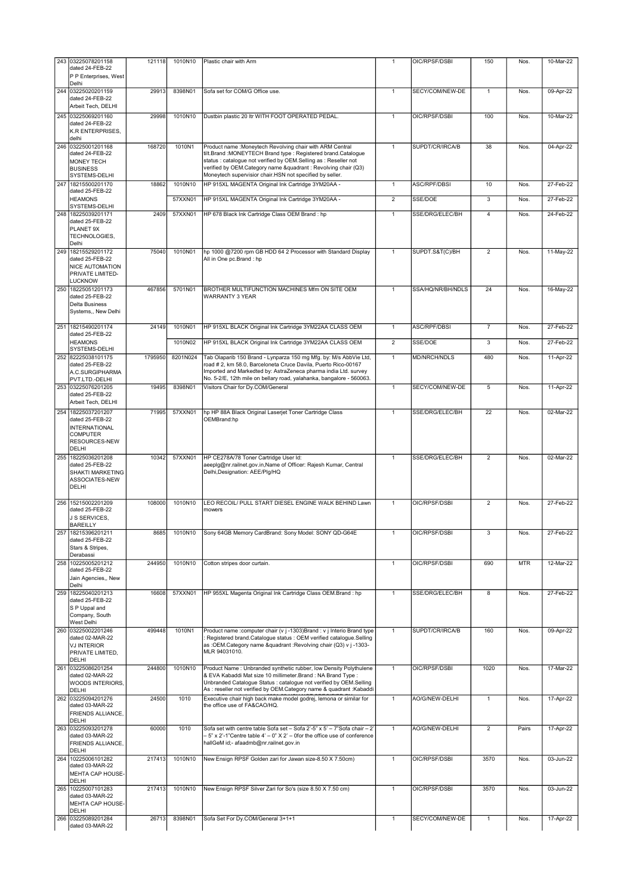| 243 | 03225078201158 dated 24-FEB-22 P P Enterprises, West Delhi | 121118 | 1010N10 | Plastic chair with Arm | 1 | OIC/RPSF/DSBI | 150 | Nos. | 10-Mar-22 |
|---|---|---|---|---|---|---|---|---|---|
| 244 | 03225020201159 dated 24-FEB-22 Arbeit Tech, DELHI | 29913 | 8398N01 | Sofa set for COM/G Office use. | 1 | SECY/COM/NEW-DE | 1 | Nos. | 09-Apr-22 |
| 245 | 03225069201160 dated 24-FEB-22 K.R ENTERPRISES, delhi | 29998 | 1010N10 | Dustbin plastic 20 ltr WITH FOOT OPERATED PEDAL. | 1 | OIC/RPSF/DSBI | 100 | Nos. | 10-Mar-22 |
| 246 | 03225001201168 dated 24-FEB-22 MONEY TECH BUSINESS SYSTEMS-DELHI | 168720 | 1010N1 | Product name :Moneytech Revolving chair with ARM Central tilt.Brand :MONEYTECH Brand type : Registered brand.Catalogue status : catalogue not verified by OEM.Selling as : Reseller not verified by OEM.Category name &quadrant : Revolving chair (Q3) Moneytech supervisior chair.HSN not specified by seller. | 1 | SUPDT/CR/IRCA/B | 38 | Nos. | 04-Apr-22 |
| 247 | 18215500201170 dated 25-FEB-22 HEAMONS SYSTEMS-DELHI | 18862 | 1010N10 | HP 915XL MAGENTA Original Ink Cartridge 3YM20AA - | 1 | ASC/RPF/DBSI | 10 | Nos. | 27-Feb-22 |
| | | | 57XXN01 | HP 915XL MAGENTA Original Ink Cartridge 3YM20AA - | 2 | SSE/DOE | 3 | Nos. | 27-Feb-22 |
| 248 | 18225039201171 dated 25-FEB-22 PLANET 9X TECHNOLOGIES, Delhi | 2409 | 57XXN01 | HP 678 Black Ink Cartridge Class OEM Brand : hp | 1 | SSE/DRG/ELEC/BH | 4 | Nos. | 24-Feb-22 |
| 249 | 18215529201172 dated 25-FEB-22 NICE AUTOMATION PRIVATE LIMITED-LUCKNOW | 75040 | 1010N01 | hp 1000 @7200 rpm GB HDD 64 2 Processor with Standard Display All in One pc.Brand : hp | 1 | SUPDT.S&T(C)/BH | 2 | Nos. | 11-May-22 |
| 250 | 18225051201173 dated 25-FEB-22 Delta Business Systems,, New Delhi | 467856 | 5701N01 | BROTHER MULTIFUNCTION MACHINES Mfm ON SITE OEM WARRANTY 3 YEAR | 1 | SSA/HQ/NR/BH/NDLS | 24 | Nos. | 16-May-22 |
| 251 | 18215490201174 dated 25-FEB-22 HEAMONS SYSTEMS-DELHI | 24149 | 1010N01 | HP 915XL BLACK Original Ink Cartridge 3YM22AA CLASS OEM | 1 | ASC/RPF/DBSI | 7 | Nos. | 27-Feb-22 |
| | | | 1010N02 | HP 915XL BLACK Original Ink Cartridge 3YM22AA CLASS OEM | 2 | SSE/DOE | 3 | Nos. | 27-Feb-22 |
| 252 | 82225038101175 dated 25-FEB-22 A.C.SURGIPHARMA PVT.LTD.-DELHI | 1795950 | 8201N024 | Tab Olaparib 150 Brand - Lynparza 150 mg Mfg. by: M/s AbbVie Ltd, road # 2, km 58.0, Barceloneta Cruce Davila, Puerto Rico-00167 Imported and Markedted by: AstraZeneca pharma india Ltd. survey No. 5-2/E, 12th mile on bellary road, yalahanka, bangalore - 560063. | 1 | MD/NRCH/NDLS | 480 | Nos. | 11-Apr-22 |
| 253 | 03225076201205 dated 25-FEB-22 Arbeit Tech, DELHI | 19495 | 8398N01 | Visitors Chair for Dy.COM/General | 1 | SECY/COM/NEW-DE | 5 | Nos. | 11-Apr-22 |
| 254 | 18225037201207 dated 25-FEB-22 INTERNATIONAL COMPUTER RESOURCES-NEW DELHI | 71995 | 57XXN01 | hp HP 88A Black Original Laserjet Toner Cartridge Class OEMBrand:hp | 1 | SSE/DRG/ELEC/BH | 22 | Nos. | 02-Mar-22 |
| 255 | 18225036201208 dated 25-FEB-22 SHAKTI MARKETING ASSOCIATES-NEW DELHI | 10342 | 57XXN01 | HP CE278A/78 Toner Cartridge User Id: aeeplg@nr.railnet.gov.in,Name of Officer: Rajesh Kumar, Central Delhi,Designation: AEE/Plg/HQ | 1 | SSE/DRG/ELEC/BH | 2 | Nos. | 02-Mar-22 |
| 256 | 15215002201209 dated 25-FEB-22 J S SERVICES, BAREILLY | 108000 | 1010N10 | LEO RECOIL/ PULL START DIESEL ENGINE WALK BEHIND Lawn mowers | 1 | OIC/RPSF/DSBI | 2 | Nos. | 27-Feb-22 |
| 257 | 18215396201211 dated 25-FEB-22 Stars & Stripes, Derabassi | 8685 | 1010N10 | Sony 64GB Memory CardBrand: Sony Model: SONY QD-G64E | 1 | OIC/RPSF/DSBI | 3 | Nos. | 27-Feb-22 |
| 258 | 10225005201212 dated 25-FEB-22 Jain Agencies,, New Delhi | 244950 | 1010N10 | Cotton stripes door curtain. | 1 | OIC/RPSF/DSBI | 690 | MTR | 12-Mar-22 |
| 259 | 18225040201213 dated 25-FEB-22 S P Uppal and Company, South West Delhi | 16608 | 57XXN01 | HP 955XL Magenta Original Ink Cartridge Class OEM.Brand : hp | 1 | SSE/DRG/ELEC/BH | 8 | Nos. | 27-Feb-22 |
| 260 | 03225022201246 dated 02-MAR-22 VJ INTERIOR PRIVATE LIMITED, DELHI | 499448 | 1010N1 | Product name :computer chair (v j -1303)Brand : v j Interio Brand type : Registered brand.Catalogue status : OEM verified catalogue.Selling as :OEM.Category name &quadrant :Revolving chair (Q3) v j -1303-MLR 94031010. | 1 | SUPDT/CR/IRCA/B | 160 | Nos. | 09-Apr-22 |
| 261 | 03225086201254 dated 02-MAR-22 WOODS INTERIORS, DELHI | 244800 | 1010N10 | Product Name : Unbranded synthetic rubber, low Density Polythulene & EVA Kabaddi Mat size 10 millimeter.Brand : NA Brand Type : Unbranded Catalogue Status : catalogue not verified by OEM.Selling As : reseller not verified by OEM.Category name & quadrant :Kabaddi | 1 | OIC/RPSF/DSBI | 1020 | Nos. | 17-Mar-22 |
| 262 | 03225094201276 dated 03-MAR-22 FRIENDS ALLIANCE, DELHI | 24500 | 1010 | Executive chair high back make model godrej, lemona or similar for the office use of FA&CAO/HQ. | 1 | AO/G/NEW-DELHI | 1 | Nos. | 17-Apr-22 |
| 263 | 03225093201278 dated 03-MAR-22 FRIENDS ALLIANCE, DELHI | 60000 | 1010 | Sofa set with centre table Sofa set – Sofa 2'-5" x 5' – 7"Sofa chair – 2' – 5" x 2'-1"Centre table 4' – 0" X 2' – 0for the office use of conference hallGeM id;- afaadmb@nr.railnet.gov.in | 1 | AO/G/NEW-DELHI | 2 | Pairs | 17-Apr-22 |
| 264 | 10225006101282 dated 03-MAR-22 MEHTA CAP HOUSE-DELHI | 217413 | 1010N10 | New Ensign RPSF Golden zari for Jawan size-8.50 X 7.50cm) | 1 | OIC/RPSF/DSBI | 3570 | Nos. | 03-Jun-22 |
| 265 | 10225007101283 dated 03-MAR-22 MEHTA CAP HOUSE-DELHI | 217413 | 1010N10 | New Ensign RPSF Silver Zari for So's (size 8.50 X 7.50 cm) | 1 | OIC/RPSF/DSBI | 3570 | Nos. | 03-Jun-22 |
| 266 | 03225089201284 dated 03-MAR-22 | 26713 | 8398N01 | Sofa Set For Dy.COM/General 3+1+1 | 1 | SECY/COM/NEW-DE | 1 | Nos. | 17-Apr-22 |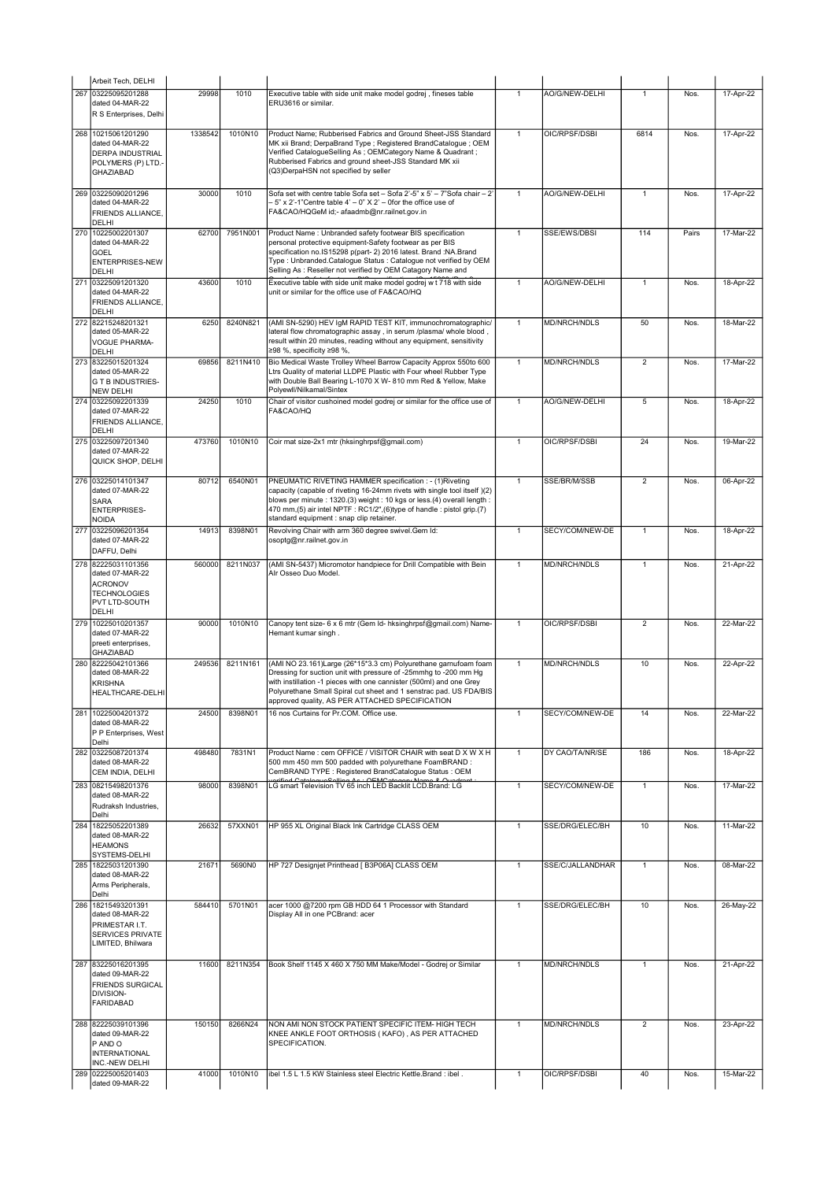| | | | | | | | | | |
|---|---|---|---|---|---|---|---|---|---|
| | Arbeit Tech, DELHI | | | | | | | | |
| 267 | 03225095201288 dated 04-MAR-22 R S Enterprises, Delhi | 29998 | 1010 | Executive table with side unit make model godrej , fineses table ERU3616 or similar. | 1 | AO/G/NEW-DELHI | 1 | Nos. | 17-Apr-22 |
| 268 | 10215061201290 dated 04-MAR-22 DERPA INDUSTRIAL POLYMERS (P) LTD.-GHAZIABAD | 1338542 | 1010N10 | Product Name; Rubberised Fabrics and Ground Sheet-JSS Standard MK xii Brand; DerpaBrand Type ; Registered BrandCatalogue ; OEM Verified CatalogueSelling As ; OEMCategory Name & Quadrant ; Rubberised Fabrics and ground sheet-JSS Standard MK xii (Q3)DerpaHSN not specified by seller | 1 | OIC/RPSF/DSBI | 6814 | Nos. | 17-Apr-22 |
| 269 | 03225090201296 dated 04-MAR-22 FRIENDS ALLIANCE, DELHI | 30000 | 1010 | Sofa set with centre table Sofa set – Sofa 2'-5" x 5' – 7"Sofa chair – 2' – 5" x 2'-1"Centre table 4' – 0" X 2' – 0for the office use of FA&CAO/HQGeM id;- afaadmb@nr.railnet.gov.in | 1 | AO/G/NEW-DELHI | 1 | Nos. | 17-Apr-22 |
| 270 | 10225002201307 dated 04-MAR-22 GOEL ENTERPRISES-NEW DELHI | 62700 | 7951N001 | Product Name : Unbranded safety footwear BIS specification personal protective equipment-Safety footwear as per BIS specification no.IS15298 p(part- 2) 2016 latest. Brand :NA.Brand Type : Unbranded.Catalogue Status : Catalogue not verified by OEM Selling As : Reseller not verified by OEM Catagory Name and | 1 | SSE/EWS/DBSI | 114 | Pairs | 17-Mar-22 |
| 271 | 03225091201320 dated 04-MAR-22 FRIENDS ALLIANCE, DELHI | 43600 | 1010 | Executive table with side unit make model godrej w t 718 with side unit or similar for the office use of FA&CAO/HQ | 1 | AO/G/NEW-DELHI | 1 | Nos. | 18-Apr-22 |
| 272 | 82215248201321 dated 05-MAR-22 VOGUE PHARMA-DELHI | 6250 | 8240N821 | (AMI SN-5290) HEV IgM RAPID TEST KIT, immunochromatographic/ lateral flow chromatographic assay , in serum /plasma/ whole blood , result within 20 minutes, reading without any equipment, sensitivity ≥98 %, specificity ≥98 %, | 1 | MD/NRCH/NDLS | 50 | Nos. | 18-Mar-22 |
| 273 | 83225015201324 dated 05-MAR-22 G T B INDUSTRIES-NEW DELHI | 69856 | 8211N410 | Bio Medical Waste Trolley Wheel Barrow Capacity Approx 550to 600 Ltrs Quality of material LLDPE Plastic with Four wheel Rubber Type with Double Ball Bearing L-1070 X W- 810 mm Red & Yellow, Make Polyewll/Nilkamal/Sintex | 1 | MD/NRCH/NDLS | 2 | Nos. | 17-Mar-22 |
| 274 | 03225092201339 dated 07-MAR-22 FRIENDS ALLIANCE, DELHI | 24250 | 1010 | Chair of visitor cushoined model godrej or similar for the office use of FA&CAO/HQ | 1 | AO/G/NEW-DELHI | 5 | Nos. | 18-Apr-22 |
| 275 | 03225097201340 dated 07-MAR-22 QUICK SHOP, DELHI | 473760 | 1010N10 | Coir mat size-2x1 mtr (hksinghrpsf@gmail.com) | 1 | OIC/RPSF/DSBI | 24 | Nos. | 19-Mar-22 |
| 276 | 03225014101347 dated 07-MAR-22 SARA ENTERPRISES-NOIDA | 80712 | 6540N01 | PNEUMATIC RIVETING HAMMER specification : - (1)Riveting capacity (capable of riveting 16-24mm rivets with single tool itself )(2) blows per minute : 1320.(3) weight : 10 kgs or less.(4) overall length : 470 mm,(5) air intel NPTF : RC1/2",(6)type of handle : pistol grip.(7) standard equipment : snap clip retainer. | 1 | SSE/BR/M/SSB | 2 | Nos. | 06-Apr-22 |
| 277 | 03225096201354 dated 07-MAR-22 DAFFU, Delhi | 14913 | 8398N01 | Revolving Chair with arm 360 degree swivel.Gem Id: osoptg@nr.railnet.gov.in | 1 | SECY/COM/NEW-DE | 1 | Nos. | 18-Apr-22 |
| 278 | 82225031101356 dated 07-MAR-22 ACRONOV TECHNOLOGIES PVT LTD-SOUTH DELHI | 560000 | 8211N037 | (AMI SN-5437) Micromotor handpiece for Drill Compatible with Bein Alr Osseo Duo Model. | 1 | MD/NRCH/NDLS | 1 | Nos. | 21-Apr-22 |
| 279 | 10225010201357 dated 07-MAR-22 preeti enterprises, GHAZIABAD | 90000 | 1010N10 | Canopy tent size- 6 x 6 mtr (Gem Id- hksinghrpsf@gmail.com) Name- Hemant kumar singh . | 1 | OIC/RPSF/DSBI | 2 | Nos. | 22-Mar-22 |
| 280 | 82225042101366 dated 08-MAR-22 KRISHNA HEALTHCARE-DELHI | 249536 | 8211N161 | (AMI NO 23.161)Large (26*15*3.3 cm) Polyurethane garnufoam foam Dressing for suction unit with pressure of -25mmhg to -200 mm Hg with instillation -1 pieces with one cannister (500ml) and one Grey Polyurethane Small Spiral cut sheet and 1 senstrac pad. US FDA/BIS approved quality, AS PER ATTACHED SPECIFICATION | 1 | MD/NRCH/NDLS | 10 | Nos. | 22-Apr-22 |
| 281 | 10225004201372 dated 08-MAR-22 P P Enterprises, West Delhi | 24500 | 8398N01 | 16 nos Curtains for Pr.COM. Office use. | 1 | SECY/COM/NEW-DE | 14 | Nos. | 22-Mar-22 |
| 282 | 03225087201374 dated 08-MAR-22 CEM INDIA, DELHI | 498480 | 7831N1 | Product Name : cem OFFICE / VISITOR CHAIR with seat D X W X H 500 mm 450 mm 500 padded with polyurethane FoamBRAND : CemBRAND TYPE : Registered BrandCatalogue Status : OEM | 1 | DY CAO/TA/NR/SE | 186 | Nos. | 18-Apr-22 |
| 283 | 08215498201376 dated 08-MAR-22 Rudraksh Industries, Delhi | 98000 | 8398N01 | LG smart Television TV 65 inch LED Backlit LCD.Brand: LG | 1 | SECY/COM/NEW-DE | 1 | Nos. | 17-Mar-22 |
| 284 | 18225052201389 dated 08-MAR-22 HEAMONS SYSTEMS-DELHI | 26632 | 57XXN01 | HP 955 XL Original Black Ink Cartridge CLASS OEM | 1 | SSE/DRG/ELEC/BH | 10 | Nos. | 11-Mar-22 |
| 285 | 18225031201390 dated 08-MAR-22 Arms Peripherals, Delhi | 21671 | 5690N0 | HP 727 Designjet Printhead [ B3P06A] CLASS OEM | 1 | SSE/C/JALLANDHAR | 1 | Nos. | 08-Mar-22 |
| 286 | 18215493201391 dated 08-MAR-22 PRIMESTAR I.T. SERVICES PRIVATE LIMITED, Bhilwara | 584410 | 5701N01 | acer 1000 @7200 rpm GB HDD 64 1 Processor with Standard Display All in one PCBrand: acer | 1 | SSE/DRG/ELEC/BH | 10 | Nos. | 26-May-22 |
| 287 | 83225016201395 dated 09-MAR-22 FRIENDS SURGICAL DIVISION-FARIDABAD | 11600 | 8211N354 | Book Shelf 1145 X 460 X 750 MM Make/Model - Godrej or Similar | 1 | MD/NRCH/NDLS | 1 | Nos. | 21-Apr-22 |
| 288 | 82225039101396 dated 09-MAR-22 P AND O INTERNATIONAL INC.-NEW DELHI | 150150 | 8266N24 | NON AMI NON STOCK PATIENT SPECIFIC ITEM- HIGH TECH KNEE ANKLE FOOT ORTHOSIS ( KAFO) , AS PER ATTACHED SPECIFICATION. | 1 | MD/NRCH/NDLS | 2 | Nos. | 23-Apr-22 |
| 289 | 02225005201403 dated 09-MAR-22 | 41000 | 1010N10 | ibel 1.5 L 1.5 KW Stainless steel Electric Kettle.Brand : ibel . | 1 | OIC/RPSF/DSBI | 40 | Nos. | 15-Mar-22 |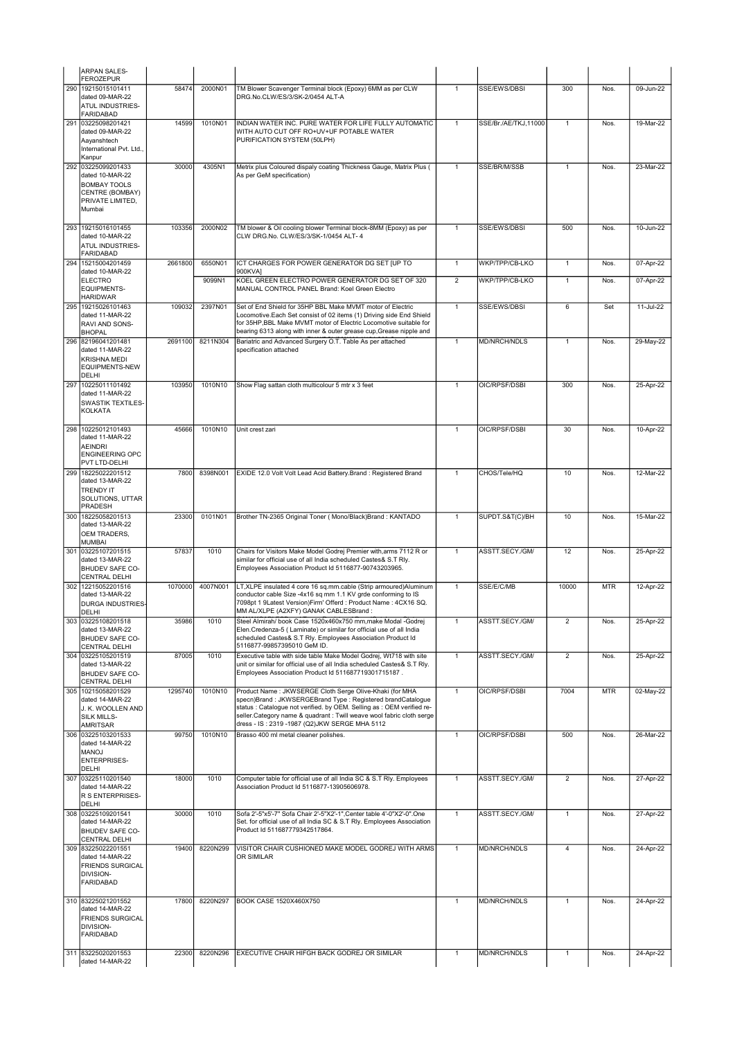| | ARPAN SALES-FEROZEPUR | | | | | | | | |
|---|---|---|---|---|---|---|---|---|---|
| 290 | 19215015101411 dated 09-MAR-22 ATUL INDUSTRIES-FARIDABAD | 58474 | 2000N01 | TM Blower Scavenger Terminal block (Epoxy) 6MM as per CLW DRG.No.CLW/ES/3/SK-2/0454 ALT-A | 1 | SSE/EWS/DBSI | 300 | Nos. | 09-Jun-22 |
| 291 | 03225098201421 dated 09-MAR-22 Aayanshtech International Pvt. Ltd., Kanpur | 14599 | 1010N01 | INDIAN WATER INC. PURE WATER FOR LIFE FULLY AUTOMATIC WITH AUTO CUT OFF RO+UV+UF POTABLE WATER PURIFICATION SYSTEM (50LPH) | 1 | SSE/Br./AE/TKJ,11000 | 1 | Nos. | 19-Mar-22 |
| 292 | 03225099201433 dated 10-MAR-22 BOMBAY TOOLS CENTRE (BOMBAY) PRIVATE LIMITED, Mumbai | 30000 | 4305N1 | Metrix plus Coloured dispaly coating Thickness Gauge, Matrix Plus ( As per GeM specification) | 1 | SSE/BR/M/SSB | 1 | Nos. | 23-Mar-22 |
| 293 | 19215016101455 dated 10-MAR-22 ATUL INDUSTRIES-FARIDABAD | 103356 | 2000N02 | TM blower & Oil cooling blower Terminal block-8MM (Epoxy) as per CLW DRG.No. CLW/ES/3/SK-1/0454 ALT- 4 | 1 | SSE/EWS/DBSI | 500 | Nos. | 10-Jun-22 |
| 294 | 15215004201459 dated 10-MAR-22 ELECTRO EQUIPMENTS-HARIDWAR | 2661800 | 6550N01 | ICT CHARGES FOR POWER GENERATOR DG SET [UP TO 900KVA] | 1 | WKP/TPP/CB-LKO | 1 | Nos. | 07-Apr-22 |
| | | | 9099N1 | KOEL GREEN ELECTRO POWER GENERATOR DG SET OF 320 MANUAL CONTROL PANEL Brand: Koel Green Electro | 2 | WKP/TPP/CB-LKO | 1 | Nos. | 07-Apr-22 |
| 295 | 19215026101463 dated 11-MAR-22 RAVI AND SONS-BHOPAL | 109032 | 2397N01 | Set of End Shield for 35HP BBL Make MVMT motor of Electric Locomotive.Each Set consist of 02 items (1) Driving side End Shield for 35HP,BBL Make MVMT motor of Electric Locomotive suitable for bearing 6313 along with inner & outer grease cup,Grease nipple and | 1 | SSE/EWS/DBSI | 6 | Set | 11-Jul-22 |
| 296 | 82196041201481 dated 11-MAR-22 KRISHNA MEDI EQUIPMENTS-NEW DELHI | 2691100 | 8211N304 | Bariatric and Advanced Surgery O.T. Table As per attached specification attached | 1 | MD/NRCH/NDLS | 1 | Nos. | 29-May-22 |
| 297 | 10225011101492 dated 11-MAR-22 SWASTIK TEXTILES-KOLKATA | 103950 | 1010N10 | Show Flag sattan cloth multicolour 5 mtr x 3 feet | 1 | OIC/RPSF/DBSI | 300 | Nos. | 25-Apr-22 |
| 298 | 10225012101493 dated 11-MAR-22 AEINDRI ENGINEERING OPC PVT LTD-DELHI | 45666 | 1010N10 | Unit crest zari | 1 | OIC/RPSF/DBSI | 30 | Nos. | 10-Apr-22 |
| 299 | 18225022201512 dated 13-MAR-22 TRENDY IT SOLUTIONS, UTTAR PRADESH | 7800 | 8398N001 | EXIDE 12.0 Volt Volt Lead Acid Battery.Brand : Registered Brand | 1 | CHOS/Tele/HQ | 10 | Nos. | 12-Mar-22 |
| 300 | 18225058201513 dated 13-MAR-22 OEM TRADERS, MUMBAI | 23300 | 0101N01 | Brother TN-2365 Original Toner ( Mono/Black)Brand : KANTADO | 1 | SUPDT.S&T(C)/BH | 10 | Nos. | 15-Mar-22 |
| 301 | 03225107201515 dated 13-MAR-22 BHUDEV SAFE CO-CENTRAL DELHI | 57837 | 1010 | Chairs for Visitors Make Model Godrej Premier with,arms 7112 R or similar for official use of all India scheduled Castes& S.T Rly. Employees Association Product Id 5116877-90743203965. | 1 | ASSTT.SECY./GM/ | 12 | Nos. | 25-Apr-22 |
| 302 | 12215052201516 dated 13-MAR-22 DURGA INDUSTRIES-DELHI | 1070000 | 4007N001 | LT,XLPE insulated 4 core 16 sq.mm.cable (Strip armoured)Aluminum conductor cable Size -4x16 sq mm 1.1 KV grde conforming to IS 7098pt 1 9Latest Version)Firm' Offerd : Product Name : 4CX16 SQ. MM AL/XLPE (A2XFY) GANAK CABLESBrand : | 1 | SSE/E/C/MB | 10000 | MTR | 12-Apr-22 |
| 303 | 03225108201518 dated 13-MAR-22 BHUDEV SAFE CO-CENTRAL DELHI | 35986 | 1010 | Steel Almirah/ book Case 1520x460x750 mm,make Modal -Godrej Elen.Credenza-5 ( Laminate) or similar for official use of all India scheduled Castes& S.T Rly. Employees Association Product Id 5116877-99857395010 GeM ID. | 1 | ASSTT.SECY./GM/ | 2 | Nos. | 25-Apr-22 |
| 304 | 03225105201519 dated 13-MAR-22 BHUDEV SAFE CO-CENTRAL DELHI | 87005 | 1010 | Executive table with side table Make Model Godrej, Wt718 with site unit or similar for official use of all India scheduled Castes& S.T Rly. Employees Association Product Id 511687719301715187 . | 1 | ASSTT.SECY./GM/ | 2 | Nos. | 25-Apr-22 |
| 305 | 10215058201529 dated 14-MAR-22 J. K. WOOLLEN AND SILK MILLS-AMRITSAR | 1295740 | 1010N10 | Product Name : JKWSERGE Cloth Serge Olive-Khaki (for MHA specn)Brand : JKWSERGEBrand Type : Registered brandCatalogue status : Catalogue not verified. by OEM. Selling as : OEM verified re-seller.Category name & quadrant : Twill weave wool fabric cloth serge dress - IS : 2319 -1987 (Q2)JKW SERGE MHA 5112 | 1 | OIC/RPSF/DBSI | 7004 | MTR | 02-May-22 |
| 306 | 03225103201533 dated 14-MAR-22 MANOJ ENTERPRISES-DELHI | 99750 | 1010N10 | Brasso 400 ml metal cleaner polishes. | 1 | OIC/RPSF/DBSI | 500 | Nos. | 26-Mar-22 |
| 307 | 03225110201540 dated 14-MAR-22 R S ENTERPRISES-DELHI | 18000 | 1010 | Computer table for official use of all India SC & S.T Rly. Employees Association Product Id 5116877-13905606978. | 1 | ASSTT.SECY./GM/ | 2 | Nos. | 27-Apr-22 |
| 308 | 03225109201541 dated 14-MAR-22 BHUDEV SAFE CO-CENTRAL DELHI | 30000 | 1010 | Sofa 2'-5"x5'-7" Sofa Chair 2'-5"X2'-1",Center table 4'-0"X2'-0".One Set. for official use of all India SC & S.T Rly. Employees Association Product Id 511687779342517864. | 1 | ASSTT.SECY./GM/ | 1 | Nos. | 27-Apr-22 |
| 309 | 83225022201551 dated 14-MAR-22 FRIENDS SURGICAL DIVISION-FARIDABAD | 19400 | 8220N299 | VISITOR CHAIR CUSHIONED MAKE MODEL GODREJ WITH ARMS OR SIMILAR | 1 | MD/NRCH/NDLS | 4 | Nos. | 24-Apr-22 |
| 310 | 83225021201552 dated 14-MAR-22 FRIENDS SURGICAL DIVISION-FARIDABAD | 17800 | 8220N297 | BOOK CASE 1520X460X750 | 1 | MD/NRCH/NDLS | 1 | Nos. | 24-Apr-22 |
| 311 | 83225020201553 dated 14-MAR-22 | 22300 | 8220N296 | EXECUTIVE CHAIR HIFGH BACK GODREJ OR SIMILAR | 1 | MD/NRCH/NDLS | 1 | Nos. | 24-Apr-22 |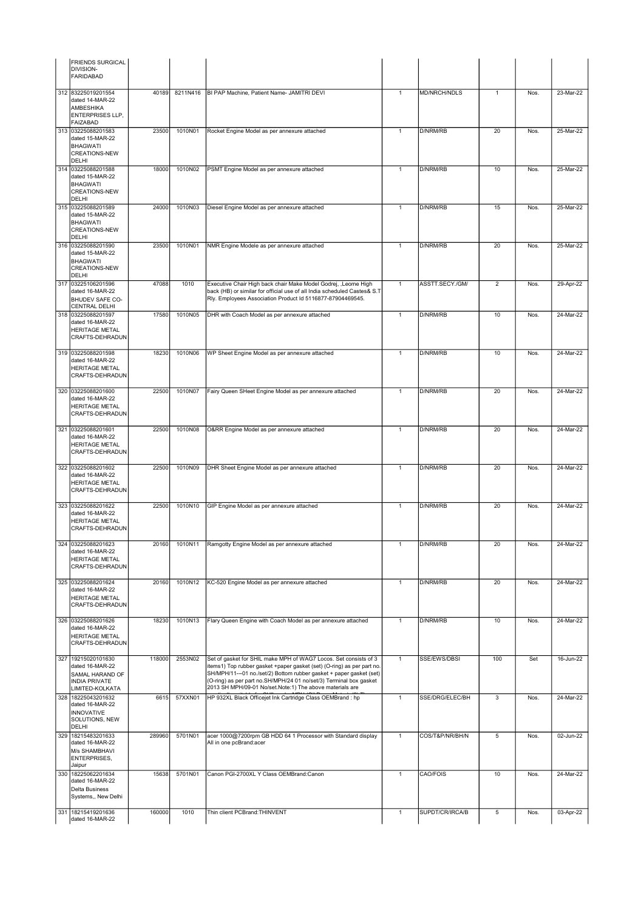| | | | | | | | | | |
|---|---|---|---|---|---|---|---|---|---|
| | FRIENDS SURGICAL DIVISION-FARIDABAD | | | | | | | | |
| 312 | 83225019201554 dated 14-MAR-22 AMBESHIKA ENTERPRISES LLP, FAIZABAD | 40189 | 8211N416 | BI PAP Machine, Patient Name- JAMITRI DEVI | 1 | MD/NRCH/NDLS | 1 | Nos. | 23-Mar-22 |
| 313 | 03225088201583 dated 15-MAR-22 BHAGWATI CREATIONS-NEW DELHI | 23500 | 1010N01 | Rocket Engine Model as per annexure attached | 1 | D/NRM/RB | 20 | Nos. | 25-Mar-22 |
| 314 | 03225088201588 dated 15-MAR-22 BHAGWATI CREATIONS-NEW DELHI | 18000 | 1010N02 | PSMT Engine Model as per annexure attached | 1 | D/NRM/RB | 10 | Nos. | 25-Mar-22 |
| 315 | 03225088201589 dated 15-MAR-22 BHAGWATI CREATIONS-NEW DELHI | 24000 | 1010N03 | Diesel Engine Model as per annexure attached | 1 | D/NRM/RB | 15 | Nos. | 25-Mar-22 |
| 316 | 03225088201590 dated 15-MAR-22 BHAGWATI CREATIONS-NEW DELHI | 23500 | 1010N01 | NMR Engine Modele as per annexure attached | 1 | D/NRM/RB | 20 | Nos. | 25-Mar-22 |
| 317 | 03225106201596 dated 16-MAR-22 BHUDEV SAFE CO-CENTRAL DELHI | 47088 | 1010 | Executive Chair High back chair Make Model Godrej, ,Leome High back (HB) or similar for official use of all India scheduled Castes& S.T Rly. Employees Association Product Id 5116877-87904469545. | 1 | ASSTT.SECY./GM/ | 2 | Nos. | 29-Apr-22 |
| 318 | 03225088201597 dated 16-MAR-22 HERITAGE METAL CRAFTS-DEHRADUN | 17580 | 1010N05 | DHR with Coach Model as per annexure attached | 1 | D/NRM/RB | 10 | Nos. | 24-Mar-22 |
| 319 | 03225088201598 dated 16-MAR-22 HERITAGE METAL CRAFTS-DEHRADUN | 18230 | 1010N06 | WP Sheet Engine Model as per annexure attached | 1 | D/NRM/RB | 10 | Nos. | 24-Mar-22 |
| 320 | 03225088201600 dated 16-MAR-22 HERITAGE METAL CRAFTS-DEHRADUN | 22500 | 1010N07 | Fairy Queen SHeet Engine Model as per annexure attached | 1 | D/NRM/RB | 20 | Nos. | 24-Mar-22 |
| 321 | 03225088201601 dated 16-MAR-22 HERITAGE METAL CRAFTS-DEHRADUN | 22500 | 1010N08 | O&RR Engine Model as per annexure attached | 1 | D/NRM/RB | 20 | Nos. | 24-Mar-22 |
| 322 | 03225088201602 dated 16-MAR-22 HERITAGE METAL CRAFTS-DEHRADUN | 22500 | 1010N09 | DHR Sheet Engine Model as per annexure attached | 1 | D/NRM/RB | 20 | Nos. | 24-Mar-22 |
| 323 | 03225088201622 dated 16-MAR-22 HERITAGE METAL CRAFTS-DEHRADUN | 22500 | 1010N10 | GIP Engine Model as per annexure attached | 1 | D/NRM/RB | 20 | Nos. | 24-Mar-22 |
| 324 | 03225088201623 dated 16-MAR-22 HERITAGE METAL CRAFTS-DEHRADUN | 20160 | 1010N11 | Ramgotty Engine Model as per annexure attached | 1 | D/NRM/RB | 20 | Nos. | 24-Mar-22 |
| 325 | 03225088201624 dated 16-MAR-22 HERITAGE METAL CRAFTS-DEHRADUN | 20160 | 1010N12 | KC-520 Engine Model as per annexure attached | 1 | D/NRM/RB | 20 | Nos. | 24-Mar-22 |
| 326 | 03225088201626 dated 16-MAR-22 HERITAGE METAL CRAFTS-DEHRADUN | 18230 | 1010N13 | Flary Queen Engine with Coach Model as per annexure attached | 1 | D/NRM/RB | 10 | Nos. | 24-Mar-22 |
| 327 | 19215020101630 dated 16-MAR-22 SAMAL HARAND OF INDIA PRIVATE LIMITED-KOLKATA | 118000 | 2553N02 | Set of gasket for SHIL make MPH of WAG7 Locos. Set consists of 3 items1) Top rubber gasket +paper gasket (set) (O-ring) as per part no. SH/MPH/11---01 no./set/2) Bottom rubber gasket + paper gasket (set) (O-ring) as per part no.SH/MPH/24 01 no/set/3) Terminal box gasket 2013 SH MPH/09-01 No/set.Note:1) The above materials are | 1 | SSE/EWS/DBSI | 100 | Set | 16-Jun-22 |
| 328 | 18225043201632 dated 16-MAR-22 INNOVATIVE SOLUTIONS, NEW DELHI | 6615 | 57XXN01 | HP 932XL Black Officejet Ink Cartridge Class OEMBrand : hp | 1 | SSE/DRG/ELEC/BH | 3 | Nos. | 24-Mar-22 |
| 329 | 18215483201633 dated 16-MAR-22 M/s SHAMBHAVI ENTERPRISES, Jaipur | 289960 | 5701N01 | acer 1000@7200rpm GB HDD 64 1 Processor with Standard display All in one pcBrand:acer | 1 | COS/T&P/NR/BH/N | 5 | Nos. | 02-Jun-22 |
| 330 | 18225062201634 dated 16-MAR-22 Delta Business Systems,, New Delhi | 15638 | 5701N01 | Canon PGI-2700XL Y Class OEMBrand:Canon | 1 | CAO/FOIS | 10 | Nos. | 24-Mar-22 |
| 331 | 18215419201636 dated 16-MAR-22 | 160000 | 1010 | Thin client PCBrand:THINVENT | 1 | SUPDT/CR/IRCA/B | 5 | Nos. | 03-Apr-22 |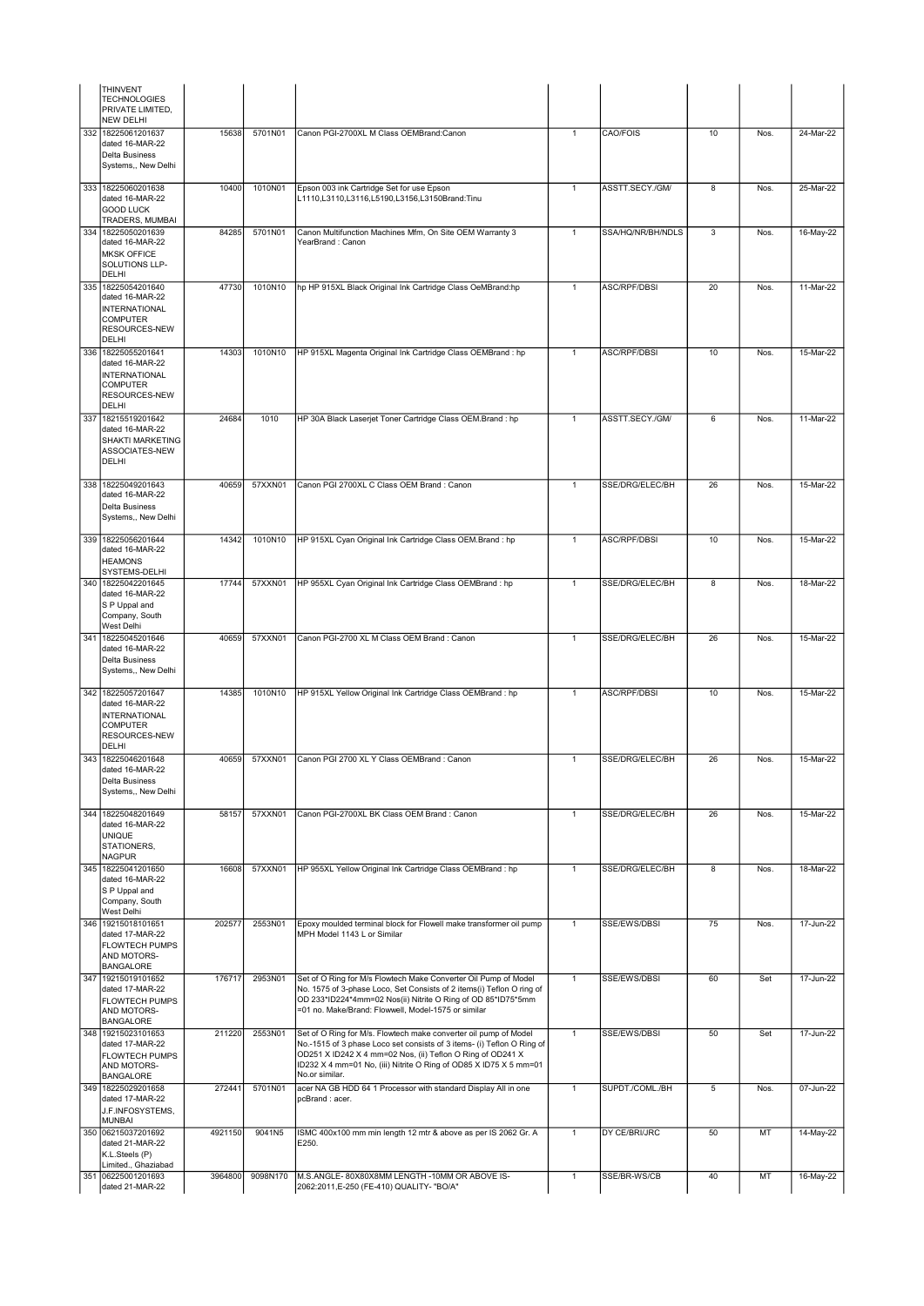| | | | | | | | | | |
|---|---|---|---|---|---|---|---|---|---|
| | THINVENT TECHNOLOGIES PRIVATE LIMITED, NEW DELHI | | | | | | | | |
| 332 | 18225061201637 dated 16-MAR-22 Delta Business Systems,, New Delhi | 15638 | 5701N01 | Canon PGI-2700XL M Class OEMBrand:Canon | 1 | CAO/FOIS | 10 | Nos. | 24-Mar-22 |
| 333 | 18225060201638 dated 16-MAR-22 GOOD LUCK TRADERS, MUMBAI | 10400 | 1010N01 | Epson 003 ink Cartridge Set for use Epson L1110,L3110,L3116,L5190,L3156,L3150Brand:Tinu | 1 | ASSTT.SECY./GM/ | 8 | Nos. | 25-Mar-22 |
| 334 | 18225050201639 dated 16-MAR-22 MKSK OFFICE SOLUTIONS LLP-DELHI | 84285 | 5701N01 | Canon Multifunction Machines Mfm, On Site OEM Warranty 3 YearBrand : Canon | 1 | SSA/HQ/NR/BH/NDLS | 3 | Nos. | 16-May-22 |
| 335 | 18225054201640 dated 16-MAR-22 INTERNATIONAL COMPUTER RESOURCES-NEW DELHI | 47730 | 1010N10 | hp HP 915XL Black Original Ink Cartridge Class OeMBrand:hp | 1 | ASC/RPF/DBSI | 20 | Nos. | 11-Mar-22 |
| 336 | 18225055201641 dated 16-MAR-22 INTERNATIONAL COMPUTER RESOURCES-NEW DELHI | 14303 | 1010N10 | HP 915XL Magenta Original Ink Cartridge Class OEMBrand : hp | 1 | ASC/RPF/DBSI | 10 | Nos. | 15-Mar-22 |
| 337 | 18215519201642 dated 16-MAR-22 SHAKTI MARKETING ASSOCIATES-NEW DELHI | 24684 | 1010 | HP 30A Black Laserjet Toner Cartridge Class OEM.Brand : hp | 1 | ASSTT.SECY./GM/ | 6 | Nos. | 11-Mar-22 |
| 338 | 18225049201643 dated 16-MAR-22 Delta Business Systems,, New Delhi | 40659 | 57XXN01 | Canon PGI 2700XL C Class OEM Brand : Canon | 1 | SSE/DRG/ELEC/BH | 26 | Nos. | 15-Mar-22 |
| 339 | 18225056201644 dated 16-MAR-22 HEAMONS SYSTEMS-DELHI | 14342 | 1010N10 | HP 915XL Cyan Original Ink Cartridge Class OEM.Brand : hp | 1 | ASC/RPF/DBSI | 10 | Nos. | 15-Mar-22 |
| 340 | 18225042201645 dated 16-MAR-22 S P Uppal and Company, South West Delhi | 17744 | 57XXN01 | HP 955XL Cyan Original Ink Cartridge Class OEMBrand : hp | 1 | SSE/DRG/ELEC/BH | 8 | Nos. | 18-Mar-22 |
| 341 | 18225045201646 dated 16-MAR-22 Delta Business Systems,, New Delhi | 40659 | 57XXN01 | Canon PGI-2700 XL M Class OEM Brand : Canon | 1 | SSE/DRG/ELEC/BH | 26 | Nos. | 15-Mar-22 |
| 342 | 18225057201647 dated 16-MAR-22 INTERNATIONAL COMPUTER RESOURCES-NEW DELHI | 14385 | 1010N10 | HP 915XL Yellow Original Ink Cartridge Class OEMBrand : hp | 1 | ASC/RPF/DBSI | 10 | Nos. | 15-Mar-22 |
| 343 | 18225046201648 dated 16-MAR-22 Delta Business Systems,, New Delhi | 40659 | 57XXN01 | Canon PGI 2700 XL Y Class OEMBrand : Canon | 1 | SSE/DRG/ELEC/BH | 26 | Nos. | 15-Mar-22 |
| 344 | 18225048201649 dated 16-MAR-22 UNIQUE STATIONERS, NAGPUR | 58157 | 57XXN01 | Canon PGI-2700XL BK Class OEM Brand : Canon | 1 | SSE/DRG/ELEC/BH | 26 | Nos. | 15-Mar-22 |
| 345 | 18225041201650 dated 16-MAR-22 S P Uppal and Company, South West Delhi | 16608 | 57XXN01 | HP 955XL Yellow Original Ink Cartridge Class OEMBrand : hp | 1 | SSE/DRG/ELEC/BH | 8 | Nos. | 18-Mar-22 |
| 346 | 19215018101651 dated 17-MAR-22 FLOWTECH PUMPS AND MOTORS-BANGALORE | 202577 | 2553N01 | Epoxy moulded terminal block for Flowell make transformer oil pump MPH Model 1143 L or Similar | 1 | SSE/EWS/DBSI | 75 | Nos. | 17-Jun-22 |
| 347 | 19215019101652 dated 17-MAR-22 FLOWTECH PUMPS AND MOTORS-BANGALORE | 176717 | 2953N01 | Set of O Ring for M/s Flowtech Make Converter Oil Pump of Model No. 1575 of 3-phase Loco, Set Consists of 2 items(i) Teflon O ring of OD 233*ID224*4mm=02 Nos(ii) Nitrite O Ring of OD 85*ID75*5mm =01 no. Make/Brand: Flowwell, Model-1575 or similar | 1 | SSE/EWS/DBSI | 60 | Set | 17-Jun-22 |
| 348 | 19215023101653 dated 17-MAR-22 FLOWTECH PUMPS AND MOTORS-BANGALORE | 211220 | 2553N01 | Set of O Ring for M/s. Flowtech make converter oil pump of Model No.-1515 of 3 phase Loco set consists of 3 items- (i) Teflon O Ring of OD251 X ID242 X 4 mm=02 Nos, (ii) Teflon O Ring of OD241 X ID232 X 4 mm=01 No, (iii) Nitrite O Ring of OD85 X ID75 X 5 mm=01 No.or similar. | 1 | SSE/EWS/DBSI | 50 | Set | 17-Jun-22 |
| 349 | 18225029201658 dated 17-MAR-22 J.F.INFOSYSTEMS, MUNBAI | 272441 | 5701N01 | acer NA GB HDD 64 1 Processor with standard Display All in one pcBrand : acer. | 1 | SUPDT./COML./BH | 5 | Nos. | 07-Jun-22 |
| 350 | 06215037201692 dated 21-MAR-22 K.L.Steels (P) Limited., Ghaziabad | 4921150 | 9041N5 | ISMC 400x100 mm min length 12 mtr & above as per IS 2062 Gr. A E250. | 1 | DY CE/BRI/JRC | 50 | MT | 14-May-22 |
| 351 | 06225001201693 dated 21-MAR-22 | 3964800 | 9098N170 | M.S.ANGLE- 80X80X8MM LENGTH -10MM OR ABOVE IS-2062:2011,E-250 (FE-410) QUALITY- "BO/A" | 1 | SSE/BR-WS/CB | 40 | MT | 16-May-22 |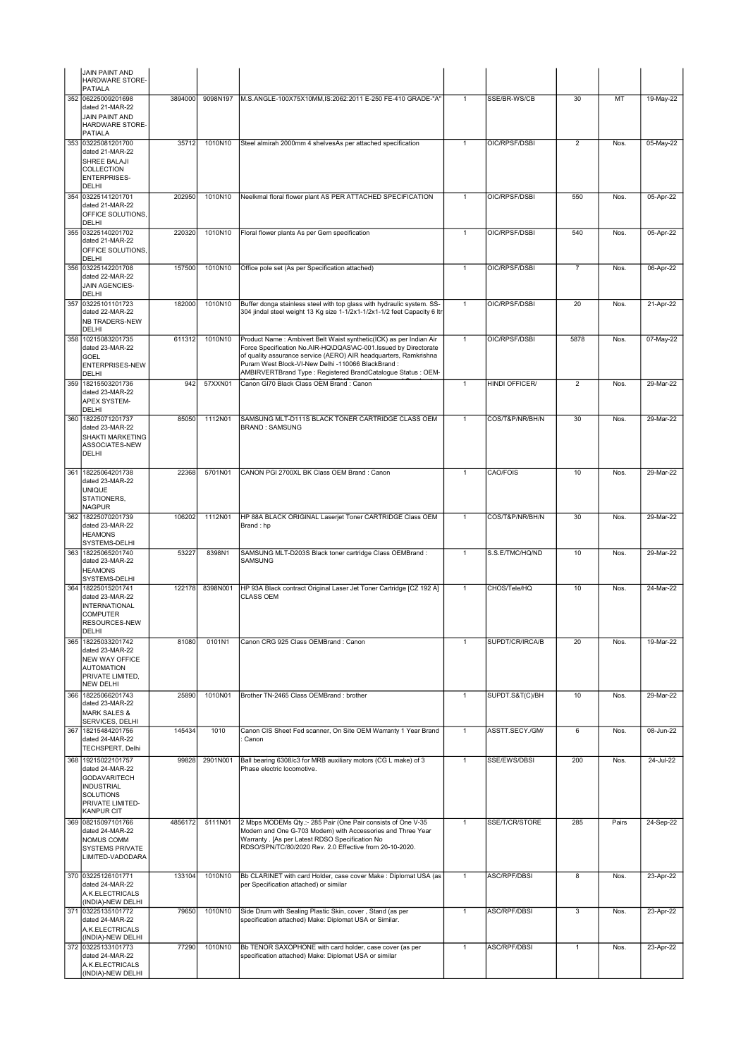| | | | | | | | | | |
|---|---|---|---|---|---|---|---|---|---|
| | JAIN PAINT AND HARDWARE STORE-PATIALA | | | | | | | | |
| 352 | 06225009201698 dated 21-MAR-22 JAIN PAINT AND HARDWARE STORE-PATIALA | 3894000 | 9098N197 | M.S.ANGLE-100X75X10MM,IS:2062:2011 E-250 FE-410 GRADE-"A" | 1 | SSE/BR-WS/CB | 30 | MT | 19-May-22 |
| 353 | 03225081201700 dated 21-MAR-22 SHREE BALAJI COLLECTION ENTERPRISES-DELHI | 35712 | 1010N10 | Steel almirah 2000mm 4 shelvesAs per attached specification | 1 | OIC/RPSF/DSBI | 2 | Nos. | 05-May-22 |
| 354 | 03225141201701 dated 21-MAR-22 OFFICE SOLUTIONS, DELHI | 202950 | 1010N10 | Neelkmal floral flower plant AS PER ATTACHED SPECIFICATION | 1 | OIC/RPSF/DSBI | 550 | Nos. | 05-Apr-22 |
| 355 | 03225140201702 dated 21-MAR-22 OFFICE SOLUTIONS, DELHI | 220320 | 1010N10 | Floral flower plants As per Gem specification | 1 | OIC/RPSF/DSBI | 540 | Nos. | 05-Apr-22 |
| 356 | 03225142201708 dated 22-MAR-22 JAIN AGENCIES-DELHI | 157500 | 1010N10 | Office pole set (As per Specification attached) | 1 | OIC/RPSF/DSBI | 7 | Nos. | 06-Apr-22 |
| 357 | 03225101101723 dated 22-MAR-22 NB TRADERS-NEW DELHI | 182000 | 1010N10 | Buffer donga stainless steel with top glass with hydraulic system. SS-304 jindal steel weight 13 Kg size 1-1/2x1-1/2x1-1/2 feet Capacity 6 ltr | 1 | OIC/RPSF/DSBI | 20 | Nos. | 21-Apr-22 |
| 358 | 10215083201735 dated 23-MAR-22 GOEL ENTERPRISES-NEW DELHI | 611312 | 1010N10 | Product Name : Ambivert Belt Waist synthetic(ICK) as per Indian Air Force Specification No.AIR-HQ\DQAS\AC-001.Issued by Directorate of quality assurance service (AERO) AIR headquarters, Ramkrishna Puram West Block-VI-New Delhi -110066 BlackBrand : AMBIRVERTBrand Type : Registered BrandCatalogue Status : OEM- | 1 | OIC/RPSF/DSBI | 5878 | Nos. | 07-May-22 |
| 359 | 18215503201736 dated 23-MAR-22 APEX SYSTEM-DELHI | 942 | 57XXN01 | Canon GI70 Black Class OEM Brand : Canon | 1 | HINDI OFFICER/ | 2 | Nos. | 29-Mar-22 |
| 360 | 18225071201737 dated 23-MAR-22 SHAKTI MARKETING ASSOCIATES-NEW DELHI | 85050 | 1112N01 | SAMSUNG MLT-D111S BLACK TONER CARTRIDGE CLASS OEM BRAND : SAMSUNG | 1 | COS/T&P/NR/BH/N | 30 | Nos. | 29-Mar-22 |
| 361 | 18225064201738 dated 23-MAR-22 UNIQUE STATIONERS, NAGPUR | 22368 | 5701N01 | CANON PGI 2700XL BK Class OEM Brand : Canon | 1 | CAO/FOIS | 10 | Nos. | 29-Mar-22 |
| 362 | 18225070201739 dated 23-MAR-22 HEAMONS SYSTEMS-DELHI | 106202 | 1112N01 | HP 88A BLACK ORIGINAL Laserjet Toner CARTRIDGE Class OEM Brand : hp | 1 | COS/T&P/NR/BH/N | 30 | Nos. | 29-Mar-22 |
| 363 | 18225065201740 dated 23-MAR-22 HEAMONS SYSTEMS-DELHI | 53227 | 8398N1 | SAMSUNG MLT-D203S Black toner cartridge Class OEMBrand : SAMSUNG | 1 | S.S.E/TMC/HQ/ND | 10 | Nos. | 29-Mar-22 |
| 364 | 18225015201741 dated 23-MAR-22 INTERNATIONAL COMPUTER RESOURCES-NEW DELHI | 122178 | 8398N001 | HP 93A Black contract Original Laser Jet Toner Cartridge [CZ 192 A] CLASS OEM | 1 | CHOS/Tele/HQ | 10 | Nos. | 24-Mar-22 |
| 365 | 18225033201742 dated 23-MAR-22 NEW WAY OFFICE AUTOMATION PRIVATE LIMITED, NEW DELHI | 81080 | 0101N1 | Canon CRG 925 Class OEMBrand : Canon | 1 | SUPDT/CR/IRCA/B | 20 | Nos. | 19-Mar-22 |
| 366 | 18225066201743 dated 23-MAR-22 MARK SALES & SERVICES, DELHI | 25890 | 1010N01 | Brother TN-2465 Class OEMBrand : brother | 1 | SUPDT.S&T(C)/BH | 10 | Nos. | 29-Mar-22 |
| 367 | 18215484201756 dated 24-MAR-22 TECHSPERT, Delhi | 145434 | 1010 | Canon CIS Sheet Fed scanner, On Site OEM Warranty 1 Year Brand : Canon | 1 | ASSTT.SECY./GM/ | 6 | Nos. | 08-Jun-22 |
| 368 | 19215022101757 dated 24-MAR-22 GODAVARITECH INDUSTRIAL SOLUTIONS PRIVATE LIMITED-KANPUR CIT | 99828 | 2901N001 | Ball bearing 6308/c3 for MRB auxiliary motors (CG L make) of 3 Phase electric locomotive. | 1 | SSE/EWS/DBSI | 200 | Nos. | 24-Jul-22 |
| 369 | 08215097101766 dated 24-MAR-22 NOMUS COMM SYSTEMS PRIVATE LIMITED-VADODARA | 4856172 | 5111N01 | 2 Mbps MODEMs Qty.:- 285 Pair (One Pair consists of One V-35 Modem and One G-703 Modem) with Accessories and Three Year Warranty . [As per Latest RDSO Specification No RDSO/SPN/TC/80/2020 Rev. 2.0 Effective from 20-10-2020. | 1 | SSE/T/CR/STORE | 285 | Pairs | 24-Sep-22 |
| 370 | 03225126101771 dated 24-MAR-22 A.K.ELECTRICALS (INDIA)-NEW DELHI | 133104 | 1010N10 | Bb CLARINET with card Holder, case cover Make : Diplomat USA (as per Specification attached) or similar | 1 | ASC/RPF/DBSI | 8 | Nos. | 23-Apr-22 |
| 371 | 03225135101772 dated 24-MAR-22 A.K.ELECTRICALS (INDIA)-NEW DELHI | 79650 | 1010N10 | Side Drum with Sealing Plastic Skin, cover , Stand (as per specification attached) Make: Diplomat USA or Similar. | 1 | ASC/RPF/DBSI | 3 | Nos. | 23-Apr-22 |
| 372 | 03225133101773 dated 24-MAR-22 A.K.ELECTRICALS (INDIA)-NEW DELHI | 77290 | 1010N10 | Bb TENOR SAXOPHONE with card holder, case cover (as per specification attached) Make: Diplomat USA or similar | 1 | ASC/RPF/DBSI | 1 | Nos. | 23-Apr-22 |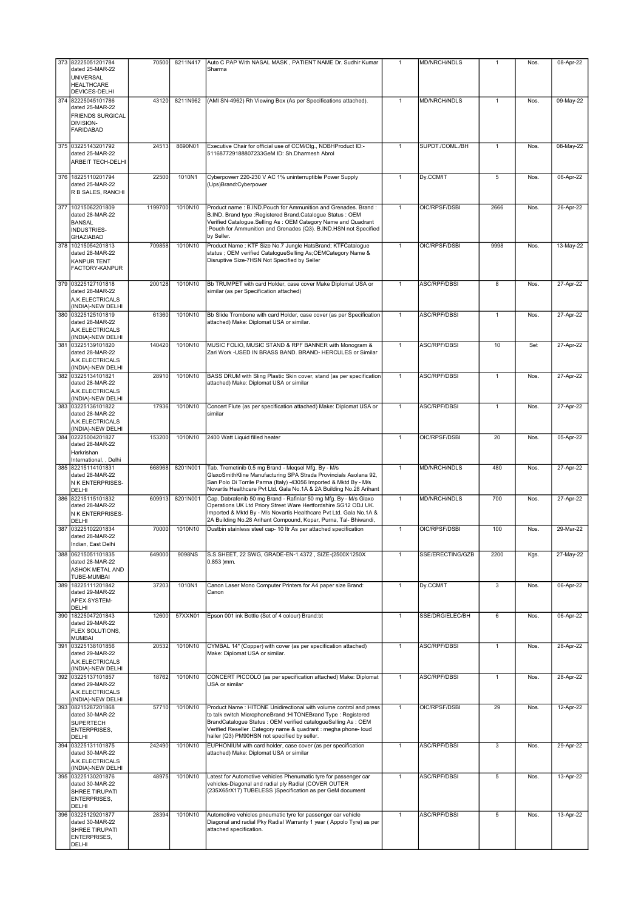| 373 | 82225051201784 dated 25-MAR-22 UNIVERSAL HEALTHCARE DEVICES-DELHI | 70500 | 8211N417 | Auto C PAP With NASAL MASK , PATIENT NAME Dr. Sudhir Kumar Sharma | 1 | MD/NRCH/NDLS | 1 | Nos. | 08-Apr-22 |
|---|---|---|---|---|---|---|---|---|---|
| 374 | 82225045101786 dated 25-MAR-22 FRIENDS SURGICAL DIVISION-FARIDABAD | 43120 | 8211N962 | (AMI SN-4962) Rh Viewing Box (As per Specifications attached). | 1 | MD/NRCH/NDLS | 1 | Nos. | 09-May-22 |
| 375 | 03225143201792 dated 25-MAR-22 ARBEIT TECH-DELHI | 24513 | 8690N01 | Executive Chair for official use of CCM/Ctg., NDBHProduct ID:- 511687729188807233GeM ID: Sh.Dharmesh Abrol | 1 | SUPDT./COML./BH | 1 | Nos. | 08-May-22 |
| 376 | 18225110201794 dated 25-MAR-22 R B SALES, RANCHI | 22500 | 1010N1 | Cyberpowerr 220-230 V AC 1% uninterruptible Power Supply (Ups)Brand:Cyberpower | 1 | Dy.CCM/IT | 5 | Nos. | 06-Apr-22 |
| 377 | 10215062201809 dated 28-MAR-22 BANSAL INDUSTRIES-GHAZIABAD | 1199700 | 1010N10 | Product name : B.IND.Pouch for Ammunition and Grenades. Brand : B.IND. Brand type :Registered Brand.Catalogue Status : OEM Verified Catalogue.Selling As : OEM Category Name and Quadrant :Pouch for Ammunition and Grenades (Q3). B.IND.HSN not Specified by Seller. | 1 | OIC/RPSF/DSBI | 2666 | Nos. | 26-Apr-22 |
| 378 | 10215054201813 dated 28-MAR-22 KANPUR TENT FACTORY-KANPUR | 709858 | 1010N10 | Product Name ; KTF Size No.7 Jungle HatsBrand; KTFCatalogue status ; OEM verified CatalogueSelling As;OEMCategory Name & Disruptive Size-7HSN Not Specified by Seller | 1 | OIC/RPSF/DSBI | 9998 | Nos. | 13-May-22 |
| 379 | 03225127101818 dated 28-MAR-22 A.K.ELECTRICALS (INDIA)-NEW DELHI | 200128 | 1010N10 | Bb TRUMPET with card Holder, case cover Make Diplomat USA or similar (as per Specification attached) | 1 | ASC/RPF/DSBI | 8 | Nos. | 27-Apr-22 |
| 380 | 03225125101819 dated 28-MAR-22 A.K.ELECTRICALS (INDIA)-NEW DELHI | 61360 | 1010N10 | Bb Slide Trombone with card Holder, case cover (as per Specification attached) Make: Diplomat USA or similar. | 1 | ASC/RPF/DSBI | 1 | Nos. | 27-Apr-22 |
| 381 | 03225139101820 dated 28-MAR-22 A.K.ELECTRICALS (INDIA)-NEW DELHI | 140420 | 1010N10 | MUSIC FOLIO, MUSIC STAND & RPF BANNER with Monogram & Zari Work -USED IN BRASS BAND. BRAND- HERCULES or Similar | 1 | ASC/RPF/DSBI | 10 | Set | 27-Apr-22 |
| 382 | 03225134101821 dated 28-MAR-22 A.K.ELECTRICALS (INDIA)-NEW DELHI | 28910 | 1010N10 | BASS DRUM with Sling Plastic Skin cover, stand (as per specification attached) Make: Diplomat USA or similar | 1 | ASC/RPF/DSBI | 1 | Nos. | 27-Apr-22 |
| 383 | 03225136101822 dated 28-MAR-22 A.K.ELECTRICALS (INDIA)-NEW DELHI | 17936 | 1010N10 | Concert Flute (as per specification attached) Make: Diplomat USA or similar | 1 | ASC/RPF/DSBI | 1 | Nos. | 27-Apr-22 |
| 384 | 02225004201827 dated 28-MAR-22 Harkrishan International, , Delhi | 153200 | 1010N10 | 2400 Watt Liquid filled heater | 1 | OIC/RPSF/DSBI | 20 | Nos. | 05-Apr-22 |
| 385 | 82215114101831 dated 28-MAR-22 N K ENTERPRISES-DELHI | 668968 | 8201N001 | Tab. Tremetinib 0.5 mg Brand - Meqsel Mfg. By - M/s GlaxoSmithKline Manufacturing SPA Strada Provincials Asolana 92, San Polo Di Torrile Parma (Italy) -43056 Imported & Mktd By - M/s Novartis Healthcare Pvt Ltd. Gala No.1A & 2A Building No.28 Arihant | 1 | MD/NRCH/NDLS | 480 | Nos. | 27-Apr-22 |
| 386 | 82215115101832 dated 28-MAR-22 N K ENTERPRISES-DELHI | 609913 | 8201N001 | Cap. Dabrafenib 50 mg Brand - Rafinlar 50 mg Mfg. By - M/s Glaxo Operations UK Ltd Priory Street Ware Hertfordshire SG12 ODJ UK. Imported & Mktd By - M/s Novartis Healthcare Pvt Ltd. Gala No.1A & 2A Building No.28 Arihant Compound, Kopar, Purna, Tal- Bhiwandi, | 1 | MD/NRCH/NDLS | 700 | Nos. | 27-Apr-22 |
| 387 | 03225102201834 dated 28-MAR-22 Indian, East Delhi | 70000 | 1010N10 | Dustbin stainless steel cap- 10 ltr As per attached specification | 1 | OIC/RPSF/DSBI | 100 | Nos. | 29-Mar-22 |
| 388 | 06215051101835 dated 28-MAR-22 ASHOK METAL AND TUBE-MUMBAI | 649000 | 9098NS | S.S.SHEET, 22 SWG, GRADE-EN-1.4372 , SIZE-(2500X1250X 0.853 )mm. | 1 | SSE/ERECTING/GZB | 2200 | Kgs. | 27-May-22 |
| 389 | 18225111201842 dated 29-MAR-22 APEX SYSTEM-DELHI | 37203 | 1010N1 | Canon Laser Mono Computer Printers for A4 paper size Brand: Canon | 1 | Dy.CCM/IT | 3 | Nos. | 06-Apr-22 |
| 390 | 18225047201843 dated 29-MAR-22 FLEX SOLUTIONS, MUMBAI | 12600 | 57XXN01 | Epson 001 ink Bottle (Set of 4 colour) Brand:bt | 1 | SSE/DRG/ELEC/BH | 6 | Nos. | 06-Apr-22 |
| 391 | 03225138101856 dated 29-MAR-22 A.K.ELECTRICALS (INDIA)-NEW DELHI | 20532 | 1010N10 | CYMBAL 14" (Copper) with cover (as per specification attached) Make: Diplomat USA or similar. | 1 | ASC/RPF/DSBI | 1 | Nos. | 28-Apr-22 |
| 392 | 03225137101857 dated 29-MAR-22 A.K.ELECTRICALS (INDIA)-NEW DELHI | 18762 | 1010N10 | CONCERT PICCOLO (as per specification attached) Make: Diplomat USA or similar | 1 | ASC/RPF/DSBI | 1 | Nos. | 28-Apr-22 |
| 393 | 08215287201868 dated 30-MAR-22 SUPERTECH ENTERPRISES, DELHI | 57710 | 1010N10 | Product Name : HITONE Unidirectional with volume control and press to talk switch MicrophoneBrand :HITONEBrand Type : Registered BrandCatalogue Status : OEM verified catalogueSelling As : OEM Verified Reseller .Category name & quadrant : megha phone- loud hailer (Q3) PM90HSN not specified by seller. | 1 | OIC/RPSF/DSBI | 29 | Nos. | 12-Apr-22 |
| 394 | 03225131101875 dated 30-MAR-22 A.K.ELECTRICALS (INDIA)-NEW DELHI | 242490 | 1010N10 | EUPHONIUM with card holder, case cover (as per specification attached) Make: Diplomat USA or similar | 1 | ASC/RPF/DSBI | 3 | Nos. | 29-Apr-22 |
| 395 | 03225130201876 dated 30-MAR-22 SHREE TIRUPATI ENTERPRISES, DELHI | 48975 | 1010N10 | Latest for Automotive vehicles Phenumatic tyre for passenger car vehicles-Diagonal and radial ply Radial (COVER OUTER (235X65rX17) TUBELESS )Specification as per GeM document | 1 | ASC/RPF/DSBI | 5 | Nos. | 13-Apr-22 |
| 396 | 03225129201877 dated 30-MAR-22 SHREE TIRUPATI ENTERPRISES, DELHI | 28394 | 1010N10 | Automotive vehicles pneumatic tyre for passenger car vehicle Diagonal and radial Pky Radial Warranty 1 year ( Appolo Tyre) as per attached specification. | 1 | ASC/RPF/DSBI | 5 | Nos. | 13-Apr-22 |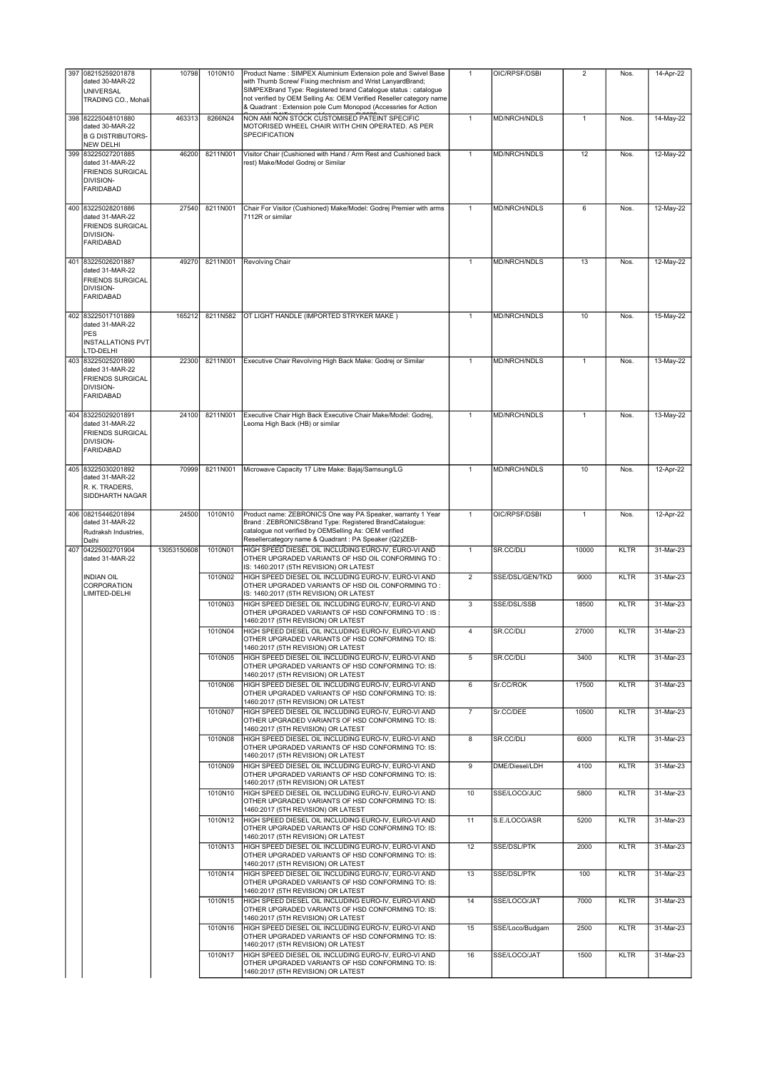| 397 | 08215259201878 dated 30-MAR-22 UNIVERSAL TRADING CO., Mohali | 10798 | 1010N10 | Product Name : SIMPEX Aluminium Extension pole and Swivel Base with Thumb Screw/ Fixing mechnism and Wrist LanyardBrand; SIMPEXBrand Type: Registered brand Catalogue status : catalogue not verified by OEM Selling As: OEM Verified Reseller category name & Quadrant : Extension pole Cum Monopod (Accessries for Action | 1 | OIC/RPSF/DSBI | 2 | Nos. | 14-Apr-22 |
|---|---|---|---|---|---|---|---|---|---|
| 398 | 82225048101880 dated 30-MAR-22 B G DISTRIBUTORS-NEW DELHI | 463313 | 8266N24 | NON AMI NON STOCK CUSTOMISED PATEINT SPECIFIC MOTORISED WHEEL CHAIR WITH CHIN OPERATED. AS PER SPECIFICATION | 1 | MD/NRCH/NDLS | 1 | Nos. | 14-May-22 |
| 399 | 83225027201885 dated 31-MAR-22 FRIENDS SURGICAL DIVISION-FARIDABAD | 46200 | 8211N001 | Visitor Chair (Cushioned with Hand / Arm Rest and Cushioned back rest) Make/Model Godrej or Similar | 1 | MD/NRCH/NDLS | 12 | Nos. | 12-May-22 |
| 400 | 83225028201886 dated 31-MAR-22 FRIENDS SURGICAL DIVISION-FARIDABAD | 27540 | 8211N001 | Chair For Visitor (Cushioned) Make/Model: Godrej Premier with arms 7112R or similar | 1 | MD/NRCH/NDLS | 6 | Nos. | 12-May-22 |
| 401 | 83225026201887 dated 31-MAR-22 FRIENDS SURGICAL DIVISION-FARIDABAD | 49270 | 8211N001 | Revolving Chair | 1 | MD/NRCH/NDLS | 13 | Nos. | 12-May-22 |
| 402 | 83225017101889 dated 31-MAR-22 PES INSTALLATIONS PVT LTD-DELHI | 165212 | 8211N582 | OT LIGHT HANDLE (IMPORTED STRYKER MAKE ) | 1 | MD/NRCH/NDLS | 10 | Nos. | 15-May-22 |
| 403 | 83225025201890 dated 31-MAR-22 FRIENDS SURGICAL DIVISION-FARIDABAD | 22300 | 8211N001 | Executive Chair Revolving High Back Make: Godrej or Similar | 1 | MD/NRCH/NDLS | 1 | Nos. | 13-May-22 |
| 404 | 83225029201891 dated 31-MAR-22 FRIENDS SURGICAL DIVISION-FARIDABAD | 24100 | 8211N001 | Executive Chair High Back Executive Chair Make/Model: Godrej, Leoma High Back (HB) or similar | 1 | MD/NRCH/NDLS | 1 | Nos. | 13-May-22 |
| 405 | 83225030201892 dated 31-MAR-22 R. K. TRADERS, SIDDHARTH NAGAR | 70999 | 8211N001 | Microwave Capacity 17 Litre Make: Bajaj/Samsung/LG | 1 | MD/NRCH/NDLS | 10 | Nos. | 12-Apr-22 |
| 406 | 08215446201894 dated 31-MAR-22 Rudraksh Industries, Delhi | 24500 | 1010N10 | Product name: ZEBRONICS One way PA Speaker, warranty 1 Year Brand : ZEBRONICSBrand Type: Registered BrandCatalogue: catalogue not verified by OEMSelling As: OEM verified Resellercategory name & Quadrant : PA Speaker (Q2)ZEB- | 1 | OIC/RPSF/DSBI | 1 | Nos. | 12-Apr-22 |
| 407 | 04225002701904 dated 31-MAR-22 INDIAN OIL CORPORATION LIMITED-DELHI | 13053150608 | 1010N01 | HIGH SPEED DIESEL OIL INCLUDING EURO-IV, EURO-VI AND OTHER UPGRADED VARIANTS OF HSD OIL CONFORMING TO : IS: 1460:2017 (5TH REVISION) OR LATEST | 1 | SR.CC/DLI | 10000 | KLTR | 31-Mar-23 |
| | | | 1010N02 | HIGH SPEED DIESEL OIL INCLUDING EURO-IV, EURO-VI AND OTHER UPGRADED VARIANTS OF HSD OIL CONFORMING TO : IS: 1460:2017 (5TH REVISION) OR LATEST | 2 | SSE/DSL/GEN/TKD | 9000 | KLTR | 31-Mar-23 |
| | | | 1010N03 | HIGH SPEED DIESEL OIL INCLUDING EURO-IV, EURO-VI AND OTHER UPGRADED VARIANTS OF HSD CONFORMING TO : IS : 1460:2017 (5TH REVISION) OR LATEST | 3 | SSE/DSL/SSB | 18500 | KLTR | 31-Mar-23 |
| | | | 1010N04 | HIGH SPEED DIESEL OIL INCLUDING EURO-IV, EURO-VI AND OTHER UPGRADED VARIANTS OF HSD CONFORMING TO: IS: 1460:2017 (5TH REVISION) OR LATEST | 4 | SR.CC/DLI | 27000 | KLTR | 31-Mar-23 |
| | | | 1010N05 | HIGH SPEED DIESEL OIL INCLUDING EURO-IV, EURO-VI AND OTHER UPGRADED VARIANTS OF HSD CONFORMING TO: IS: 1460:2017 (5TH REVISION) OR LATEST | 5 | SR.CC/DLI | 3400 | KLTR | 31-Mar-23 |
| | | | 1010N06 | HIGH SPEED DIESEL OIL INCLUDING EURO-IV, EURO-VI AND OTHER UPGRADED VARIANTS OF HSD CONFORMING TO: IS: 1460:2017 (5TH REVISION) OR LATEST | 6 | Sr.CC/ROK | 17500 | KLTR | 31-Mar-23 |
| | | | 1010N07 | HIGH SPEED DIESEL OIL INCLUDING EURO-IV, EURO-VI AND OTHER UPGRADED VARIANTS OF HSD CONFORMING TO: IS: 1460:2017 (5TH REVISION) OR LATEST | 7 | Sr.CC/DEE | 10500 | KLTR | 31-Mar-23 |
| | | | 1010N08 | HIGH SPEED DIESEL OIL INCLUDING EURO-IV, EURO-VI AND OTHER UPGRADED VARIANTS OF HSD CONFORMING TO: IS: 1460:2017 (5TH REVISION) OR LATEST | 8 | SR.CC/DLI | 6000 | KLTR | 31-Mar-23 |
| | | | 1010N09 | HIGH SPEED DIESEL OIL INCLUDING EURO-IV, EURO-VI AND OTHER UPGRADED VARIANTS OF HSD CONFORMING TO: IS: 1460:2017 (5TH REVISION) OR LATEST | 9 | DME/Diesel/LDH | 4100 | KLTR | 31-Mar-23 |
| | | | 1010N10 | HIGH SPEED DIESEL OIL INCLUDING EURO-IV, EURO-VI AND OTHER UPGRADED VARIANTS OF HSD CONFORMING TO: IS: 1460:2017 (5TH REVISION) OR LATEST | 10 | SSE/LOCO/JUC | 5800 | KLTR | 31-Mar-23 |
| | | | 1010N12 | HIGH SPEED DIESEL OIL INCLUDING EURO-IV, EURO-VI AND OTHER UPGRADED VARIANTS OF HSD CONFORMING TO: IS: 1460:2017 (5TH REVISION) OR LATEST | 11 | S.E./LOCO/ASR | 5200 | KLTR | 31-Mar-23 |
| | | | 1010N13 | HIGH SPEED DIESEL OIL INCLUDING EURO-IV, EURO-VI AND OTHER UPGRADED VARIANTS OF HSD CONFORMING TO: IS: 1460:2017 (5TH REVISION) OR LATEST | 12 | SSE/DSL/PTK | 2000 | KLTR | 31-Mar-23 |
| | | | 1010N14 | HIGH SPEED DIESEL OIL INCLUDING EURO-IV, EURO-VI AND OTHER UPGRADED VARIANTS OF HSD CONFORMING TO: IS: 1460:2017 (5TH REVISION) OR LATEST | 13 | SSE/DSL/PTK | 100 | KLTR | 31-Mar-23 |
| | | | 1010N15 | HIGH SPEED DIESEL OIL INCLUDING EURO-IV, EURO-VI AND OTHER UPGRADED VARIANTS OF HSD CONFORMING TO: IS: 1460:2017 (5TH REVISION) OR LATEST | 14 | SSE/LOCO/JAT | 7000 | KLTR | 31-Mar-23 |
| | | | 1010N16 | HIGH SPEED DIESEL OIL INCLUDING EURO-IV, EURO-VI AND OTHER UPGRADED VARIANTS OF HSD CONFORMING TO: IS: 1460:2017 (5TH REVISION) OR LATEST | 15 | SSE/Loco/Budgam | 2500 | KLTR | 31-Mar-23 |
| | | | 1010N17 | HIGH SPEED DIESEL OIL INCLUDING EURO-IV, EURO-VI AND OTHER UPGRADED VARIANTS OF HSD CONFORMING TO: IS: 1460:2017 (5TH REVISION) OR LATEST | 16 | SSE/LOCO/JAT | 1500 | KLTR | 31-Mar-23 |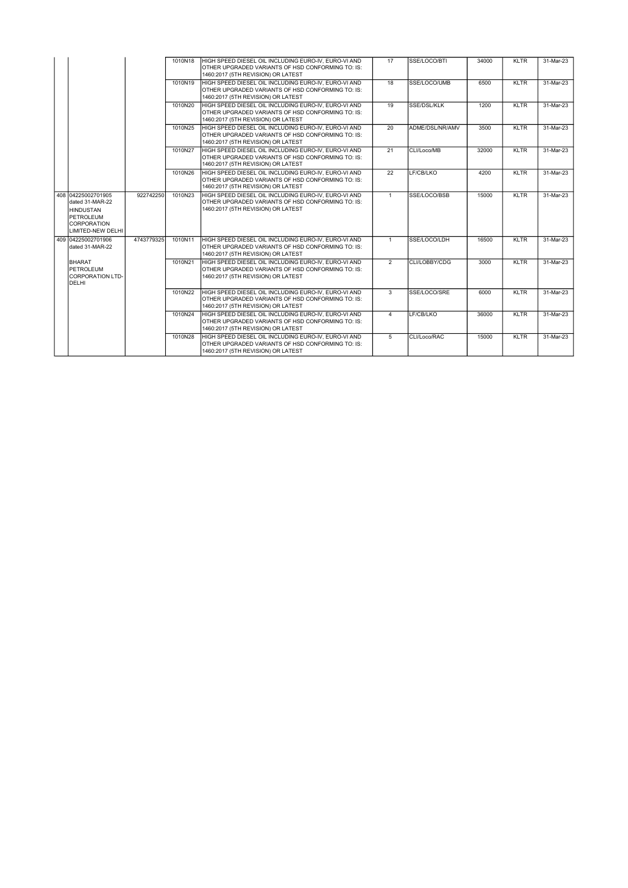| | | | | | | | | | |
|---|---|---|---|---|---|---|---|---|---|
| | | | 1010N18 | HIGH SPEED DIESEL OIL INCLUDING EURO-IV, EURO-VI AND OTHER UPGRADED VARIANTS OF HSD CONFORMING TO: IS: 1460:2017 (5TH REVISION) OR LATEST | 17 | SSE/LOCO/BTI | 34000 | KLTR | 31-Mar-23 |
| | | | 1010N19 | HIGH SPEED DIESEL OIL INCLUDING EURO-IV, EURO-VI AND OTHER UPGRADED VARIANTS OF HSD CONFORMING TO: IS: 1460:2017 (5TH REVISION) OR LATEST | 18 | SSE/LOCO/UMB | 6500 | KLTR | 31-Mar-23 |
| | | | 1010N20 | HIGH SPEED DIESEL OIL INCLUDING EURO-IV, EURO-VI AND OTHER UPGRADED VARIANTS OF HSD CONFORMING TO: IS: 1460:2017 (5TH REVISION) OR LATEST | 19 | SSE/DSL/KLK | 1200 | KLTR | 31-Mar-23 |
| | | | 1010N25 | HIGH SPEED DIESEL OIL INCLUDING EURO-IV, EURO-VI AND OTHER UPGRADED VARIANTS OF HSD CONFORMING TO: IS: 1460:2017 (5TH REVISION) OR LATEST | 20 | ADME/DSL/NR/AMV | 3500 | KLTR | 31-Mar-23 |
| | | | 1010N27 | HIGH SPEED DIESEL OIL INCLUDING EURO-IV, EURO-VI AND OTHER UPGRADED VARIANTS OF HSD CONFORMING TO: IS: 1460:2017 (5TH REVISION) OR LATEST | 21 | CLI/Loco/MB | 32000 | KLTR | 31-Mar-23 |
| | | | 1010N26 | HIGH SPEED DIESEL OIL INCLUDING EURO-IV, EURO-VI AND OTHER UPGRADED VARIANTS OF HSD CONFORMING TO: IS: 1460:2017 (5TH REVISION) OR LATEST | 22 | LF/CB/LKO | 4200 | KLTR | 31-Mar-23 |
| 408 | 04225002701905 dated 31-MAR-22 HINDUSTAN PETROLEUM CORPORATION LIMITED-NEW DELHI | 922742250 | 1010N23 | HIGH SPEED DIESEL OIL INCLUDING EURO-IV, EURO-VI AND OTHER UPGRADED VARIANTS OF HSD CONFORMING TO: IS: 1460:2017 (5TH REVISION) OR LATEST | 1 | SSE/LOCO/BSB | 15000 | KLTR | 31-Mar-23 |
| 409 | 04225002701906 dated 31-MAR-22 BHARAT PETROLEUM CORPORATION LTD-DELHI | 4743779325 | 1010N11 | HIGH SPEED DIESEL OIL INCLUDING EURO-IV, EURO-VI AND OTHER UPGRADED VARIANTS OF HSD CONFORMING TO: IS: 1460:2017 (5TH REVISION) OR LATEST | 1 | SSE/LOCO/LDH | 16500 | KLTR | 31-Mar-23 |
| | | | 1010N21 | HIGH SPEED DIESEL OIL INCLUDING EURO-IV, EURO-VI AND OTHER UPGRADED VARIANTS OF HSD CONFORMING TO: IS: 1460:2017 (5TH REVISION) OR LATEST | 2 | CLI/LOBBY/CDG | 3000 | KLTR | 31-Mar-23 |
| | | | 1010N22 | HIGH SPEED DIESEL OIL INCLUDING EURO-IV, EURO-VI AND OTHER UPGRADED VARIANTS OF HSD CONFORMING TO: IS: 1460:2017 (5TH REVISION) OR LATEST | 3 | SSE/LOCO/SRE | 6000 | KLTR | 31-Mar-23 |
| | | | 1010N24 | HIGH SPEED DIESEL OIL INCLUDING EURO-IV, EURO-VI AND OTHER UPGRADED VARIANTS OF HSD CONFORMING TO: IS: 1460:2017 (5TH REVISION) OR LATEST | 4 | LF/CB/LKO | 36000 | KLTR | 31-Mar-23 |
| | | | 1010N28 | HIGH SPEED DIESEL OIL INCLUDING EURO-IV, EURO-VI AND OTHER UPGRADED VARIANTS OF HSD CONFORMING TO: IS: 1460:2017 (5TH REVISION) OR LATEST | 5 | CLI/Loco/RAC | 15000 | KLTR | 31-Mar-23 |